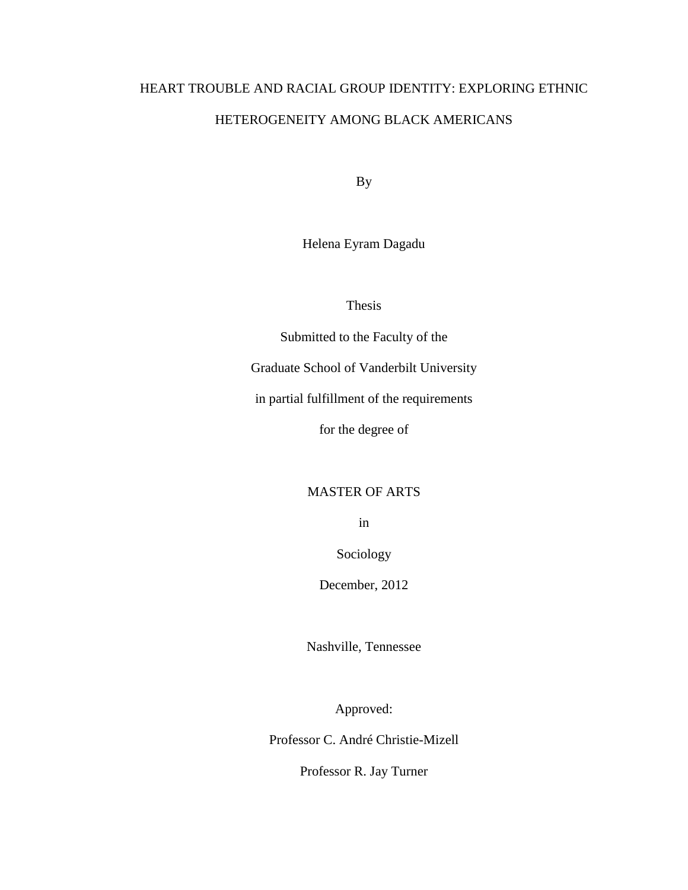# HEART TROUBLE AND RACIAL GROUP IDENTITY: EXPLORING ETHNIC HETEROGENEITY AMONG BLACK AMERICANS

By

Helena Eyram Dagadu

Thesis

Submitted to the Faculty of the

Graduate School of Vanderbilt University

in partial fulfillment of the requirements

for the degree of

MASTER OF ARTS

in

Sociology

December, 2012

Nashville, Tennessee

Approved:

Professor C. André Christie-Mizell

Professor R. Jay Turner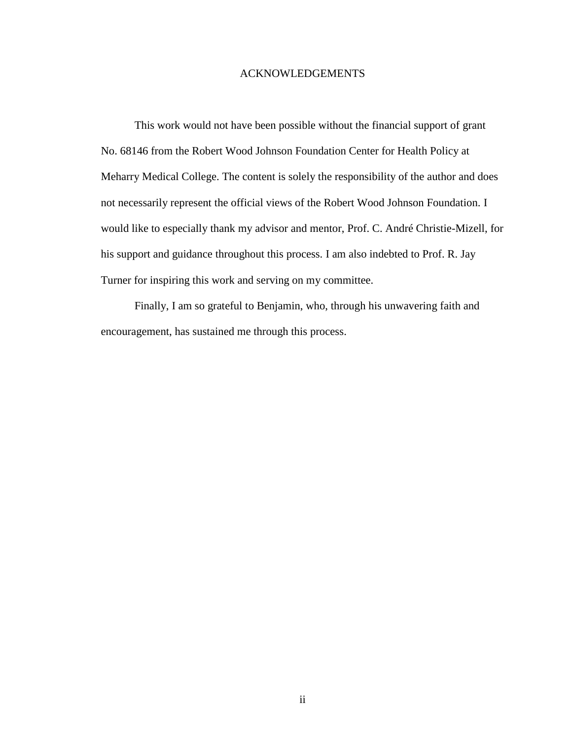# ACKNOWLEDGEMENTS

This work would not have been possible without the financial support of grant No. 68146 from the Robert Wood Johnson Foundation Center for Health Policy at Meharry Medical College. The content is solely the responsibility of the author and does not necessarily represent the official views of the Robert Wood Johnson Foundation. I would like to especially thank my advisor and mentor, Prof. C. André Christie-Mizell, for his support and guidance throughout this process. I am also indebted to Prof. R. Jay Turner for inspiring this work and serving on my committee.

Finally, I am so grateful to Benjamin, who, through his unwavering faith and encouragement, has sustained me through this process.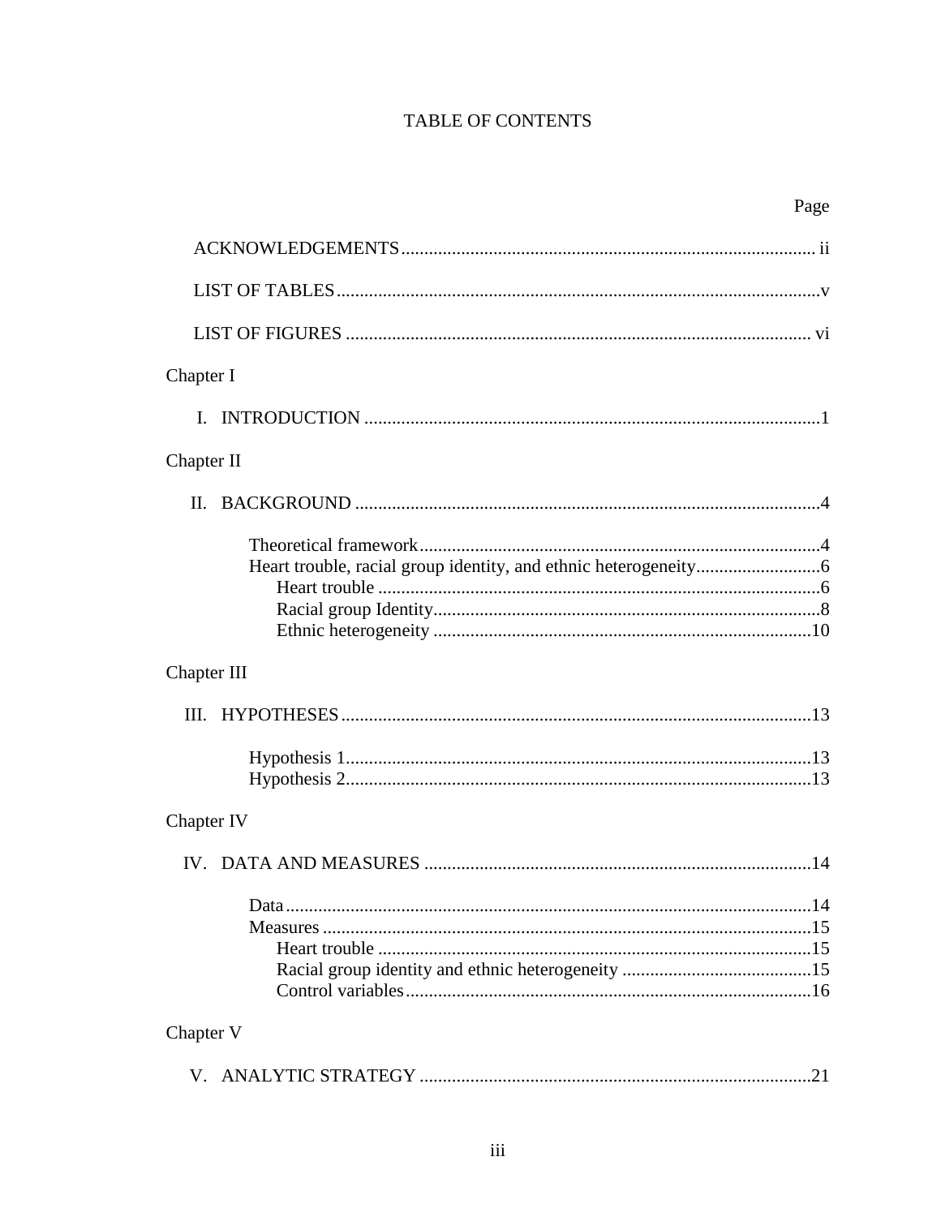# TABLE OF CONTENTS

| | Page |
|---|---|
| ACKNOWLEDGEMENTS | ii |
| LIST OF TABLES | v |
| LIST OF FIGURES | vi |
| **Chapter I** | |
| I. INTRODUCTION | 1 |
| **Chapter II** | |
| II. BACKGROUND | 4 |
| Theoretical framework | 4 |
| Heart trouble, racial group identity, and ethnic heterogeneity | 6 |
| Heart trouble | 6 |
| Racial group Identity | 8 |
| Ethnic heterogeneity | 10 |
| **Chapter III** | |
| III. HYPOTHESES | 13 |
| Hypothesis 1 | 13 |
| Hypothesis 2 | 13 |
| **Chapter IV** | |
| IV. DATA AND MEASURES | 14 |
| Data | 14 |
| Measures | 15 |
| Heart trouble | 15 |
| Racial group identity and ethnic heterogeneity | 15 |
| Control variables | 16 |
| **Chapter V** | |
| V. ANALYTIC STRATEGY | 21 |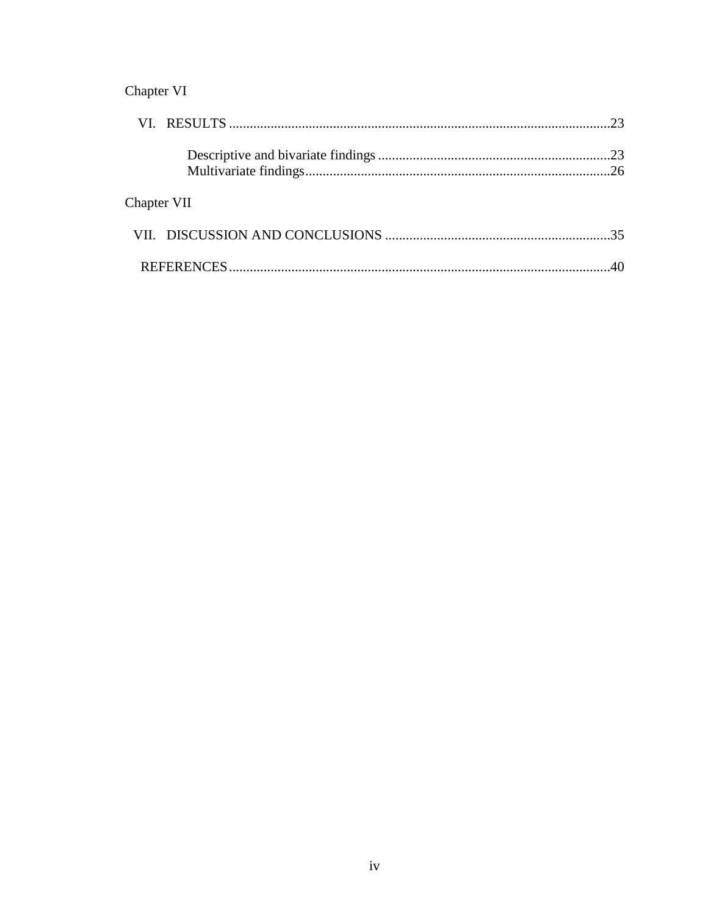Chapter VI

VI. RESULTS ....................................................................................................23

Descriptive and bivariate findings ...................................................................23
Multivariate findings........................................................................................26

Chapter VII

VII. DISCUSSION AND CONCLUSIONS .................................................................35

REFERENCES..............................................................................................................40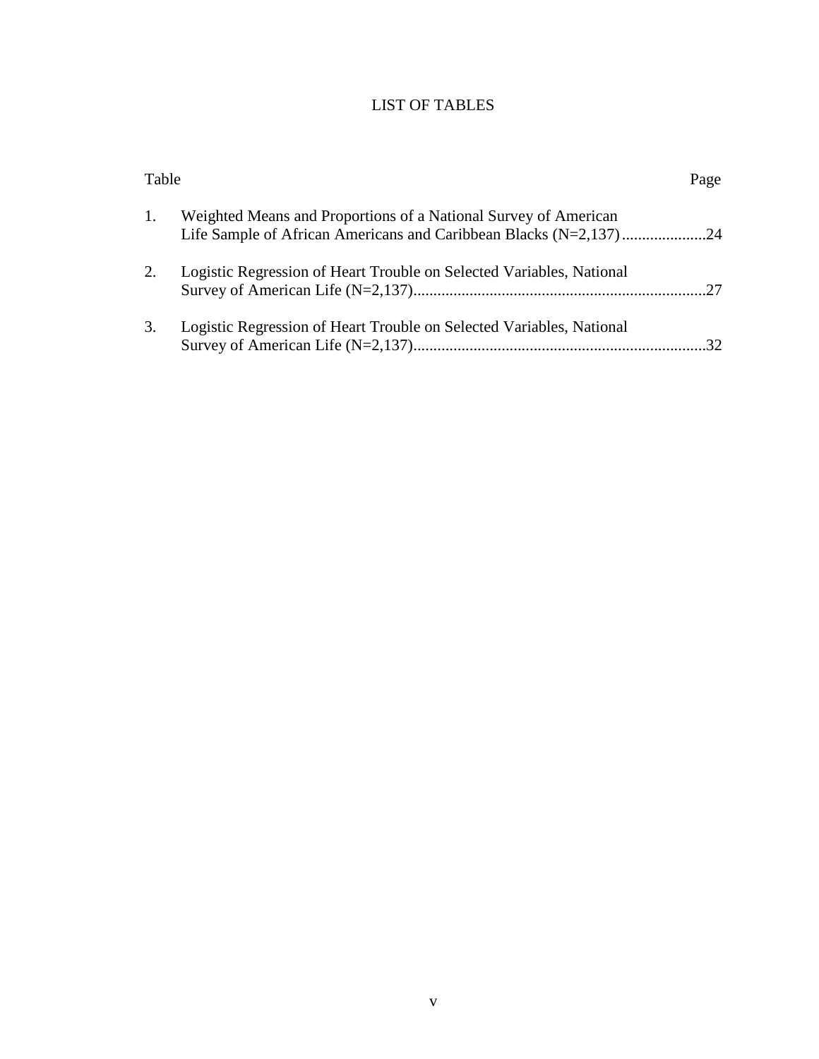# LIST OF TABLES

| Table | | Page |
|---|---|---|
| 1. | Weighted Means and Proportions of a National Survey of American Life Sample of African Americans and Caribbean Blacks (N=2,137) | 24 |
| 2. | Logistic Regression of Heart Trouble on Selected Variables, National Survey of American Life (N=2,137) | 27 |
| 3. | Logistic Regression of Heart Trouble on Selected Variables, National Survey of American Life (N=2,137) | 32 |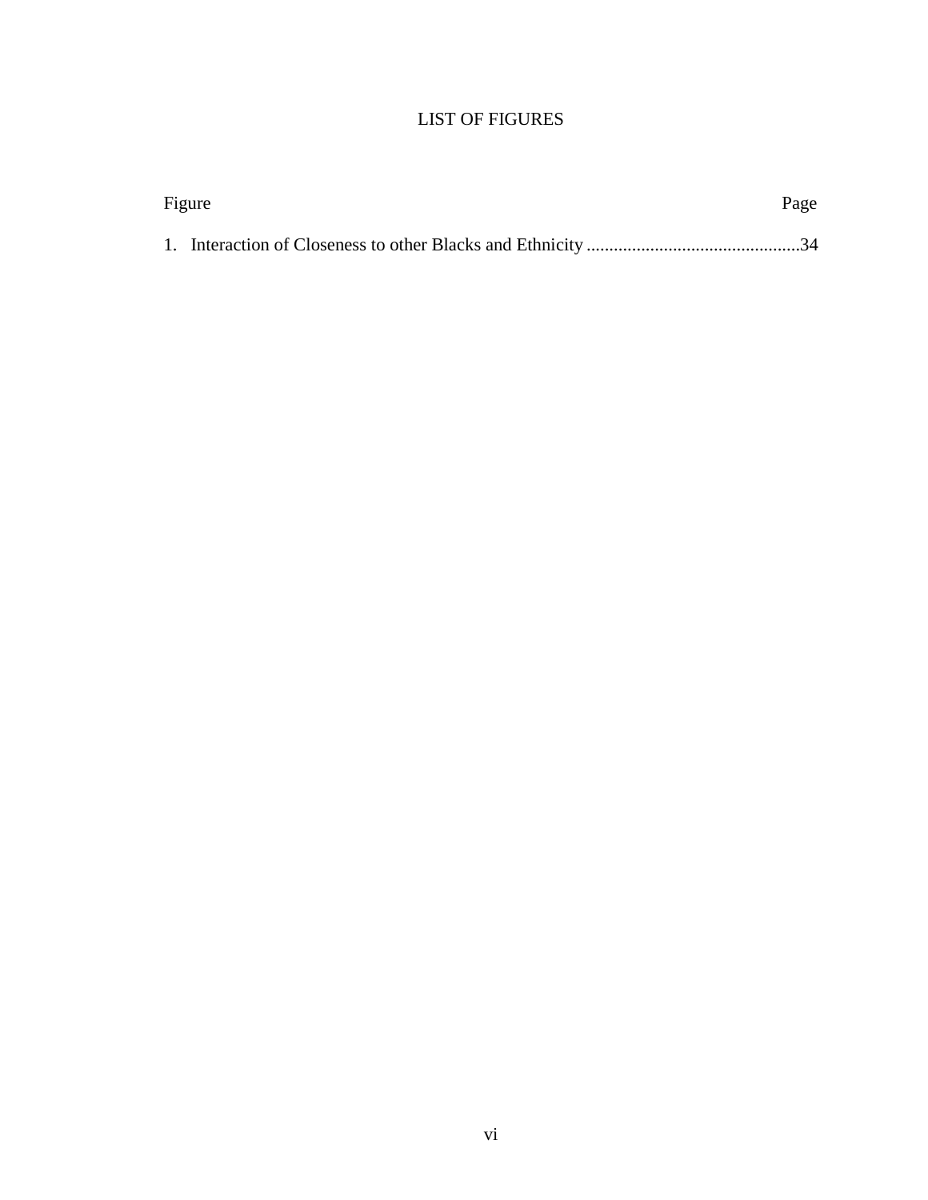# LIST OF FIGURES

| Figure | Page |
|---|---|
| 1. Interaction of Closeness to other Blacks and Ethnicity | 34 |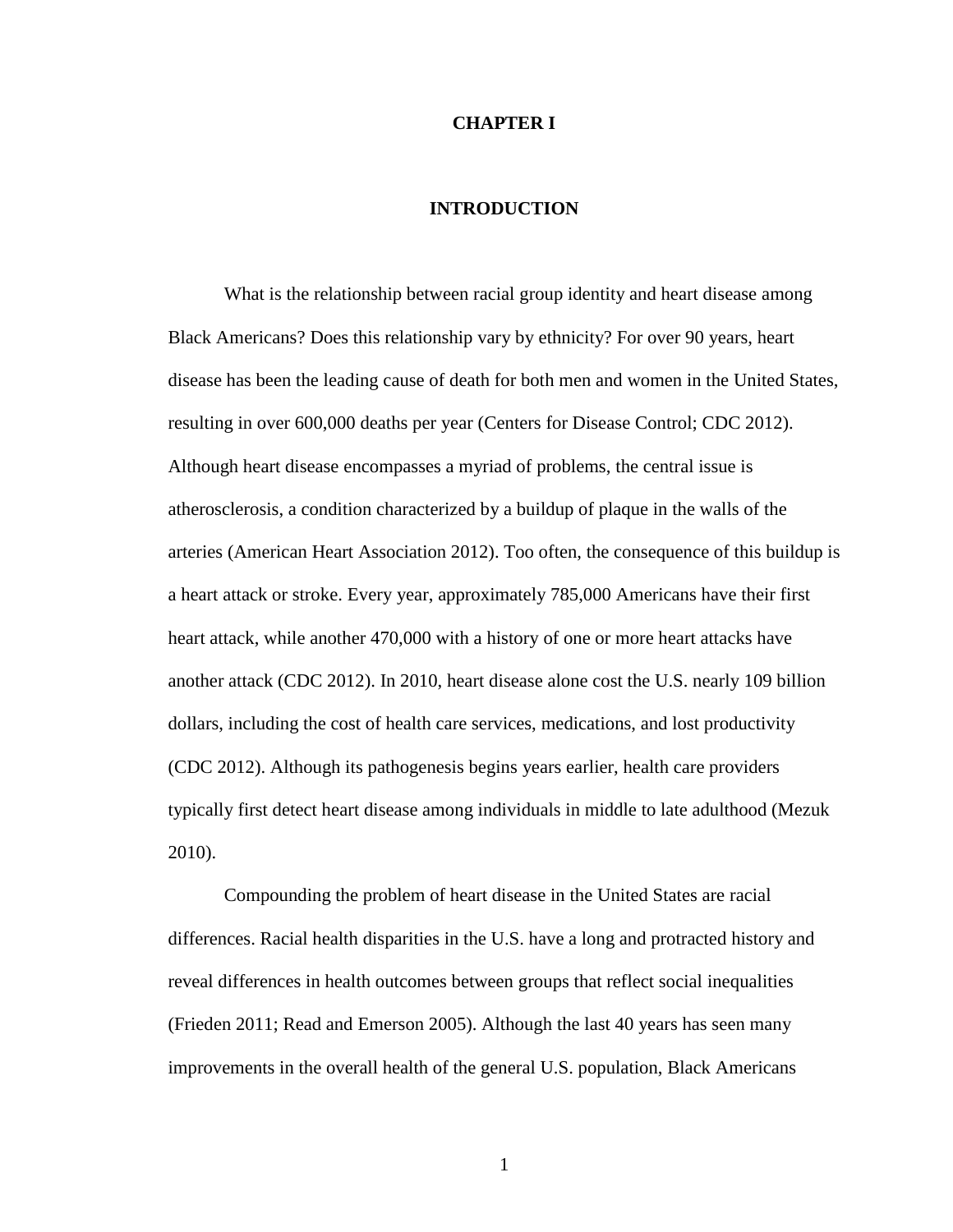# CHAPTER I

## INTRODUCTION

What is the relationship between racial group identity and heart disease among Black Americans? Does this relationship vary by ethnicity? For over 90 years, heart disease has been the leading cause of death for both men and women in the United States, resulting in over 600,000 deaths per year (Centers for Disease Control; CDC 2012). Although heart disease encompasses a myriad of problems, the central issue is atherosclerosis, a condition characterized by a buildup of plaque in the walls of the arteries (American Heart Association 2012). Too often, the consequence of this buildup is a heart attack or stroke. Every year, approximately 785,000 Americans have their first heart attack, while another 470,000 with a history of one or more heart attacks have another attack (CDC 2012). In 2010, heart disease alone cost the U.S. nearly 109 billion dollars, including the cost of health care services, medications, and lost productivity (CDC 2012). Although its pathogenesis begins years earlier, health care providers typically first detect heart disease among individuals in middle to late adulthood (Mezuk 2010).

Compounding the problem of heart disease in the United States are racial differences. Racial health disparities in the U.S. have a long and protracted history and reveal differences in health outcomes between groups that reflect social inequalities (Frieden 2011; Read and Emerson 2005). Although the last 40 years has seen many improvements in the overall health of the general U.S. population, Black Americans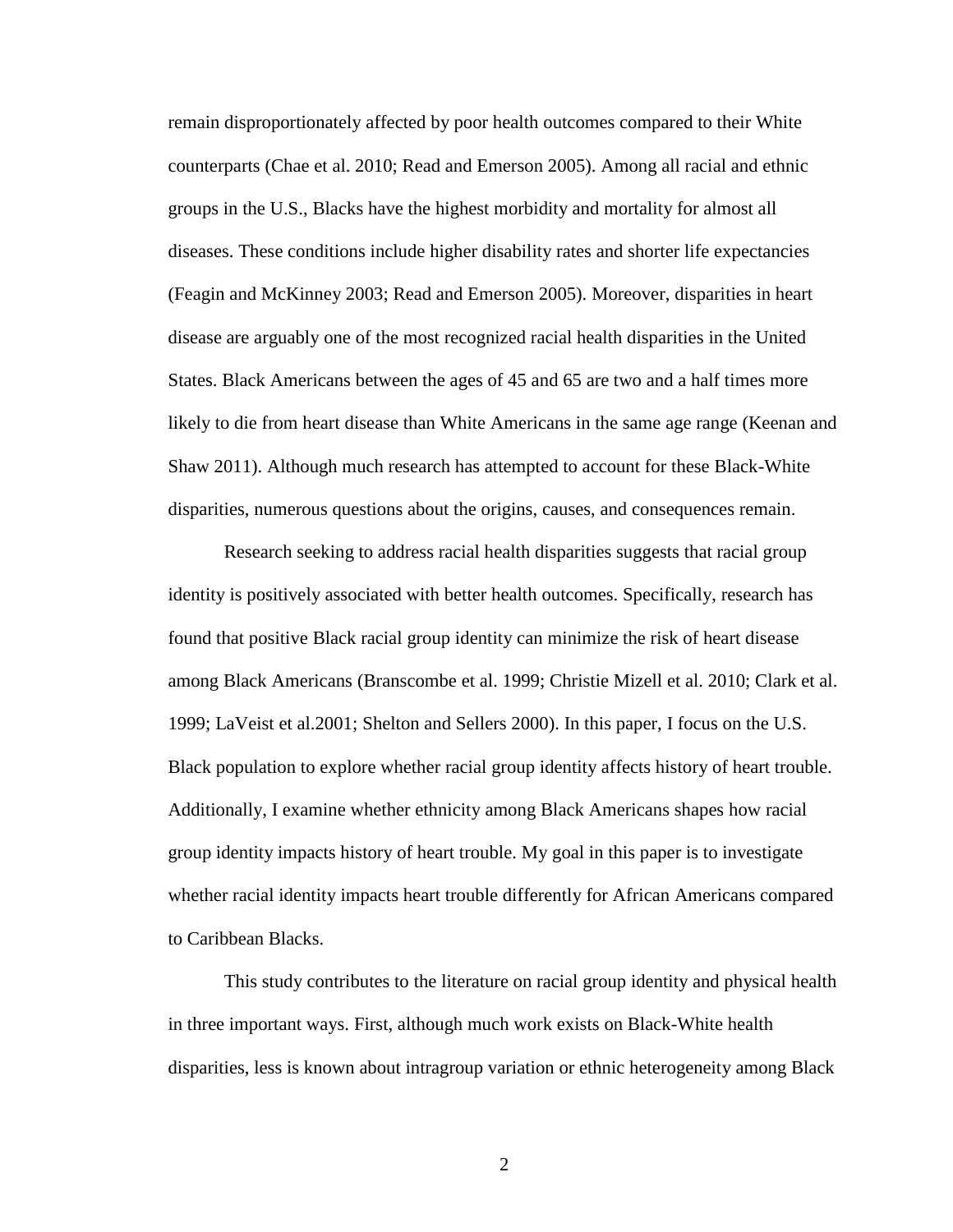remain disproportionately affected by poor health outcomes compared to their White counterparts (Chae et al. 2010; Read and Emerson 2005). Among all racial and ethnic groups in the U.S., Blacks have the highest morbidity and mortality for almost all diseases. These conditions include higher disability rates and shorter life expectancies (Feagin and McKinney 2003; Read and Emerson 2005). Moreover, disparities in heart disease are arguably one of the most recognized racial health disparities in the United States. Black Americans between the ages of 45 and 65 are two and a half times more likely to die from heart disease than White Americans in the same age range (Keenan and Shaw 2011). Although much research has attempted to account for these Black-White disparities, numerous questions about the origins, causes, and consequences remain.

Research seeking to address racial health disparities suggests that racial group identity is positively associated with better health outcomes. Specifically, research has found that positive Black racial group identity can minimize the risk of heart disease among Black Americans (Branscombe et al. 1999; Christie Mizell et al. 2010; Clark et al. 1999; LaVeist et al.2001; Shelton and Sellers 2000). In this paper, I focus on the U.S. Black population to explore whether racial group identity affects history of heart trouble. Additionally, I examine whether ethnicity among Black Americans shapes how racial group identity impacts history of heart trouble. My goal in this paper is to investigate whether racial identity impacts heart trouble differently for African Americans compared to Caribbean Blacks.

This study contributes to the literature on racial group identity and physical health in three important ways. First, although much work exists on Black-White health disparities, less is known about intragroup variation or ethnic heterogeneity among Black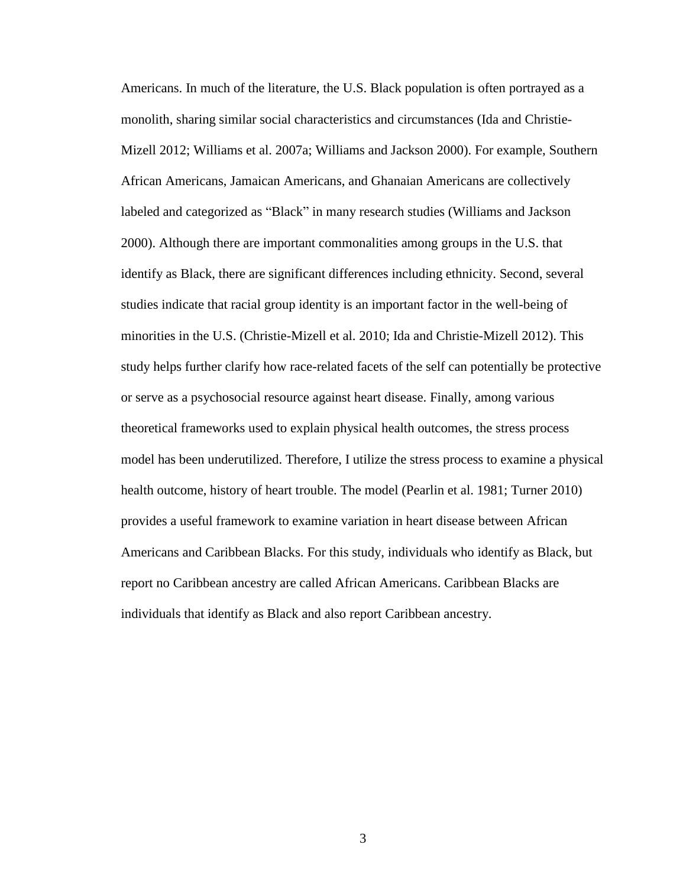Americans. In much of the literature, the U.S. Black population is often portrayed as a monolith, sharing similar social characteristics and circumstances (Ida and Christie-Mizell 2012; Williams et al. 2007a; Williams and Jackson 2000). For example, Southern African Americans, Jamaican Americans, and Ghanaian Americans are collectively labeled and categorized as "Black" in many research studies (Williams and Jackson 2000). Although there are important commonalities among groups in the U.S. that identify as Black, there are significant differences including ethnicity. Second, several studies indicate that racial group identity is an important factor in the well-being of minorities in the U.S. (Christie-Mizell et al. 2010; Ida and Christie-Mizell 2012). This study helps further clarify how race-related facets of the self can potentially be protective or serve as a psychosocial resource against heart disease. Finally, among various theoretical frameworks used to explain physical health outcomes, the stress process model has been underutilized. Therefore, I utilize the stress process to examine a physical health outcome, history of heart trouble. The model (Pearlin et al. 1981; Turner 2010) provides a useful framework to examine variation in heart disease between African Americans and Caribbean Blacks. For this study, individuals who identify as Black, but report no Caribbean ancestry are called African Americans. Caribbean Blacks are individuals that identify as Black and also report Caribbean ancestry.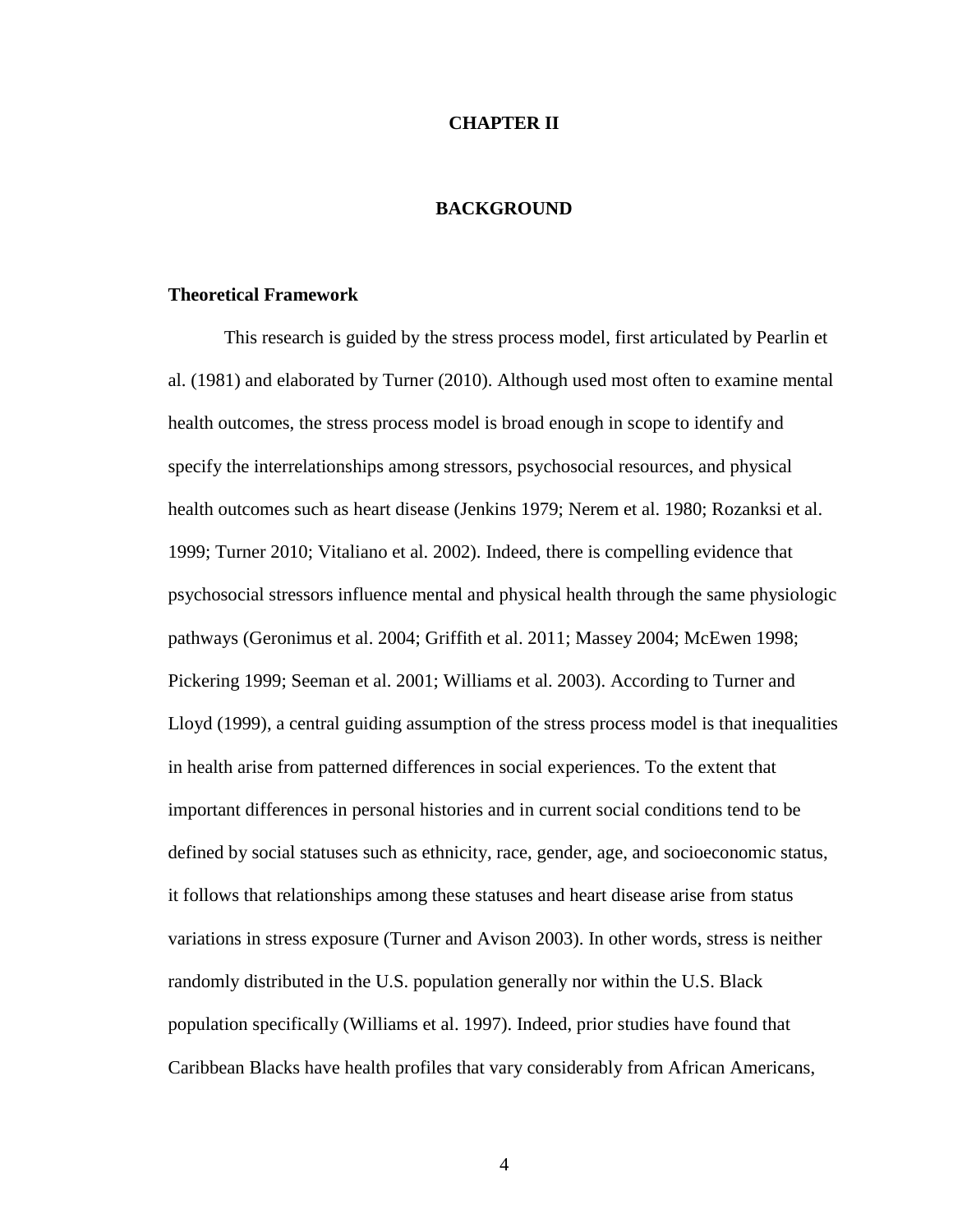# CHAPTER II

# BACKGROUND

## Theoretical Framework

This research is guided by the stress process model, first articulated by Pearlin et al. (1981) and elaborated by Turner (2010). Although used most often to examine mental health outcomes, the stress process model is broad enough in scope to identify and specify the interrelationships among stressors, psychosocial resources, and physical health outcomes such as heart disease (Jenkins 1979; Nerem et al. 1980; Rozanksi et al. 1999; Turner 2010; Vitaliano et al. 2002). Indeed, there is compelling evidence that psychosocial stressors influence mental and physical health through the same physiologic pathways (Geronimus et al. 2004; Griffith et al. 2011; Massey 2004; McEwen 1998; Pickering 1999; Seeman et al. 2001; Williams et al. 2003). According to Turner and Lloyd (1999), a central guiding assumption of the stress process model is that inequalities in health arise from patterned differences in social experiences. To the extent that important differences in personal histories and in current social conditions tend to be defined by social statuses such as ethnicity, race, gender, age, and socioeconomic status, it follows that relationships among these statuses and heart disease arise from status variations in stress exposure (Turner and Avison 2003). In other words, stress is neither randomly distributed in the U.S. population generally nor within the U.S. Black population specifically (Williams et al. 1997). Indeed, prior studies have found that Caribbean Blacks have health profiles that vary considerably from African Americans,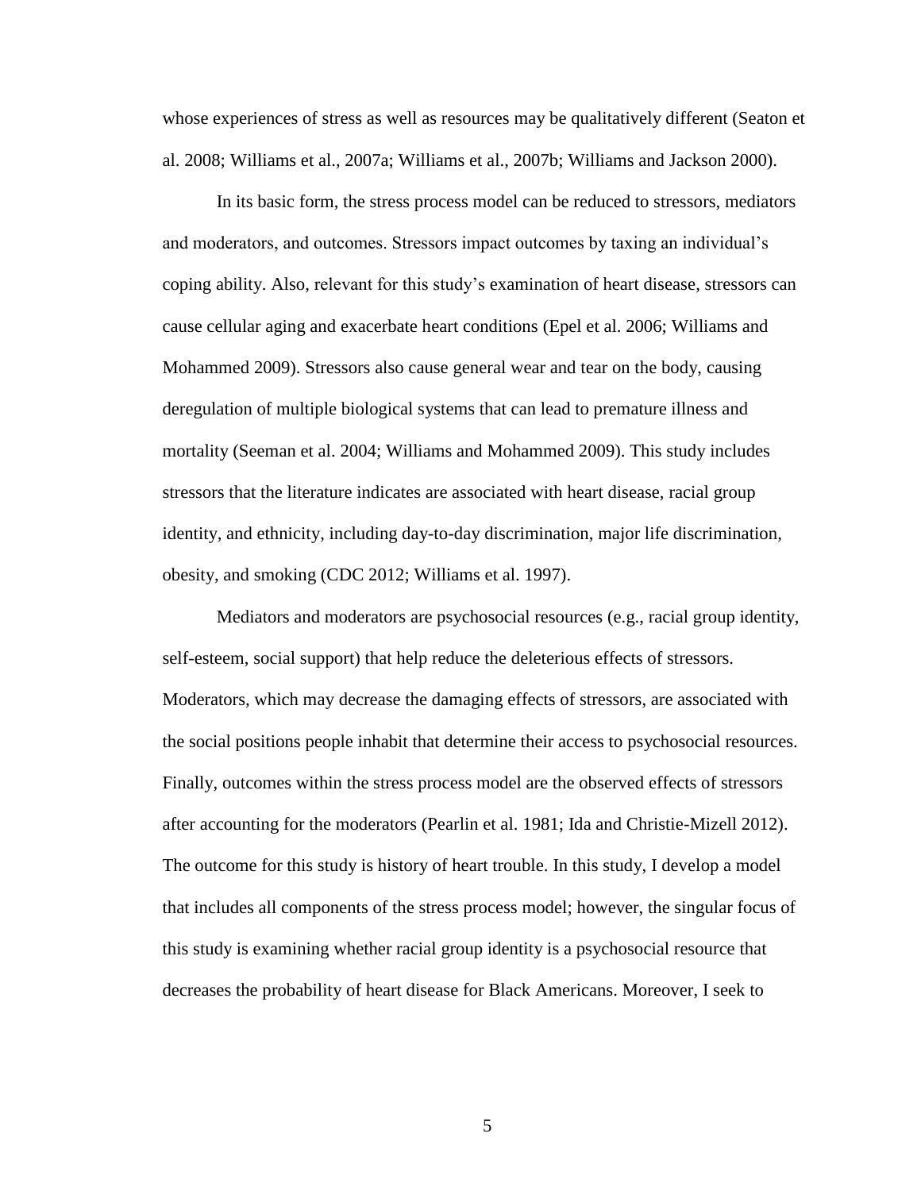whose experiences of stress as well as resources may be qualitatively different (Seaton et al. 2008; Williams et al., 2007a; Williams et al., 2007b; Williams and Jackson 2000).

In its basic form, the stress process model can be reduced to stressors, mediators and moderators, and outcomes. Stressors impact outcomes by taxing an individual's coping ability. Also, relevant for this study's examination of heart disease, stressors can cause cellular aging and exacerbate heart conditions (Epel et al. 2006; Williams and Mohammed 2009). Stressors also cause general wear and tear on the body, causing deregulation of multiple biological systems that can lead to premature illness and mortality (Seeman et al. 2004; Williams and Mohammed 2009). This study includes stressors that the literature indicates are associated with heart disease, racial group identity, and ethnicity, including day-to-day discrimination, major life discrimination, obesity, and smoking (CDC 2012; Williams et al. 1997).

Mediators and moderators are psychosocial resources (e.g., racial group identity, self-esteem, social support) that help reduce the deleterious effects of stressors. Moderators, which may decrease the damaging effects of stressors, are associated with the social positions people inhabit that determine their access to psychosocial resources. Finally, outcomes within the stress process model are the observed effects of stressors after accounting for the moderators (Pearlin et al. 1981; Ida and Christie-Mizell 2012). The outcome for this study is history of heart trouble. In this study, I develop a model that includes all components of the stress process model; however, the singular focus of this study is examining whether racial group identity is a psychosocial resource that decreases the probability of heart disease for Black Americans. Moreover, I seek to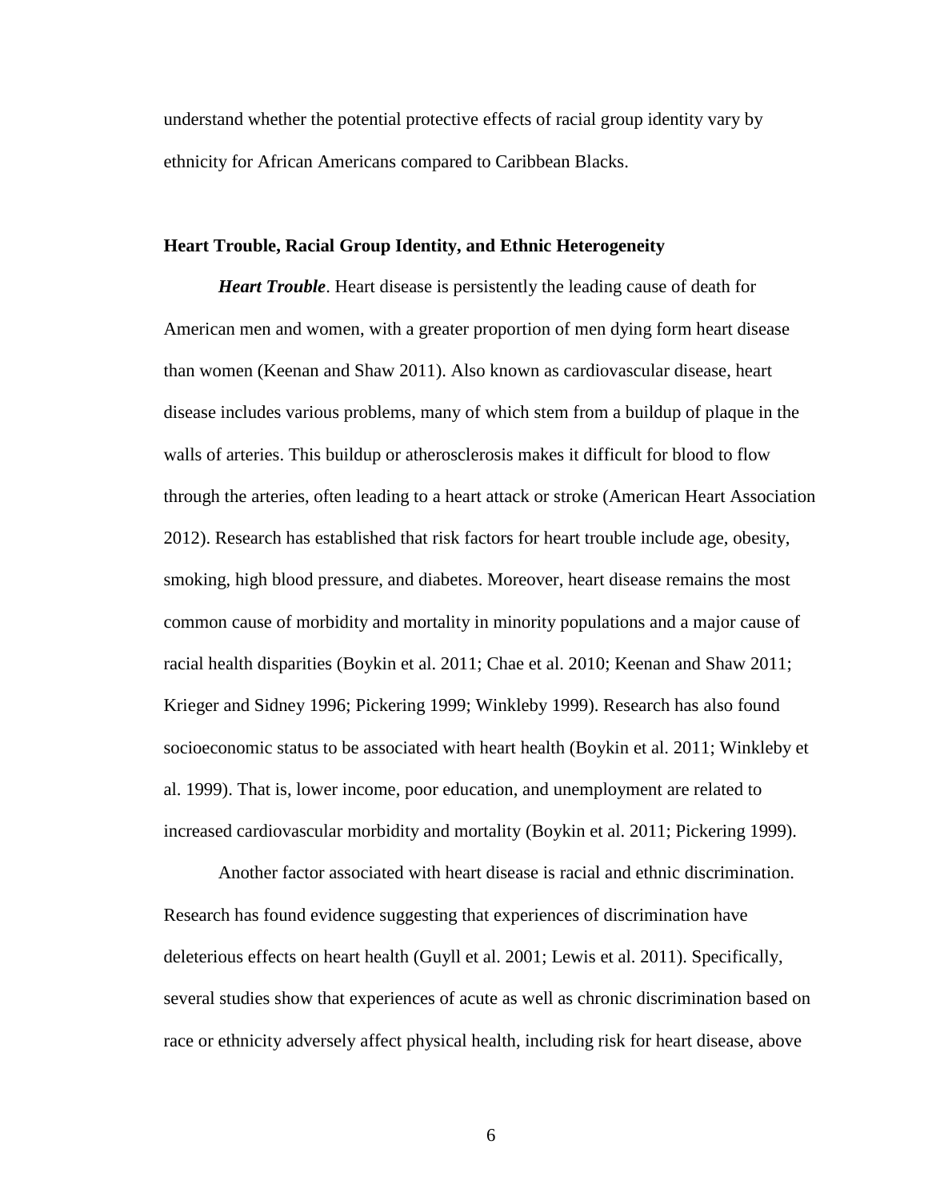understand whether the potential protective effects of racial group identity vary by ethnicity for African Americans compared to Caribbean Blacks.

## Heart Trouble, Racial Group Identity, and Ethnic Heterogeneity

***Heart Trouble***. Heart disease is persistently the leading cause of death for American men and women, with a greater proportion of men dying form heart disease than women (Keenan and Shaw 2011). Also known as cardiovascular disease, heart disease includes various problems, many of which stem from a buildup of plaque in the walls of arteries. This buildup or atherosclerosis makes it difficult for blood to flow through the arteries, often leading to a heart attack or stroke (American Heart Association 2012). Research has established that risk factors for heart trouble include age, obesity, smoking, high blood pressure, and diabetes. Moreover, heart disease remains the most common cause of morbidity and mortality in minority populations and a major cause of racial health disparities (Boykin et al. 2011; Chae et al. 2010; Keenan and Shaw 2011; Krieger and Sidney 1996; Pickering 1999; Winkleby 1999). Research has also found socioeconomic status to be associated with heart health (Boykin et al. 2011; Winkleby et al. 1999). That is, lower income, poor education, and unemployment are related to increased cardiovascular morbidity and mortality (Boykin et al. 2011; Pickering 1999).

Another factor associated with heart disease is racial and ethnic discrimination. Research has found evidence suggesting that experiences of discrimination have deleterious effects on heart health (Guyll et al. 2001; Lewis et al. 2011). Specifically, several studies show that experiences of acute as well as chronic discrimination based on race or ethnicity adversely affect physical health, including risk for heart disease, above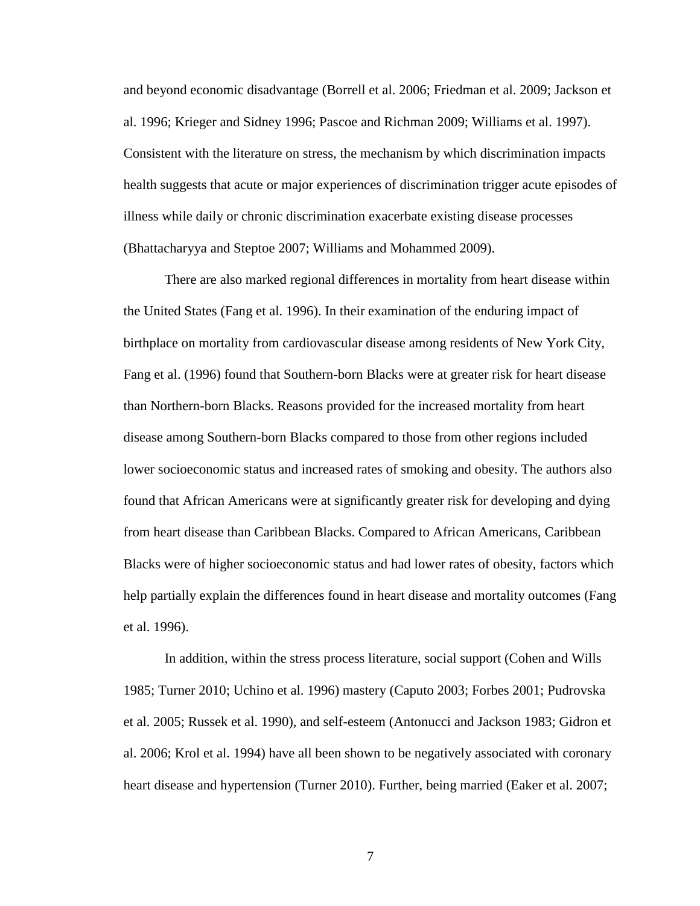and beyond economic disadvantage (Borrell et al. 2006; Friedman et al. 2009; Jackson et al. 1996; Krieger and Sidney 1996; Pascoe and Richman 2009; Williams et al. 1997). Consistent with the literature on stress, the mechanism by which discrimination impacts health suggests that acute or major experiences of discrimination trigger acute episodes of illness while daily or chronic discrimination exacerbate existing disease processes (Bhattacharyya and Steptoe 2007; Williams and Mohammed 2009).

There are also marked regional differences in mortality from heart disease within the United States (Fang et al. 1996). In their examination of the enduring impact of birthplace on mortality from cardiovascular disease among residents of New York City, Fang et al. (1996) found that Southern-born Blacks were at greater risk for heart disease than Northern-born Blacks. Reasons provided for the increased mortality from heart disease among Southern-born Blacks compared to those from other regions included lower socioeconomic status and increased rates of smoking and obesity. The authors also found that African Americans were at significantly greater risk for developing and dying from heart disease than Caribbean Blacks. Compared to African Americans, Caribbean Blacks were of higher socioeconomic status and had lower rates of obesity, factors which help partially explain the differences found in heart disease and mortality outcomes (Fang et al. 1996).

In addition, within the stress process literature, social support (Cohen and Wills 1985; Turner 2010; Uchino et al. 1996) mastery (Caputo 2003; Forbes 2001; Pudrovska et al. 2005; Russek et al. 1990), and self-esteem (Antonucci and Jackson 1983; Gidron et al. 2006; Krol et al. 1994) have all been shown to be negatively associated with coronary heart disease and hypertension (Turner 2010). Further, being married (Eaker et al. 2007;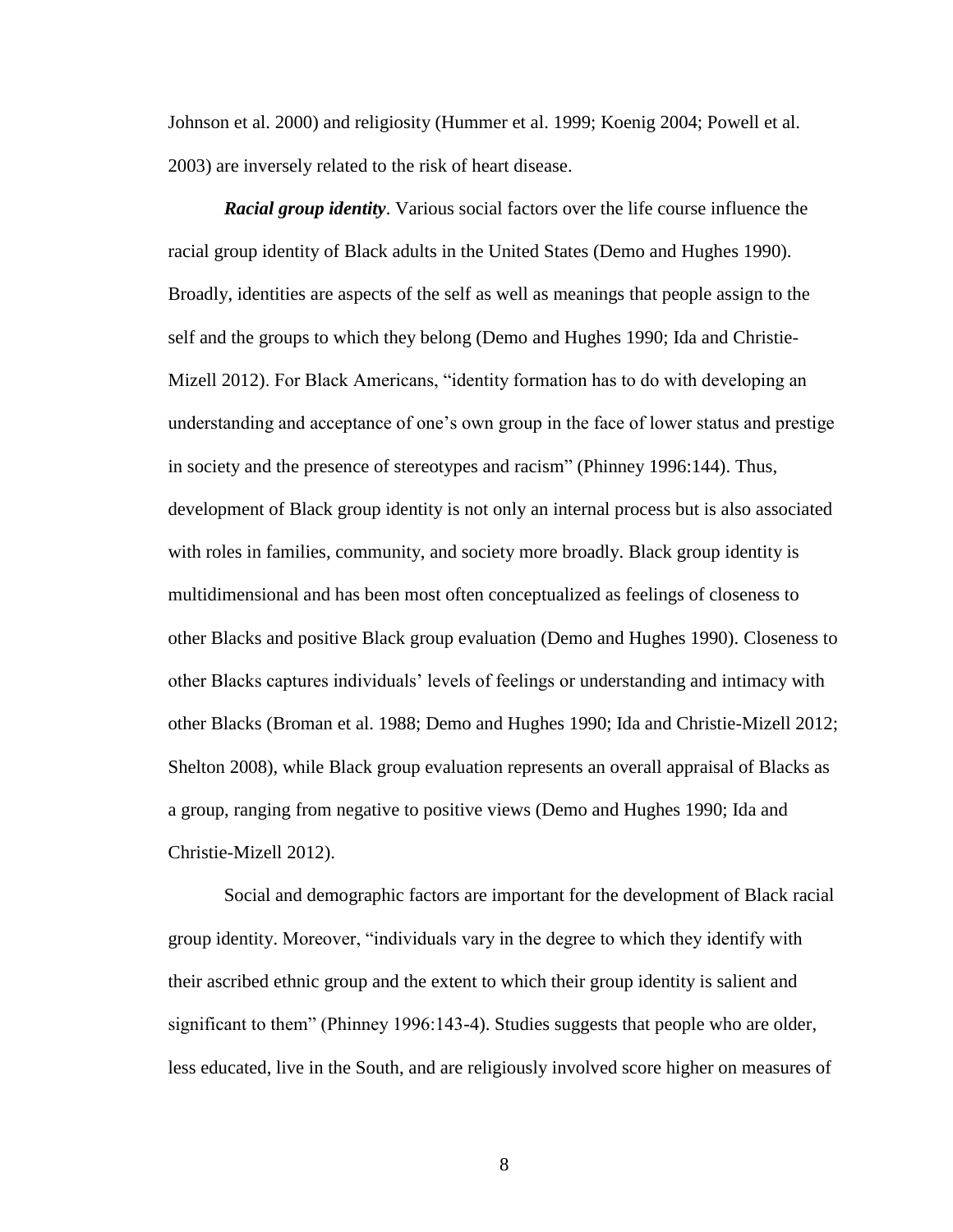Johnson et al. 2000) and religiosity (Hummer et al. 1999; Koenig 2004; Powell et al. 2003) are inversely related to the risk of heart disease.

***Racial group identity***. Various social factors over the life course influence the racial group identity of Black adults in the United States (Demo and Hughes 1990). Broadly, identities are aspects of the self as well as meanings that people assign to the self and the groups to which they belong (Demo and Hughes 1990; Ida and Christie-Mizell 2012). For Black Americans, "identity formation has to do with developing an understanding and acceptance of one's own group in the face of lower status and prestige in society and the presence of stereotypes and racism" (Phinney 1996:144). Thus, development of Black group identity is not only an internal process but is also associated with roles in families, community, and society more broadly. Black group identity is multidimensional and has been most often conceptualized as feelings of closeness to other Blacks and positive Black group evaluation (Demo and Hughes 1990). Closeness to other Blacks captures individuals' levels of feelings or understanding and intimacy with other Blacks (Broman et al. 1988; Demo and Hughes 1990; Ida and Christie-Mizell 2012; Shelton 2008), while Black group evaluation represents an overall appraisal of Blacks as a group, ranging from negative to positive views (Demo and Hughes 1990; Ida and Christie-Mizell 2012).

Social and demographic factors are important for the development of Black racial group identity. Moreover, "individuals vary in the degree to which they identify with their ascribed ethnic group and the extent to which their group identity is salient and significant to them" (Phinney 1996:143-4). Studies suggests that people who are older, less educated, live in the South, and are religiously involved score higher on measures of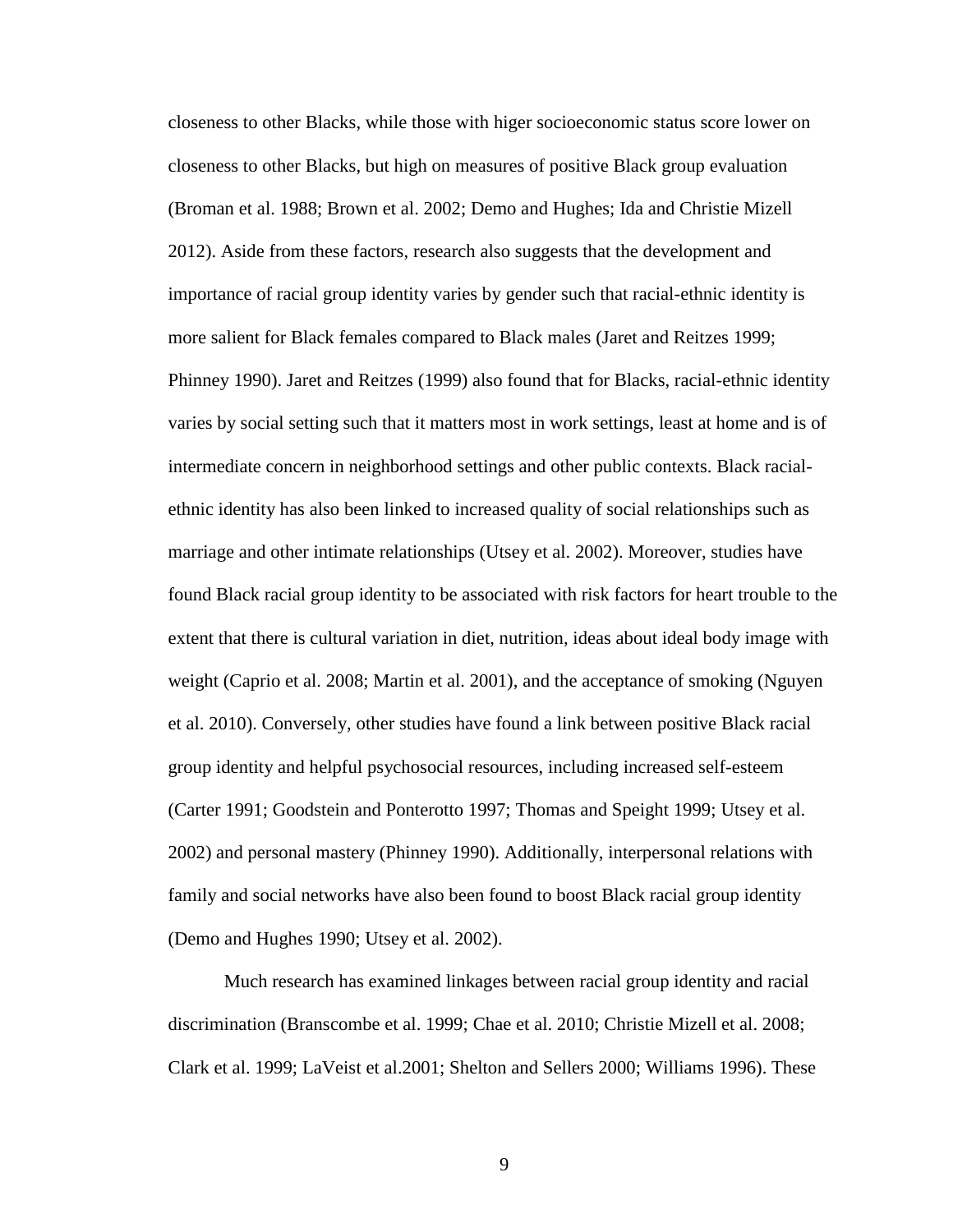closeness to other Blacks, while those with higer socioeconomic status score lower on closeness to other Blacks, but high on measures of positive Black group evaluation (Broman et al. 1988; Brown et al. 2002; Demo and Hughes; Ida and Christie Mizell 2012). Aside from these factors, research also suggests that the development and importance of racial group identity varies by gender such that racial-ethnic identity is more salient for Black females compared to Black males (Jaret and Reitzes 1999; Phinney 1990). Jaret and Reitzes (1999) also found that for Blacks, racial-ethnic identity varies by social setting such that it matters most in work settings, least at home and is of intermediate concern in neighborhood settings and other public contexts. Black racial-ethnic identity has also been linked to increased quality of social relationships such as marriage and other intimate relationships (Utsey et al. 2002). Moreover, studies have found Black racial group identity to be associated with risk factors for heart trouble to the extent that there is cultural variation in diet, nutrition, ideas about ideal body image with weight (Caprio et al. 2008; Martin et al. 2001), and the acceptance of smoking (Nguyen et al. 2010). Conversely, other studies have found a link between positive Black racial group identity and helpful psychosocial resources, including increased self-esteem (Carter 1991; Goodstein and Ponterotto 1997; Thomas and Speight 1999; Utsey et al. 2002) and personal mastery (Phinney 1990). Additionally, interpersonal relations with family and social networks have also been found to boost Black racial group identity (Demo and Hughes 1990; Utsey et al. 2002).

Much research has examined linkages between racial group identity and racial discrimination (Branscombe et al. 1999; Chae et al. 2010; Christie Mizell et al. 2008; Clark et al. 1999; LaVeist et al.2001; Shelton and Sellers 2000; Williams 1996). These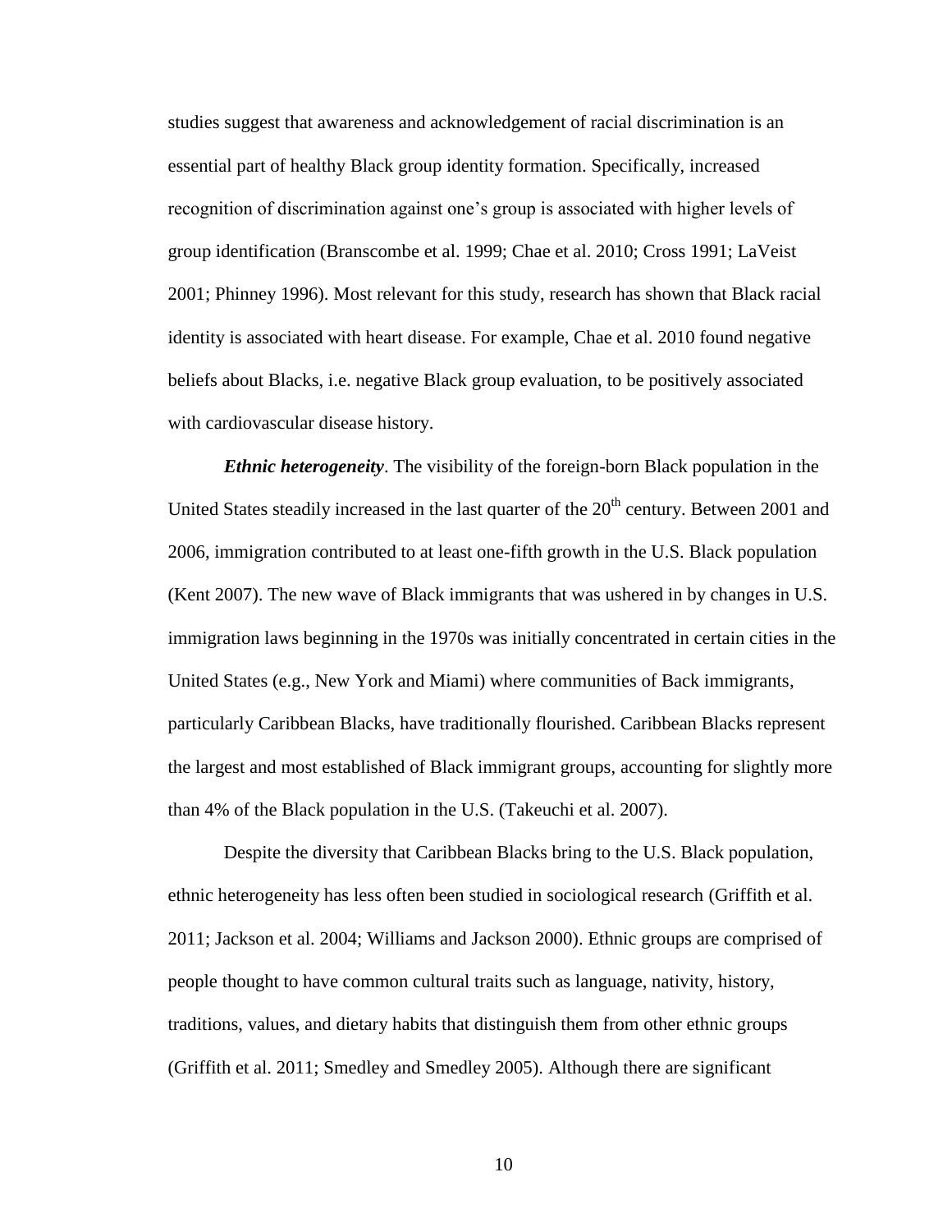studies suggest that awareness and acknowledgement of racial discrimination is an essential part of healthy Black group identity formation. Specifically, increased recognition of discrimination against one's group is associated with higher levels of group identification (Branscombe et al. 1999; Chae et al. 2010; Cross 1991; LaVeist 2001; Phinney 1996). Most relevant for this study, research has shown that Black racial identity is associated with heart disease. For example, Chae et al. 2010 found negative beliefs about Blacks, i.e. negative Black group evaluation, to be positively associated with cardiovascular disease history.

***Ethnic heterogeneity***. The visibility of the foreign-born Black population in the United States steadily increased in the last quarter of the 20th century. Between 2001 and 2006, immigration contributed to at least one-fifth growth in the U.S. Black population (Kent 2007). The new wave of Black immigrants that was ushered in by changes in U.S. immigration laws beginning in the 1970s was initially concentrated in certain cities in the United States (e.g., New York and Miami) where communities of Back immigrants, particularly Caribbean Blacks, have traditionally flourished. Caribbean Blacks represent the largest and most established of Black immigrant groups, accounting for slightly more than 4% of the Black population in the U.S. (Takeuchi et al. 2007).

Despite the diversity that Caribbean Blacks bring to the U.S. Black population, ethnic heterogeneity has less often been studied in sociological research (Griffith et al. 2011; Jackson et al. 2004; Williams and Jackson 2000). Ethnic groups are comprised of people thought to have common cultural traits such as language, nativity, history, traditions, values, and dietary habits that distinguish them from other ethnic groups (Griffith et al. 2011; Smedley and Smedley 2005). Although there are significant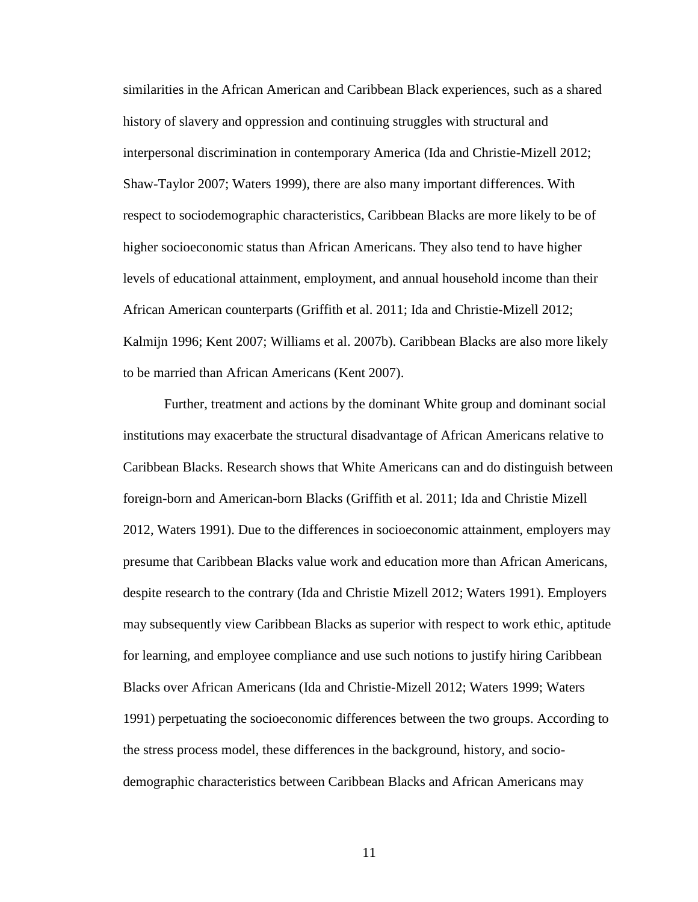similarities in the African American and Caribbean Black experiences, such as a shared history of slavery and oppression and continuing struggles with structural and interpersonal discrimination in contemporary America (Ida and Christie-Mizell 2012; Shaw-Taylor 2007; Waters 1999), there are also many important differences. With respect to sociodemographic characteristics, Caribbean Blacks are more likely to be of higher socioeconomic status than African Americans. They also tend to have higher levels of educational attainment, employment, and annual household income than their African American counterparts (Griffith et al. 2011; Ida and Christie-Mizell 2012; Kalmijn 1996; Kent 2007; Williams et al. 2007b). Caribbean Blacks are also more likely to be married than African Americans (Kent 2007).

Further, treatment and actions by the dominant White group and dominant social institutions may exacerbate the structural disadvantage of African Americans relative to Caribbean Blacks. Research shows that White Americans can and do distinguish between foreign-born and American-born Blacks (Griffith et al. 2011; Ida and Christie Mizell 2012, Waters 1991). Due to the differences in socioeconomic attainment, employers may presume that Caribbean Blacks value work and education more than African Americans, despite research to the contrary (Ida and Christie Mizell 2012; Waters 1991). Employers may subsequently view Caribbean Blacks as superior with respect to work ethic, aptitude for learning, and employee compliance and use such notions to justify hiring Caribbean Blacks over African Americans (Ida and Christie-Mizell 2012; Waters 1999; Waters 1991) perpetuating the socioeconomic differences between the two groups. According to the stress process model, these differences in the background, history, and socio-demographic characteristics between Caribbean Blacks and African Americans may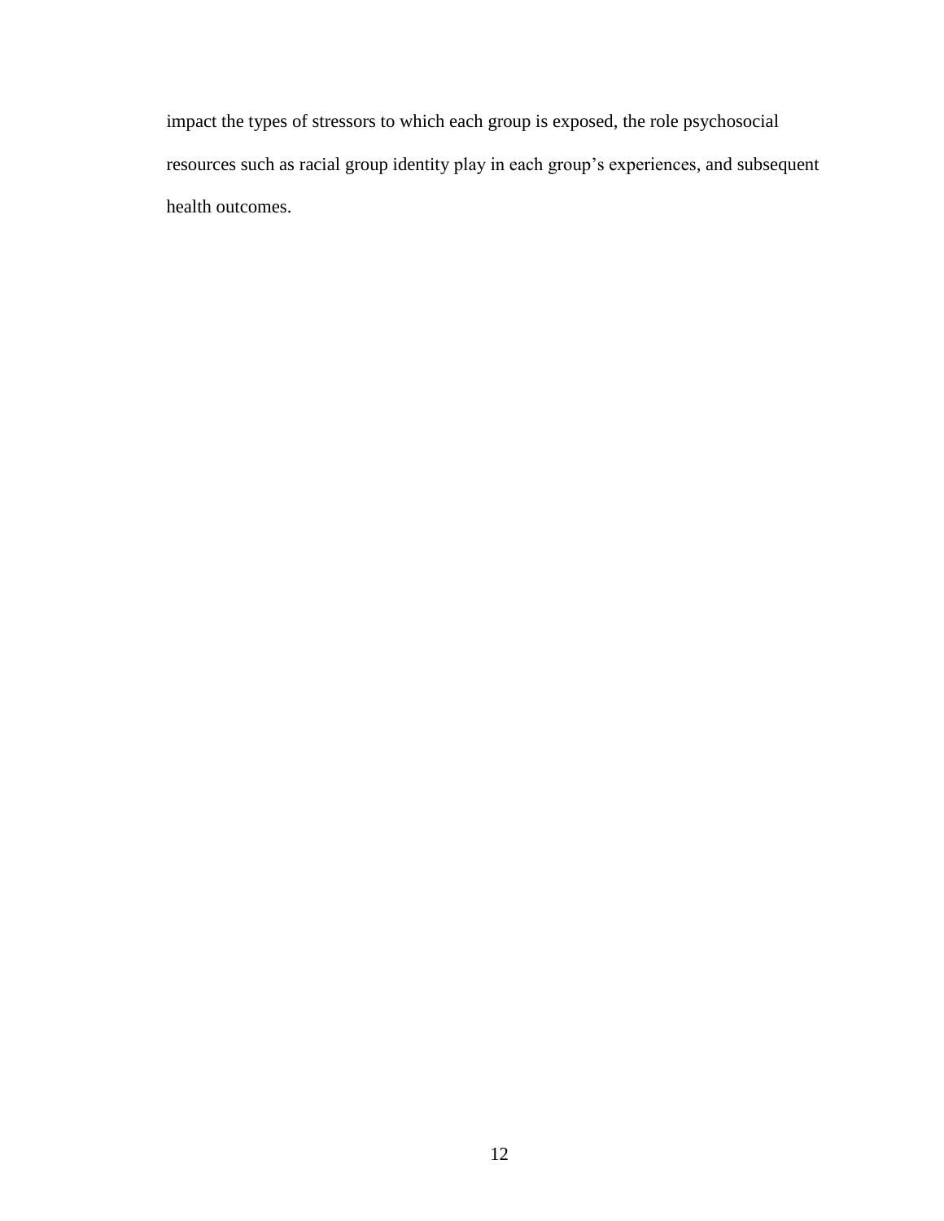impact the types of stressors to which each group is exposed, the role psychosocial resources such as racial group identity play in each group's experiences, and subsequent health outcomes.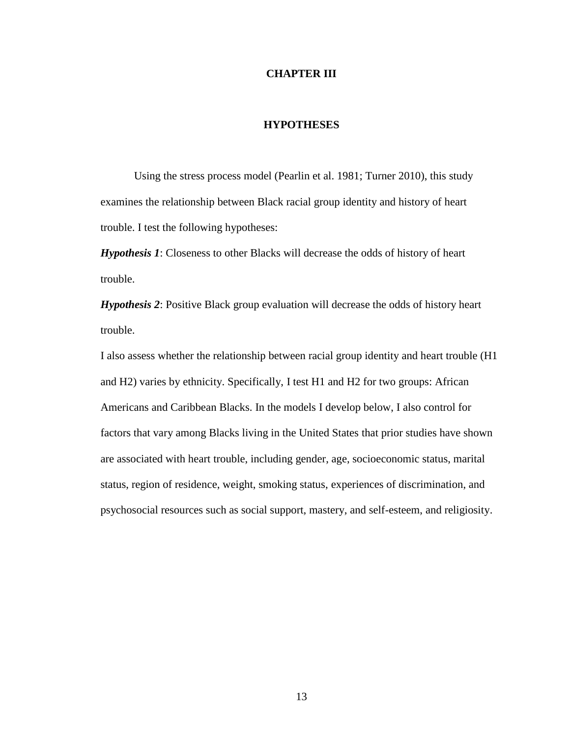# CHAPTER III

## HYPOTHESES

Using the stress process model (Pearlin et al. 1981; Turner 2010), this study examines the relationship between Black racial group identity and history of heart trouble. I test the following hypotheses:

***Hypothesis 1***: Closeness to other Blacks will decrease the odds of history of heart trouble.

***Hypothesis 2***: Positive Black group evaluation will decrease the odds of history heart trouble.

I also assess whether the relationship between racial group identity and heart trouble (H1 and H2) varies by ethnicity. Specifically, I test H1 and H2 for two groups: African Americans and Caribbean Blacks. In the models I develop below, I also control for factors that vary among Blacks living in the United States that prior studies have shown are associated with heart trouble, including gender, age, socioeconomic status, marital status, region of residence, weight, smoking status, experiences of discrimination, and psychosocial resources such as social support, mastery, and self-esteem, and religiosity.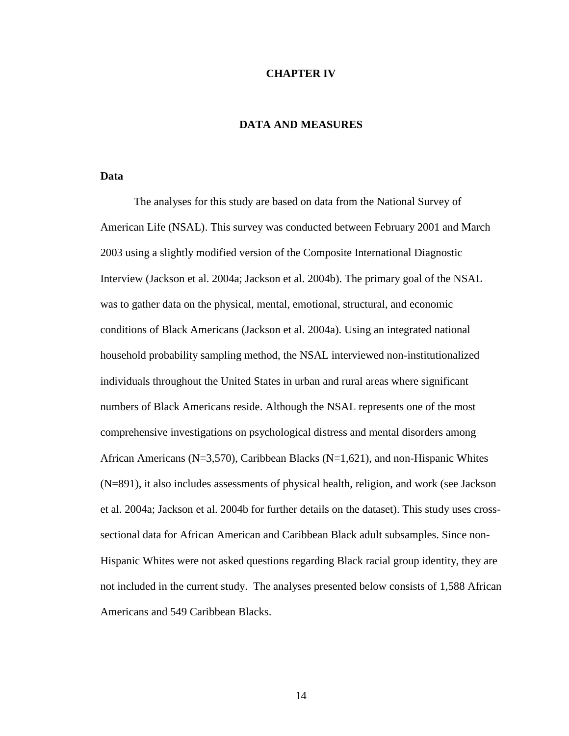# CHAPTER IV

## DATA AND MEASURES

### Data

The analyses for this study are based on data from the National Survey of American Life (NSAL). This survey was conducted between February 2001 and March 2003 using a slightly modified version of the Composite International Diagnostic Interview (Jackson et al. 2004a; Jackson et al. 2004b). The primary goal of the NSAL was to gather data on the physical, mental, emotional, structural, and economic conditions of Black Americans (Jackson et al. 2004a). Using an integrated national household probability sampling method, the NSAL interviewed non-institutionalized individuals throughout the United States in urban and rural areas where significant numbers of Black Americans reside. Although the NSAL represents one of the most comprehensive investigations on psychological distress and mental disorders among African Americans (N=3,570), Caribbean Blacks (N=1,621), and non-Hispanic Whites (N=891), it also includes assessments of physical health, religion, and work (see Jackson et al. 2004a; Jackson et al. 2004b for further details on the dataset). This study uses cross-sectional data for African American and Caribbean Black adult subsamples. Since non-Hispanic Whites were not asked questions regarding Black racial group identity, they are not included in the current study. The analyses presented below consists of 1,588 African Americans and 549 Caribbean Blacks.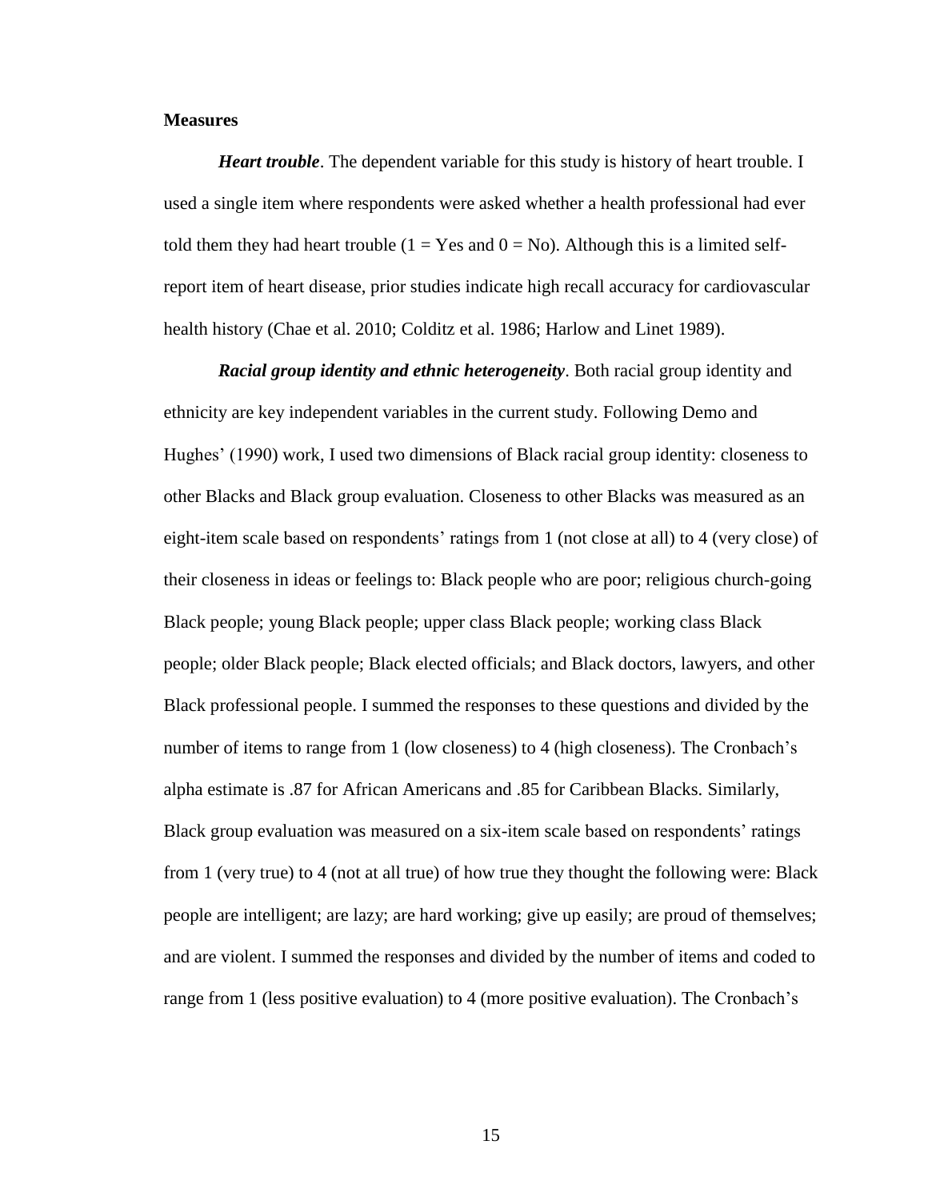**Measures**

***Heart trouble***. The dependent variable for this study is history of heart trouble. I used a single item where respondents were asked whether a health professional had ever told them they had heart trouble (1 = Yes and 0 = No). Although this is a limited self-report item of heart disease, prior studies indicate high recall accuracy for cardiovascular health history (Chae et al. 2010; Colditz et al. 1986; Harlow and Linet 1989).

***Racial group identity and ethnic heterogeneity***. Both racial group identity and ethnicity are key independent variables in the current study. Following Demo and Hughes' (1990) work, I used two dimensions of Black racial group identity: closeness to other Blacks and Black group evaluation. Closeness to other Blacks was measured as an eight-item scale based on respondents' ratings from 1 (not close at all) to 4 (very close) of their closeness in ideas or feelings to: Black people who are poor; religious church-going Black people; young Black people; upper class Black people; working class Black people; older Black people; Black elected officials; and Black doctors, lawyers, and other Black professional people. I summed the responses to these questions and divided by the number of items to range from 1 (low closeness) to 4 (high closeness). The Cronbach's alpha estimate is .87 for African Americans and .85 for Caribbean Blacks. Similarly, Black group evaluation was measured on a six-item scale based on respondents' ratings from 1 (very true) to 4 (not at all true) of how true they thought the following were: Black people are intelligent; are lazy; are hard working; give up easily; are proud of themselves; and are violent. I summed the responses and divided by the number of items and coded to range from 1 (less positive evaluation) to 4 (more positive evaluation). The Cronbach's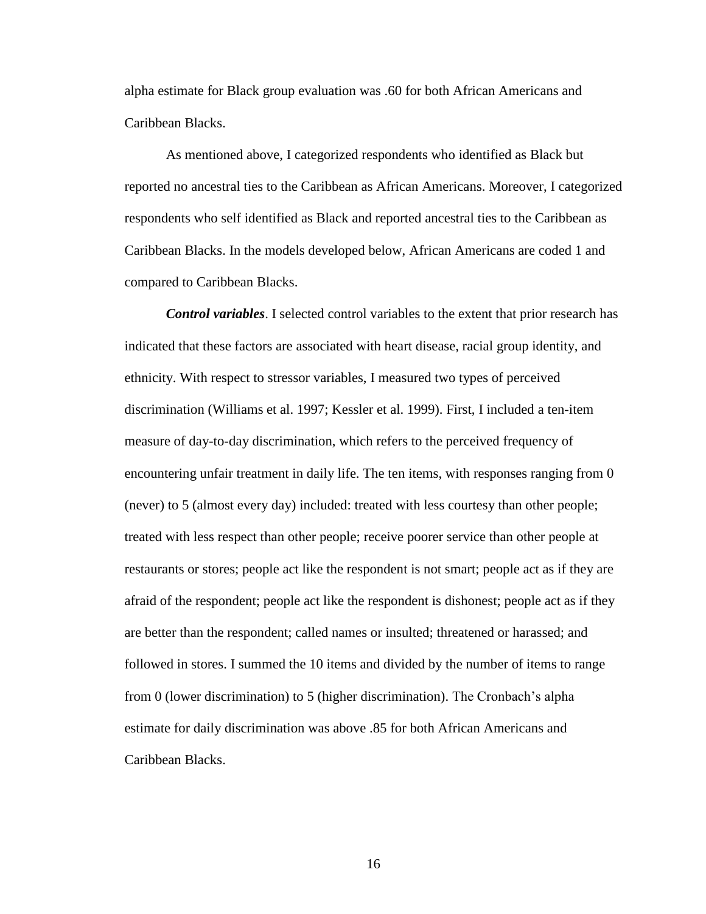alpha estimate for Black group evaluation was .60 for both African Americans and Caribbean Blacks.

As mentioned above, I categorized respondents who identified as Black but reported no ancestral ties to the Caribbean as African Americans. Moreover, I categorized respondents who self identified as Black and reported ancestral ties to the Caribbean as Caribbean Blacks. In the models developed below, African Americans are coded 1 and compared to Caribbean Blacks.

***Control variables***. I selected control variables to the extent that prior research has indicated that these factors are associated with heart disease, racial group identity, and ethnicity. With respect to stressor variables, I measured two types of perceived discrimination (Williams et al. 1997; Kessler et al. 1999). First, I included a ten-item measure of day-to-day discrimination, which refers to the perceived frequency of encountering unfair treatment in daily life. The ten items, with responses ranging from 0 (never) to 5 (almost every day) included: treated with less courtesy than other people; treated with less respect than other people; receive poorer service than other people at restaurants or stores; people act like the respondent is not smart; people act as if they are afraid of the respondent; people act like the respondent is dishonest; people act as if they are better than the respondent; called names or insulted; threatened or harassed; and followed in stores. I summed the 10 items and divided by the number of items to range from 0 (lower discrimination) to 5 (higher discrimination). The Cronbach's alpha estimate for daily discrimination was above .85 for both African Americans and Caribbean Blacks.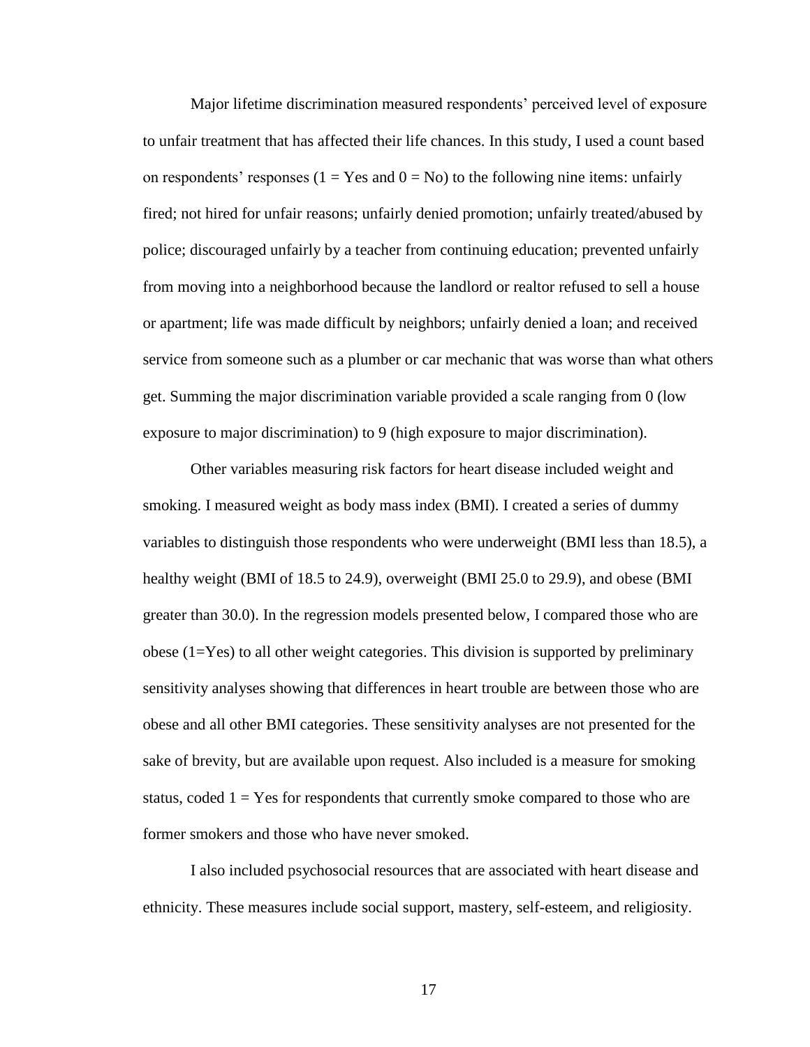Major lifetime discrimination measured respondents' perceived level of exposure to unfair treatment that has affected their life chances. In this study, I used a count based on respondents' responses (1 = Yes and 0 = No) to the following nine items: unfairly fired; not hired for unfair reasons; unfairly denied promotion; unfairly treated/abused by police; discouraged unfairly by a teacher from continuing education; prevented unfairly from moving into a neighborhood because the landlord or realtor refused to sell a house or apartment; life was made difficult by neighbors; unfairly denied a loan; and received service from someone such as a plumber or car mechanic that was worse than what others get. Summing the major discrimination variable provided a scale ranging from 0 (low exposure to major discrimination) to 9 (high exposure to major discrimination).

Other variables measuring risk factors for heart disease included weight and smoking. I measured weight as body mass index (BMI). I created a series of dummy variables to distinguish those respondents who were underweight (BMI less than 18.5), a healthy weight (BMI of 18.5 to 24.9), overweight (BMI 25.0 to 29.9), and obese (BMI greater than 30.0). In the regression models presented below, I compared those who are obese (1=Yes) to all other weight categories. This division is supported by preliminary sensitivity analyses showing that differences in heart trouble are between those who are obese and all other BMI categories. These sensitivity analyses are not presented for the sake of brevity, but are available upon request. Also included is a measure for smoking status, coded 1 = Yes for respondents that currently smoke compared to those who are former smokers and those who have never smoked.

I also included psychosocial resources that are associated with heart disease and ethnicity. These measures include social support, mastery, self-esteem, and religiosity.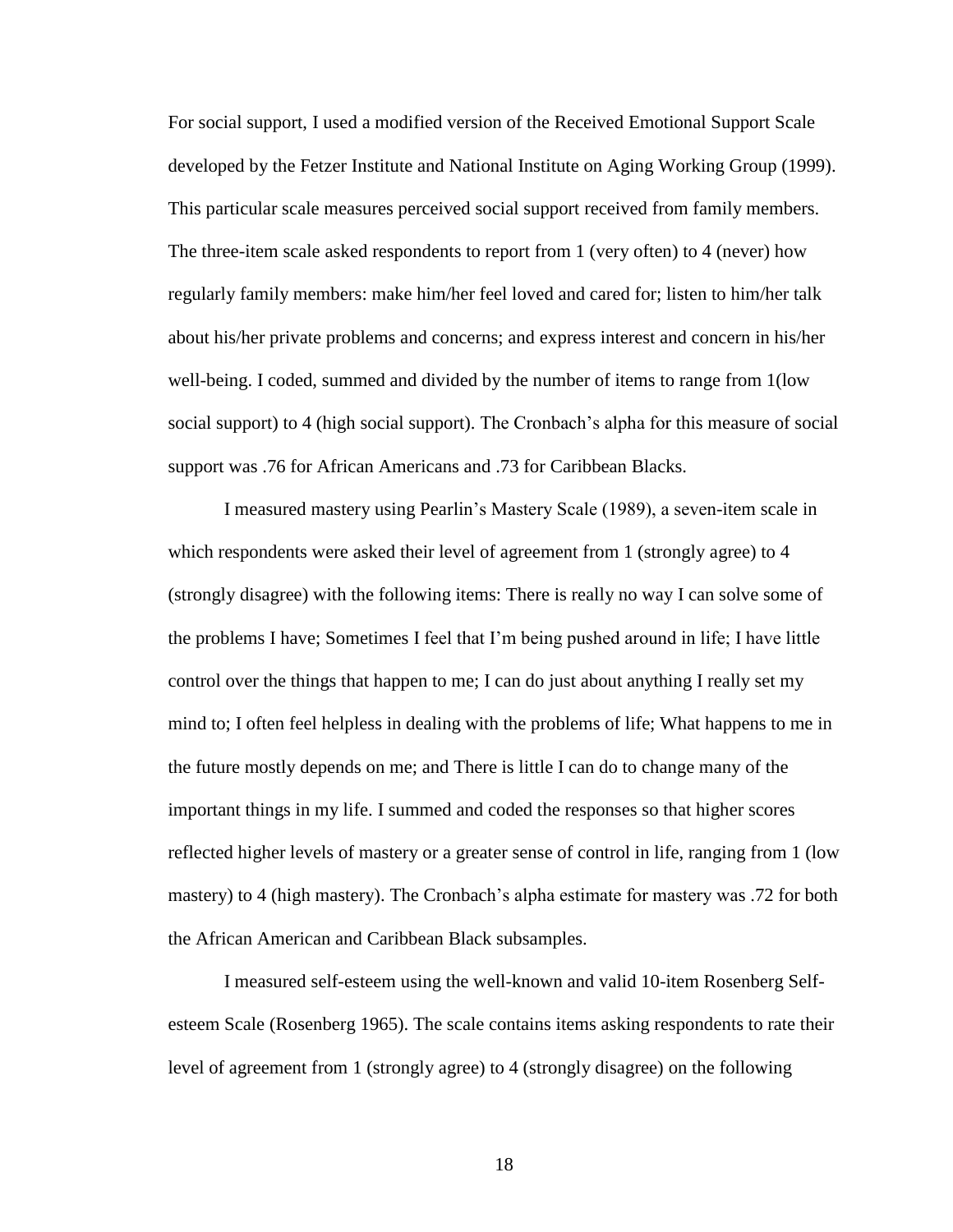For social support, I used a modified version of the Received Emotional Support Scale developed by the Fetzer Institute and National Institute on Aging Working Group (1999). This particular scale measures perceived social support received from family members. The three-item scale asked respondents to report from 1 (very often) to 4 (never) how regularly family members: make him/her feel loved and cared for; listen to him/her talk about his/her private problems and concerns; and express interest and concern in his/her well-being. I coded, summed and divided by the number of items to range from 1(low social support) to 4 (high social support). The Cronbach's alpha for this measure of social support was .76 for African Americans and .73 for Caribbean Blacks.

I measured mastery using Pearlin's Mastery Scale (1989), a seven-item scale in which respondents were asked their level of agreement from 1 (strongly agree) to 4 (strongly disagree) with the following items: There is really no way I can solve some of the problems I have; Sometimes I feel that I'm being pushed around in life; I have little control over the things that happen to me; I can do just about anything I really set my mind to; I often feel helpless in dealing with the problems of life; What happens to me in the future mostly depends on me; and There is little I can do to change many of the important things in my life. I summed and coded the responses so that higher scores reflected higher levels of mastery or a greater sense of control in life, ranging from 1 (low mastery) to 4 (high mastery). The Cronbach's alpha estimate for mastery was .72 for both the African American and Caribbean Black subsamples.

I measured self-esteem using the well-known and valid 10-item Rosenberg Self-esteem Scale (Rosenberg 1965). The scale contains items asking respondents to rate their level of agreement from 1 (strongly agree) to 4 (strongly disagree) on the following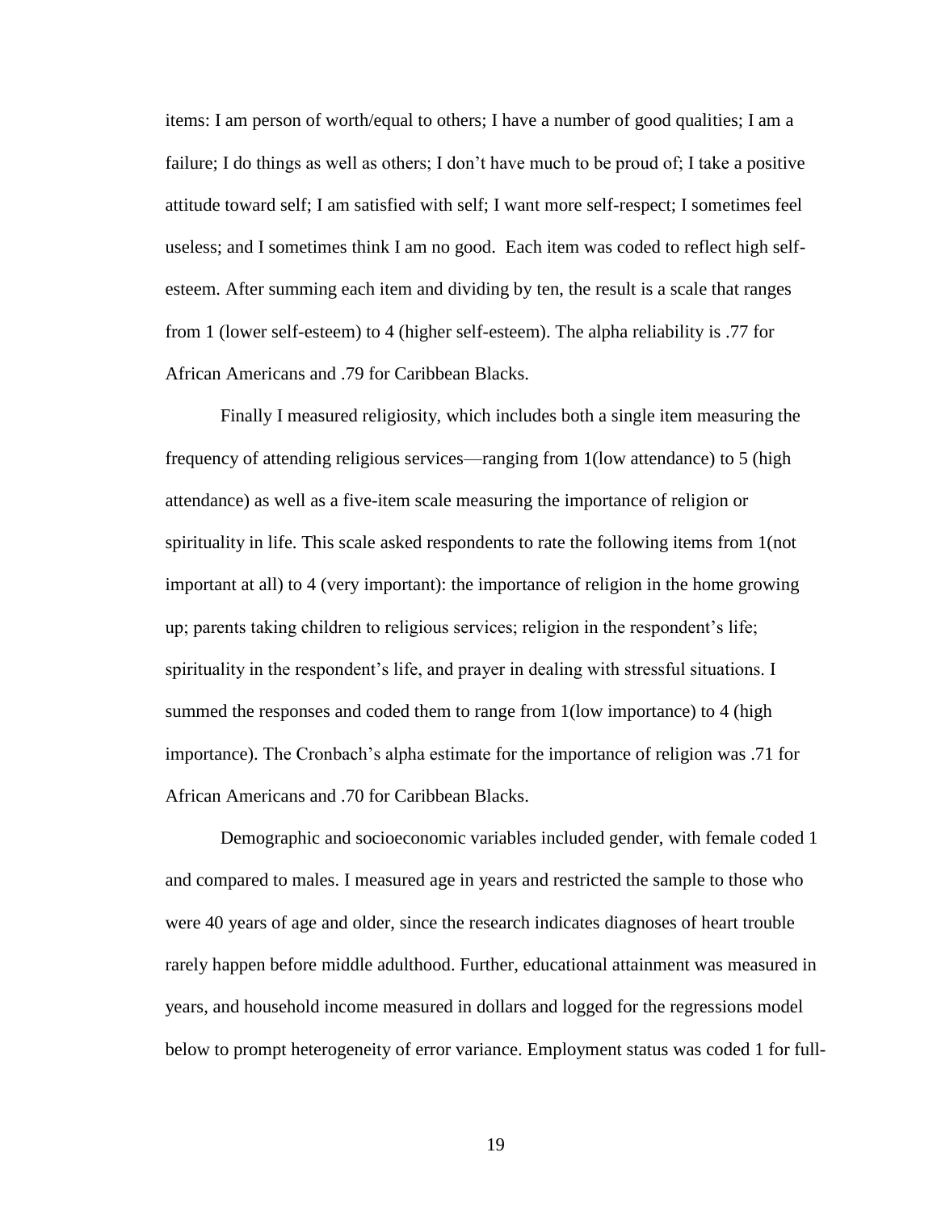items: I am person of worth/equal to others; I have a number of good qualities; I am a failure; I do things as well as others; I don't have much to be proud of; I take a positive attitude toward self; I am satisfied with self; I want more self-respect; I sometimes feel useless; and I sometimes think I am no good. Each item was coded to reflect high self-esteem. After summing each item and dividing by ten, the result is a scale that ranges from 1 (lower self-esteem) to 4 (higher self-esteem). The alpha reliability is .77 for African Americans and .79 for Caribbean Blacks.

Finally I measured religiosity, which includes both a single item measuring the frequency of attending religious services—ranging from 1(low attendance) to 5 (high attendance) as well as a five-item scale measuring the importance of religion or spirituality in life. This scale asked respondents to rate the following items from 1(not important at all) to 4 (very important): the importance of religion in the home growing up; parents taking children to religious services; religion in the respondent's life; spirituality in the respondent's life, and prayer in dealing with stressful situations. I summed the responses and coded them to range from 1(low importance) to 4 (high importance). The Cronbach's alpha estimate for the importance of religion was .71 for African Americans and .70 for Caribbean Blacks.

Demographic and socioeconomic variables included gender, with female coded 1 and compared to males. I measured age in years and restricted the sample to those who were 40 years of age and older, since the research indicates diagnoses of heart trouble rarely happen before middle adulthood. Further, educational attainment was measured in years, and household income measured in dollars and logged for the regressions model below to prompt heterogeneity of error variance. Employment status was coded 1 for full-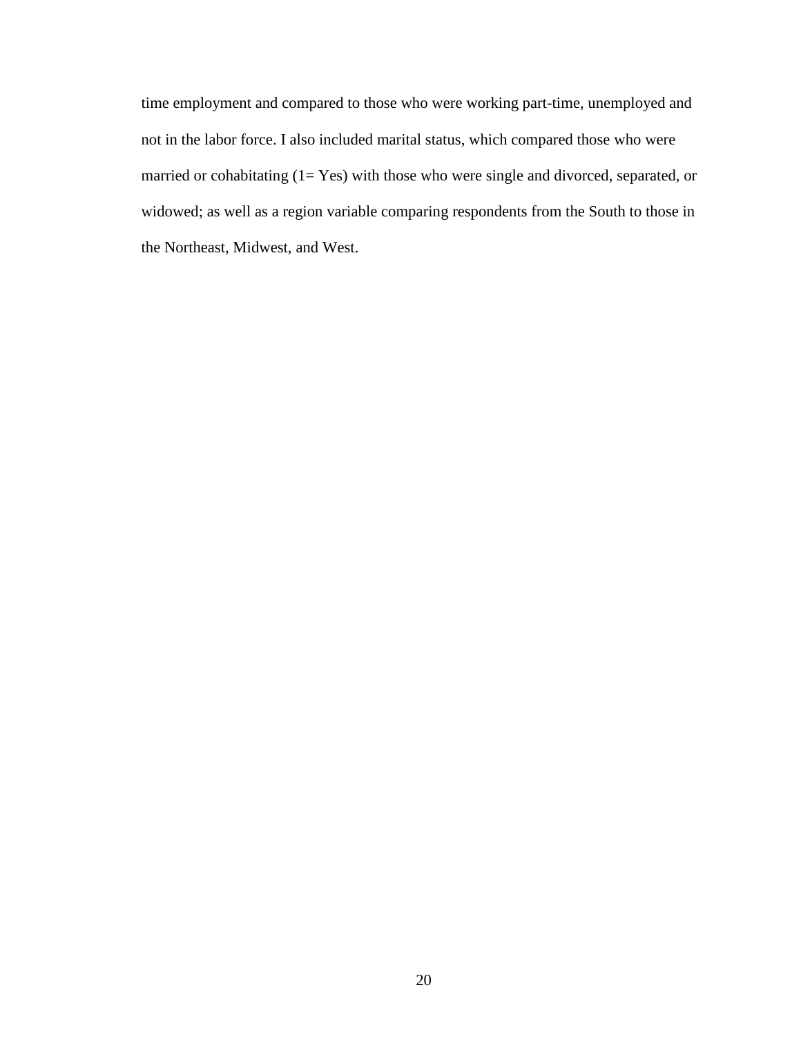time employment and compared to those who were working part-time, unemployed and not in the labor force. I also included marital status, which compared those who were married or cohabitating (1= Yes) with those who were single and divorced, separated, or widowed; as well as a region variable comparing respondents from the South to those in the Northeast, Midwest, and West.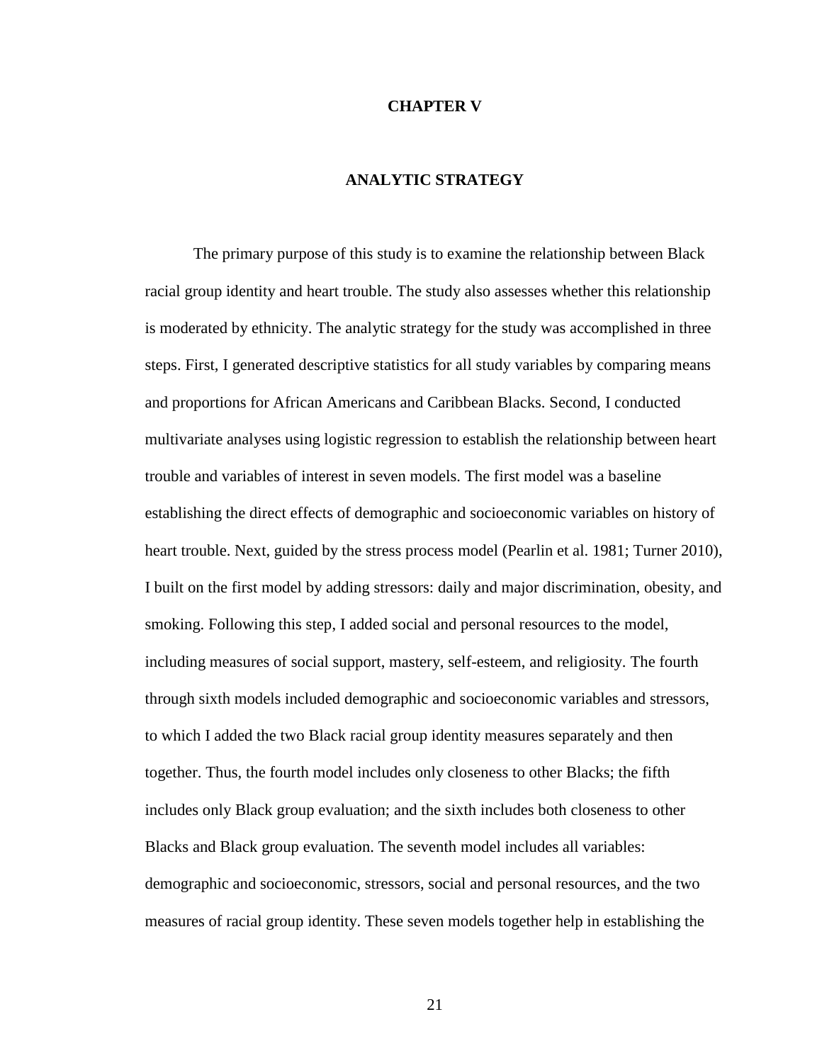# CHAPTER V

## ANALYTIC STRATEGY

The primary purpose of this study is to examine the relationship between Black racial group identity and heart trouble. The study also assesses whether this relationship is moderated by ethnicity. The analytic strategy for the study was accomplished in three steps. First, I generated descriptive statistics for all study variables by comparing means and proportions for African Americans and Caribbean Blacks. Second, I conducted multivariate analyses using logistic regression to establish the relationship between heart trouble and variables of interest in seven models. The first model was a baseline establishing the direct effects of demographic and socioeconomic variables on history of heart trouble. Next, guided by the stress process model (Pearlin et al. 1981; Turner 2010), I built on the first model by adding stressors: daily and major discrimination, obesity, and smoking. Following this step, I added social and personal resources to the model, including measures of social support, mastery, self-esteem, and religiosity. The fourth through sixth models included demographic and socioeconomic variables and stressors, to which I added the two Black racial group identity measures separately and then together. Thus, the fourth model includes only closeness to other Blacks; the fifth includes only Black group evaluation; and the sixth includes both closeness to other Blacks and Black group evaluation. The seventh model includes all variables: demographic and socioeconomic, stressors, social and personal resources, and the two measures of racial group identity. These seven models together help in establishing the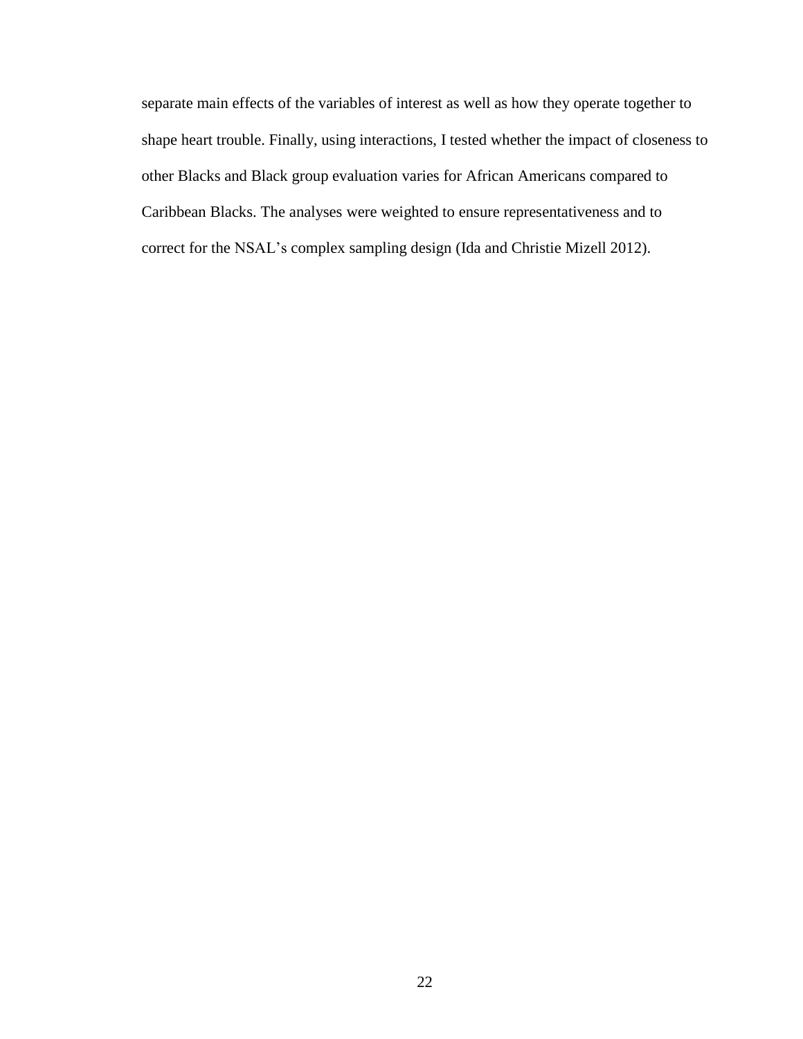separate main effects of the variables of interest as well as how they operate together to shape heart trouble. Finally, using interactions, I tested whether the impact of closeness to other Blacks and Black group evaluation varies for African Americans compared to Caribbean Blacks. The analyses were weighted to ensure representativeness and to correct for the NSAL's complex sampling design (Ida and Christie Mizell 2012).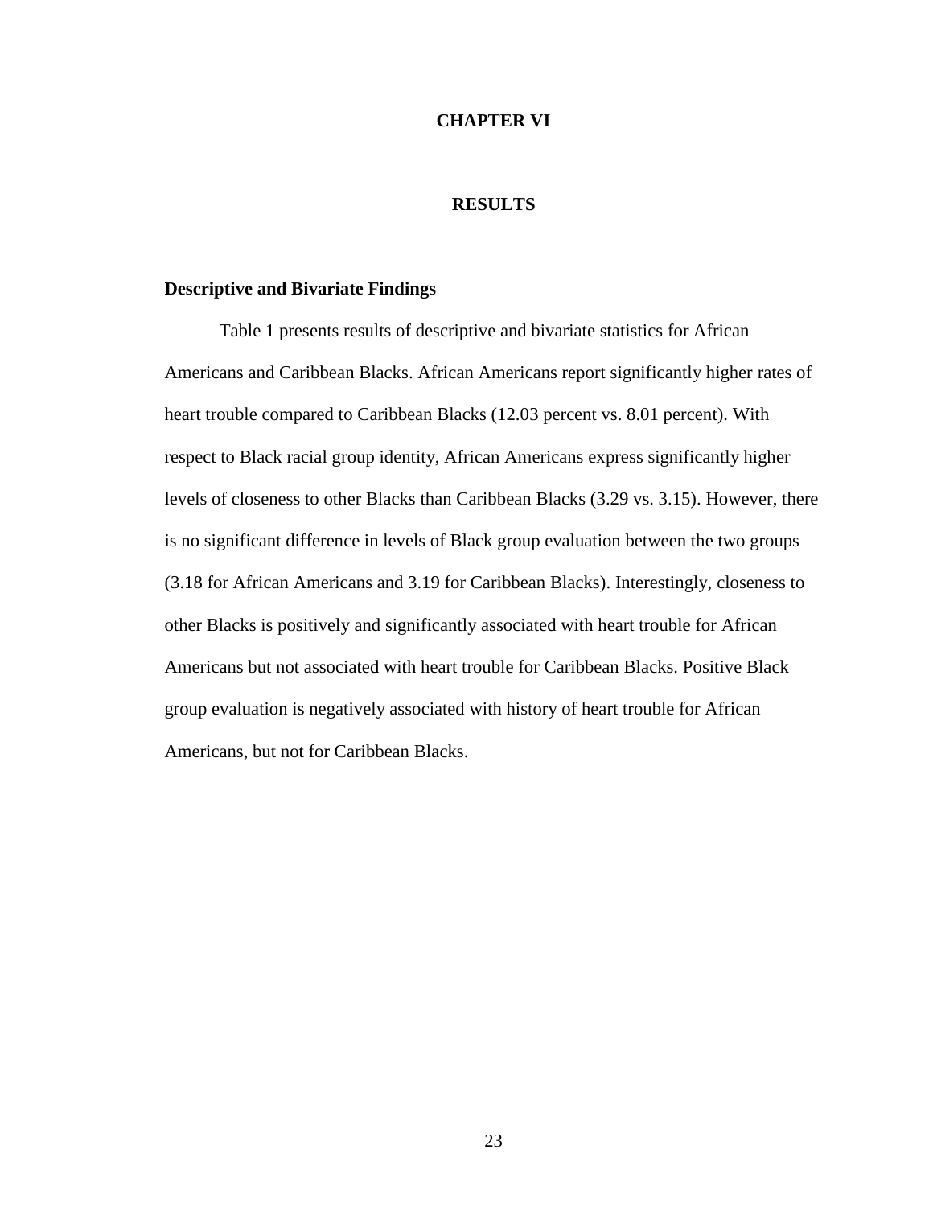# CHAPTER VI

# RESULTS

## Descriptive and Bivariate Findings

Table 1 presents results of descriptive and bivariate statistics for African Americans and Caribbean Blacks. African Americans report significantly higher rates of heart trouble compared to Caribbean Blacks (12.03 percent vs. 8.01 percent). With respect to Black racial group identity, African Americans express significantly higher levels of closeness to other Blacks than Caribbean Blacks (3.29 vs. 3.15). However, there is no significant difference in levels of Black group evaluation between the two groups (3.18 for African Americans and 3.19 for Caribbean Blacks). Interestingly, closeness to other Blacks is positively and significantly associated with heart trouble for African Americans but not associated with heart trouble for Caribbean Blacks. Positive Black group evaluation is negatively associated with history of heart trouble for African Americans, but not for Caribbean Blacks.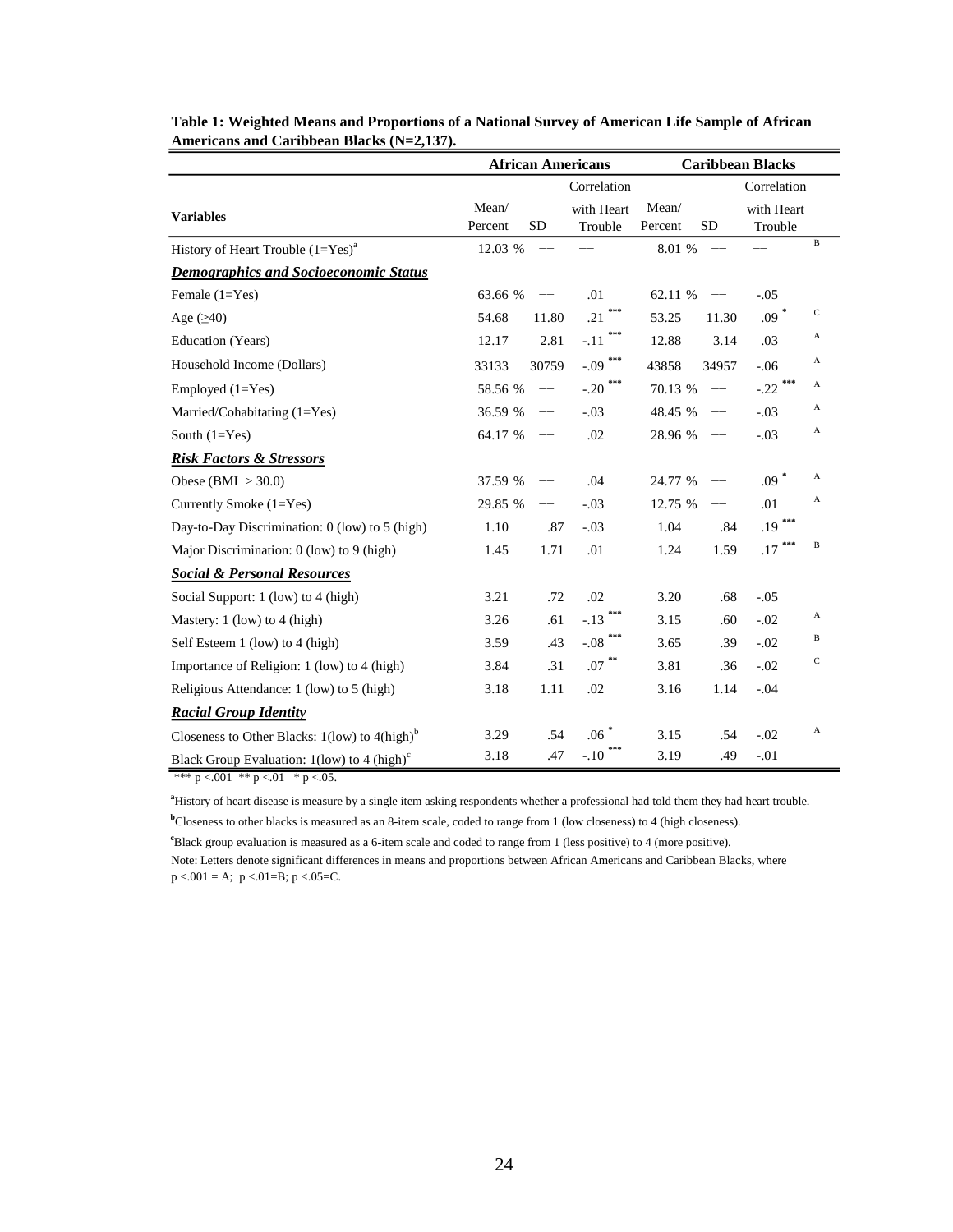**Table 1: Weighted Means and Proportions of a National Survey of American Life Sample of African Americans and Caribbean Blacks (N=2,137).**

| Variables | African Americans | | | Caribbean Blacks | | | |
|---|---|---|---|---|---|---|---|
| | Mean/ Percent | SD | Correlation with Heart Trouble | Mean/ Percent | SD | Correlation with Heart Trouble | |
| History of Heart Trouble (1=Yes)[a] | 12.03 % | — | — | 8.01 % | — | — | B |
| ***Demographics and Socioeconomic Status*** | | | | | | | |
| Female (1=Yes) | 63.66 % | — | .01 | 62.11 % | — | -.05 | |
| Age (≥40) | 54.68 | 11.80 | .21 *** | 53.25 | 11.30 | .09 * | C |
| Education (Years) | 12.17 | 2.81 | -.11 *** | 12.88 | 3.14 | .03 | A |
| Household Income (Dollars) | 33133 | 30759 | -.09 *** | 43858 | 34957 | -.06 | A |
| Employed (1=Yes) | 58.56 % | — | -.20 *** | 70.13 % | — | -.22 *** | A |
| Married/Cohabitating (1=Yes) | 36.59 % | — | -.03 | 48.45 % | — | -.03 | A |
| South (1=Yes) | 64.17 % | — | .02 | 28.96 % | — | -.03 | A |
| ***Risk Factors & Stressors*** | | | | | | | |
| Obese (BMI > 30.0) | 37.59 % | — | .04 | 24.77 % | — | .09 * | A |
| Currently Smoke (1=Yes) | 29.85 % | — | -.03 | 12.75 % | — | .01 | A |
| Day-to-Day Discrimination: 0 (low) to 5 (high) | 1.10 | .87 | -.03 | 1.04 | .84 | .19 *** | |
| Major Discrimination: 0 (low) to 9 (high) | 1.45 | 1.71 | .01 | 1.24 | 1.59 | .17 *** | B |
| ***Social & Personal Resources*** | | | | | | | |
| Social Support: 1 (low) to 4 (high) | 3.21 | .72 | .02 | 3.20 | .68 | -.05 | |
| Mastery: 1 (low) to 4 (high) | 3.26 | .61 | -.13 *** | 3.15 | .60 | -.02 | A |
| Self Esteem 1 (low) to 4 (high) | 3.59 | .43 | -.08 *** | 3.65 | .39 | -.02 | B |
| Importance of Religion: 1 (low) to 4 (high) | 3.84 | .31 | .07 ** | 3.81 | .36 | -.02 | C |
| Religious Attendance: 1 (low) to 5 (high) | 3.18 | 1.11 | .02 | 3.16 | 1.14 | -.04 | |
| ***Racial Group Identity*** | | | | | | | |
| Closeness to Other Blacks: 1(low) to 4(high)[b] | 3.29 | .54 | .06 * | 3.15 | .54 | -.02 | A |
| Black Group Evaluation: 1(low) to 4 (high)[c] | 3.18 | .47 | -.10 *** | 3.19 | .49 | -.01 | |

*** p <.001 ** p <.01 * p <.05.

[a]History of heart disease is measure by a single item asking respondents whether a professional had told them they had heart trouble.

[b]Closeness to other blacks is measured as an 8-item scale, coded to range from 1 (low closeness) to 4 (high closeness).

[c]Black group evaluation is measured as a 6-item scale and coded to range from 1 (less positive) to 4 (more positive).

Note: Letters denote significant differences in means and proportions between African Americans and Caribbean Blacks, where p <.001 = A; p <.01=B; p <.05=C.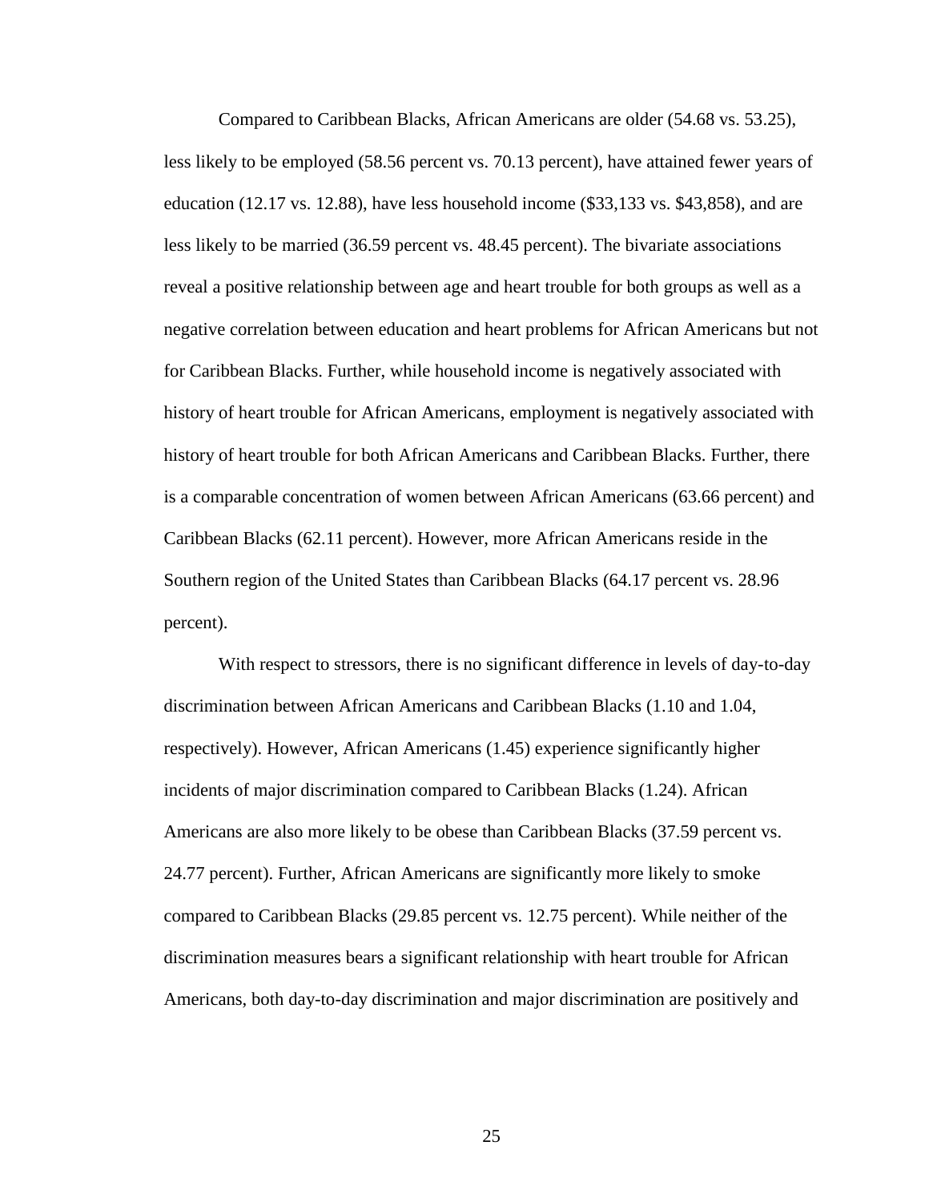Compared to Caribbean Blacks, African Americans are older (54.68 vs. 53.25), less likely to be employed (58.56 percent vs. 70.13 percent), have attained fewer years of education (12.17 vs. 12.88), have less household income ($33,133 vs. $43,858), and are less likely to be married (36.59 percent vs. 48.45 percent). The bivariate associations reveal a positive relationship between age and heart trouble for both groups as well as a negative correlation between education and heart problems for African Americans but not for Caribbean Blacks. Further, while household income is negatively associated with history of heart trouble for African Americans, employment is negatively associated with history of heart trouble for both African Americans and Caribbean Blacks. Further, there is a comparable concentration of women between African Americans (63.66 percent) and Caribbean Blacks (62.11 percent). However, more African Americans reside in the Southern region of the United States than Caribbean Blacks (64.17 percent vs. 28.96 percent).

With respect to stressors, there is no significant difference in levels of day-to-day discrimination between African Americans and Caribbean Blacks (1.10 and 1.04, respectively). However, African Americans (1.45) experience significantly higher incidents of major discrimination compared to Caribbean Blacks (1.24). African Americans are also more likely to be obese than Caribbean Blacks (37.59 percent vs. 24.77 percent). Further, African Americans are significantly more likely to smoke compared to Caribbean Blacks (29.85 percent vs. 12.75 percent). While neither of the discrimination measures bears a significant relationship with heart trouble for African Americans, both day-to-day discrimination and major discrimination are positively and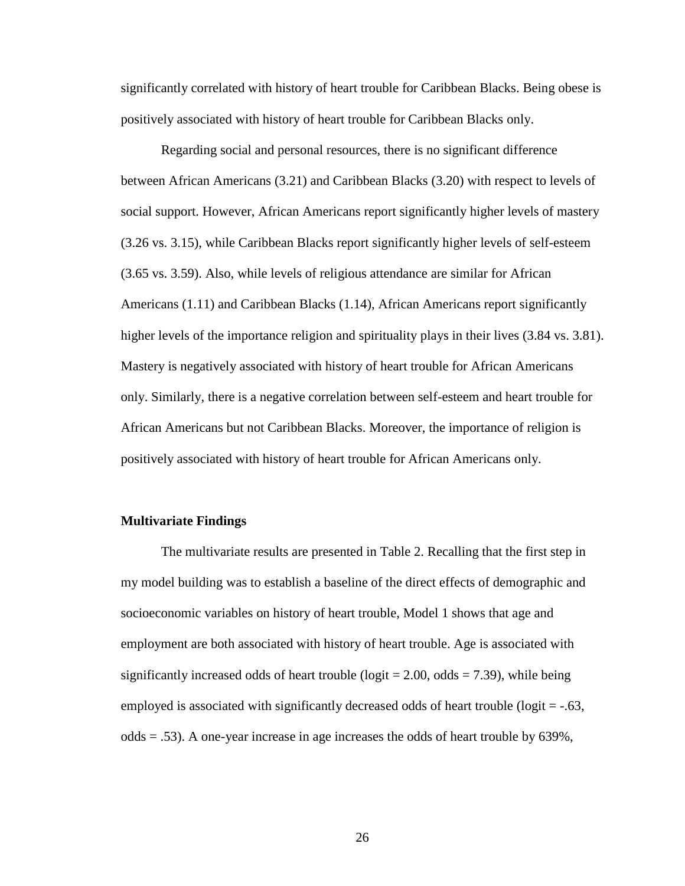significantly correlated with history of heart trouble for Caribbean Blacks. Being obese is positively associated with history of heart trouble for Caribbean Blacks only.

Regarding social and personal resources, there is no significant difference between African Americans (3.21) and Caribbean Blacks (3.20) with respect to levels of social support. However, African Americans report significantly higher levels of mastery (3.26 vs. 3.15), while Caribbean Blacks report significantly higher levels of self-esteem (3.65 vs. 3.59). Also, while levels of religious attendance are similar for African Americans (1.11) and Caribbean Blacks (1.14), African Americans report significantly higher levels of the importance religion and spirituality plays in their lives (3.84 vs. 3.81). Mastery is negatively associated with history of heart trouble for African Americans only. Similarly, there is a negative correlation between self-esteem and heart trouble for African Americans but not Caribbean Blacks. Moreover, the importance of religion is positively associated with history of heart trouble for African Americans only.

**Multivariate Findings**

The multivariate results are presented in Table 2. Recalling that the first step in my model building was to establish a baseline of the direct effects of demographic and socioeconomic variables on history of heart trouble, Model 1 shows that age and employment are both associated with history of heart trouble. Age is associated with significantly increased odds of heart trouble (logit = 2.00, odds = 7.39), while being employed is associated with significantly decreased odds of heart trouble (logit = -.63, odds = .53). A one-year increase in age increases the odds of heart trouble by 639%,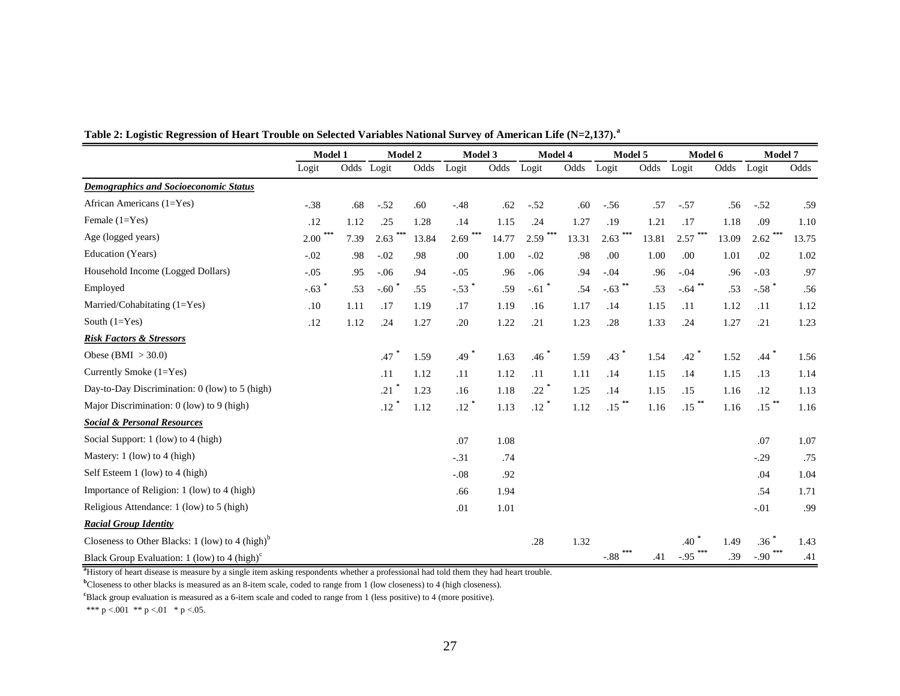**Table 2: Logistic Regression of Heart Trouble on Selected Variables National Survey of American Life (N=2,137).[a]**

| | Model 1 | | Model 2 | | Model 3 | | Model 4 | | Model 5 | | Model 6 | | Model 7 | |
|---|---|---|---|---|---|---|---|---|---|---|---|---|---|---|
| | Logit | Odds | Logit | Odds | Logit | Odds | Logit | Odds | Logit | Odds | Logit | Odds | Logit | Odds |
| ***Demographics and Socioeconomic Status*** | | | | | | | | | | | | | | |
| African Americans (1=Yes) | -.38 | .68 | -.52 | .60 | -.48 | .62 | -.52 | .60 | -.56 | .57 | -.57 | .56 | -.52 | .59 |
| Female (1=Yes) | .12 | 1.12 | .25 | 1.28 | .14 | 1.15 | .24 | 1.27 | .19 | 1.21 | .17 | 1.18 | .09 | 1.10 |
| Age (logged years) | 2.00 *** | 7.39 | 2.63 *** | 13.84 | 2.69 *** | 14.77 | 2.59 *** | 13.31 | 2.63 *** | 13.81 | 2.57 *** | 13.09 | 2.62 *** | 13.75 |
| Education (Years) | -.02 | .98 | -.02 | .98 | .00 | 1.00 | -.02 | .98 | .00 | 1.00 | .00 | 1.01 | .02 | 1.02 |
| Household Income (Logged Dollars) | -.05 | .95 | -.06 | .94 | -.05 | .96 | -.06 | .94 | -.04 | .96 | -.04 | .96 | -.03 | .97 |
| Employed | -.63 * | .53 | -.60 * | .55 | -.53 * | .59 | -.61 * | .54 | -.63 ** | .53 | -.64 ** | .53 | -.58 * | .56 |
| Married/Cohabitating (1=Yes) | .10 | 1.11 | .17 | 1.19 | .17 | 1.19 | .16 | 1.17 | .14 | 1.15 | .11 | 1.12 | .11 | 1.12 |
| South (1=Yes) | .12 | 1.12 | .24 | 1.27 | .20 | 1.22 | .21 | 1.23 | .28 | 1.33 | .24 | 1.27 | .21 | 1.23 |
| ***Risk Factors & Stressors*** | | | | | | | | | | | | | | |
| Obese (BMI > 30.0) | | | .47 * | 1.59 | .49 * | 1.63 | .46 * | 1.59 | .43 * | 1.54 | .42 * | 1.52 | .44 * | 1.56 |
| Currently Smoke (1=Yes) | | | .11 | 1.12 | .11 | 1.12 | .11 | 1.11 | .14 | 1.15 | .14 | 1.15 | .13 | 1.14 |
| Day-to-Day Discrimination: 0 (low) to 5 (high) | | | .21 * | 1.23 | .16 | 1.18 | .22 * | 1.25 | .14 | 1.15 | .15 | 1.16 | .12 | 1.13 |
| Major Discrimination: 0 (low) to 9 (high) | | | .12 * | 1.12 | .12 * | 1.13 | .12 * | 1.12 | .15 ** | 1.16 | .15 ** | 1.16 | .15 ** | 1.16 |
| ***Social & Personal Resources*** | | | | | | | | | | | | | | |
| Social Support: 1 (low) to 4 (high) | | | | | .07 | 1.08 | | | | | | | .07 | 1.07 |
| Mastery: 1 (low) to 4 (high) | | | | | -.31 | .74 | | | | | | | -.29 | .75 |
| Self Esteem 1 (low) to 4 (high) | | | | | -.08 | .92 | | | | | | | .04 | 1.04 |
| Importance of Religion: 1 (low) to 4 (high) | | | | | .66 | 1.94 | | | | | | | .54 | 1.71 |
| Religious Attendance: 1 (low) to 5 (high) | | | | | .01 | 1.01 | | | | | | | -.01 | .99 |
| ***Racial Group Identity*** | | | | | | | | | | | | | | |
| Closeness to Other Blacks: 1 (low) to 4 (high)[b] | | | | | | | .28 | 1.32 | | | .40 * | 1.49 | .36 * | 1.43 |
| Black Group Evaluation: 1 (low) to 4 (high)[c] | | | | | | | | | -.88 *** | .41 | -.95 *** | .39 | -.90 *** | .41 |

[a]History of heart disease is measure by a single item asking respondents whether a professional had told them they had heart trouble.

[b]Closeness to other blacks is measured as an 8-item scale, coded to range from 1 (low closeness) to 4 (high closeness).

[c]Black group evaluation is measured as a 6-item scale and coded to range from 1 (less positive) to 4 (more positive).

*** p <.001 ** p <.01 * p <.05.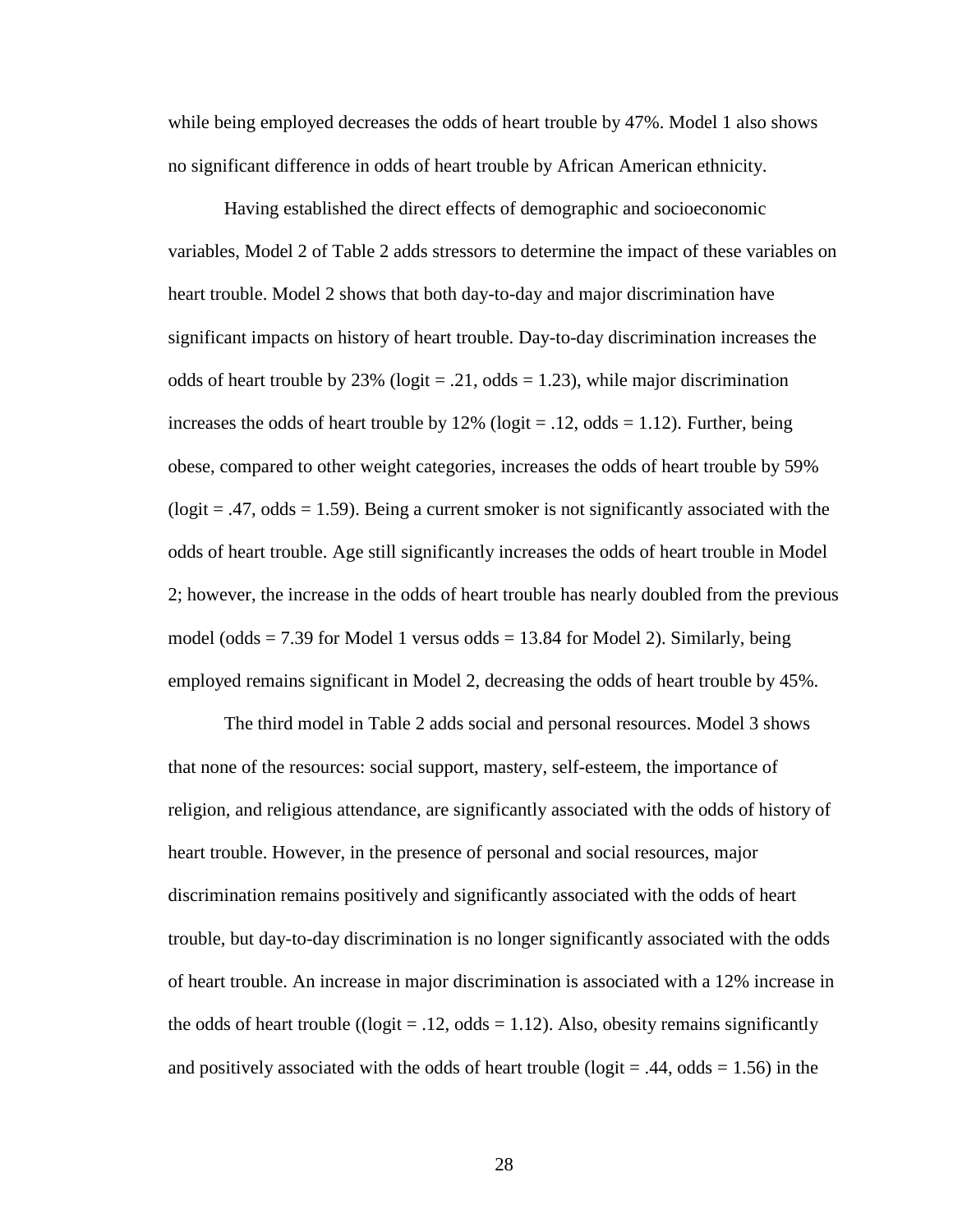while being employed decreases the odds of heart trouble by 47%. Model 1 also shows no significant difference in odds of heart trouble by African American ethnicity.

Having established the direct effects of demographic and socioeconomic variables, Model 2 of Table 2 adds stressors to determine the impact of these variables on heart trouble. Model 2 shows that both day-to-day and major discrimination have significant impacts on history of heart trouble. Day-to-day discrimination increases the odds of heart trouble by 23% (logit = .21, odds = 1.23), while major discrimination increases the odds of heart trouble by 12% (logit = .12, odds = 1.12). Further, being obese, compared to other weight categories, increases the odds of heart trouble by 59% (logit = .47, odds = 1.59). Being a current smoker is not significantly associated with the odds of heart trouble. Age still significantly increases the odds of heart trouble in Model 2; however, the increase in the odds of heart trouble has nearly doubled from the previous model (odds = 7.39 for Model 1 versus odds = 13.84 for Model 2). Similarly, being employed remains significant in Model 2, decreasing the odds of heart trouble by 45%.

The third model in Table 2 adds social and personal resources. Model 3 shows that none of the resources: social support, mastery, self-esteem, the importance of religion, and religious attendance, are significantly associated with the odds of history of heart trouble. However, in the presence of personal and social resources, major discrimination remains positively and significantly associated with the odds of heart trouble, but day-to-day discrimination is no longer significantly associated with the odds of heart trouble. An increase in major discrimination is associated with a 12% increase in the odds of heart trouble ((logit = .12, odds = 1.12). Also, obesity remains significantly and positively associated with the odds of heart trouble (logit = .44, odds = 1.56) in the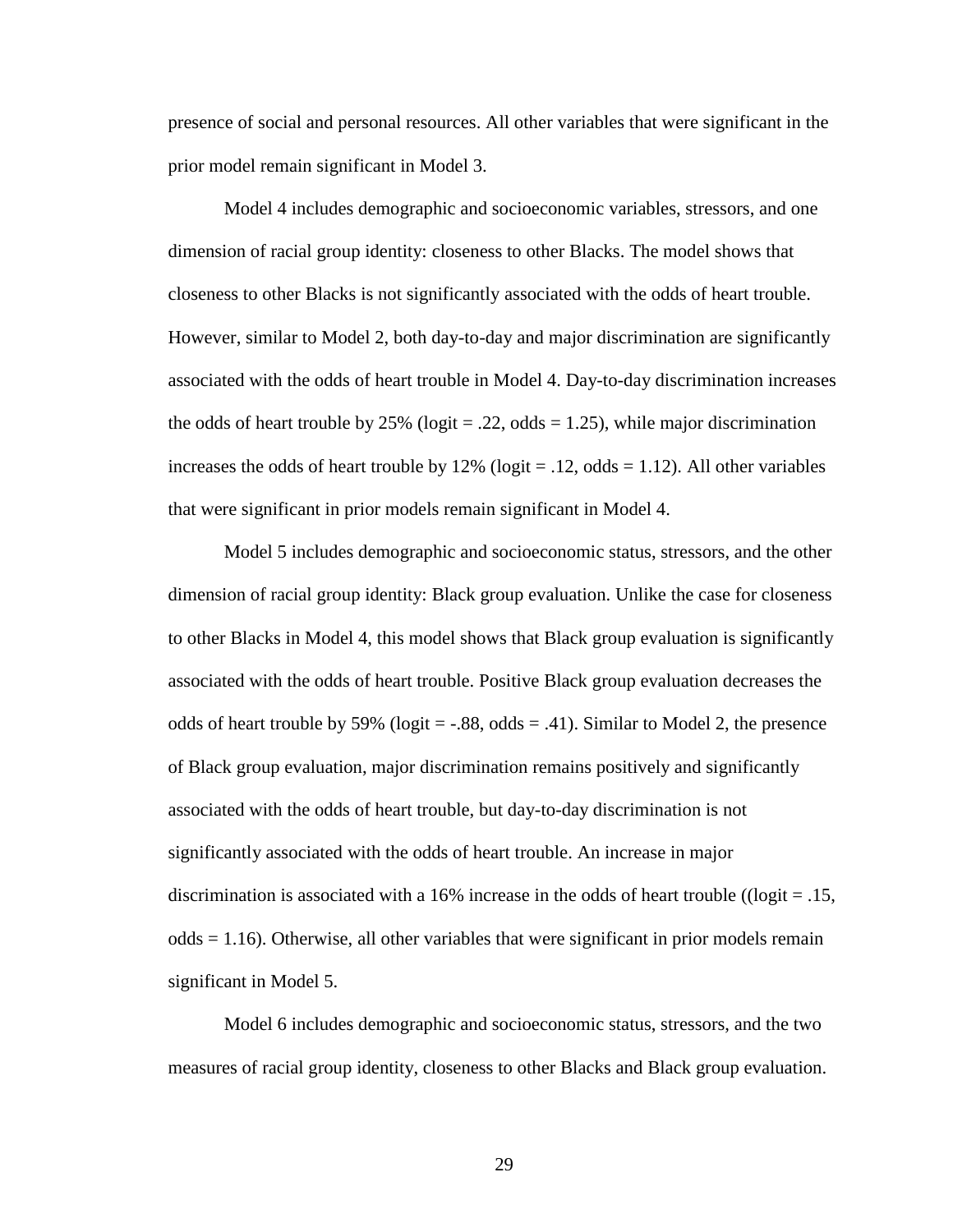presence of social and personal resources. All other variables that were significant in the prior model remain significant in Model 3.

Model 4 includes demographic and socioeconomic variables, stressors, and one dimension of racial group identity: closeness to other Blacks. The model shows that closeness to other Blacks is not significantly associated with the odds of heart trouble. However, similar to Model 2, both day-to-day and major discrimination are significantly associated with the odds of heart trouble in Model 4. Day-to-day discrimination increases the odds of heart trouble by 25% (logit = .22, odds = 1.25), while major discrimination increases the odds of heart trouble by 12% (logit = .12, odds = 1.12). All other variables that were significant in prior models remain significant in Model 4.

Model 5 includes demographic and socioeconomic status, stressors, and the other dimension of racial group identity: Black group evaluation. Unlike the case for closeness to other Blacks in Model 4, this model shows that Black group evaluation is significantly associated with the odds of heart trouble. Positive Black group evaluation decreases the odds of heart trouble by 59% (logit = -.88, odds = .41). Similar to Model 2, the presence of Black group evaluation, major discrimination remains positively and significantly associated with the odds of heart trouble, but day-to-day discrimination is not significantly associated with the odds of heart trouble. An increase in major discrimination is associated with a 16% increase in the odds of heart trouble ((logit = .15, odds = 1.16). Otherwise, all other variables that were significant in prior models remain significant in Model 5.

Model 6 includes demographic and socioeconomic status, stressors, and the two measures of racial group identity, closeness to other Blacks and Black group evaluation.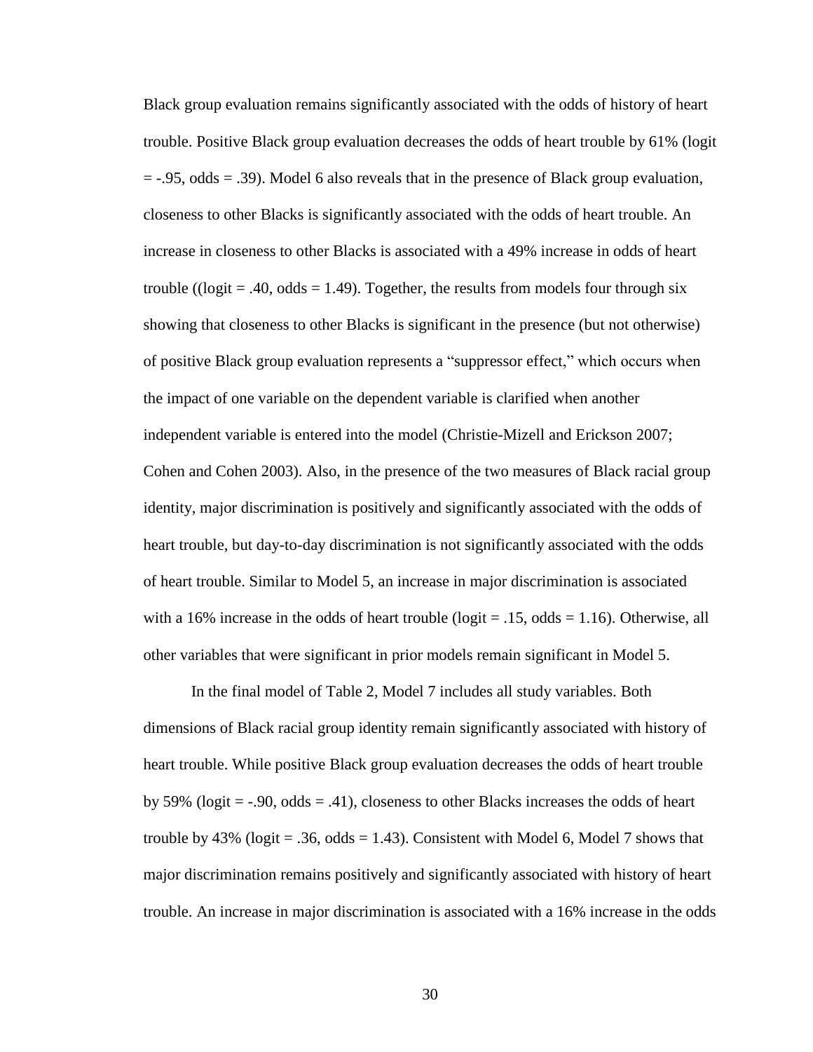Black group evaluation remains significantly associated with the odds of history of heart trouble. Positive Black group evaluation decreases the odds of heart trouble by 61% (logit = -.95, odds = .39). Model 6 also reveals that in the presence of Black group evaluation, closeness to other Blacks is significantly associated with the odds of heart trouble. An increase in closeness to other Blacks is associated with a 49% increase in odds of heart trouble ((logit = .40, odds = 1.49). Together, the results from models four through six showing that closeness to other Blacks is significant in the presence (but not otherwise) of positive Black group evaluation represents a "suppressor effect," which occurs when the impact of one variable on the dependent variable is clarified when another independent variable is entered into the model (Christie-Mizell and Erickson 2007; Cohen and Cohen 2003). Also, in the presence of the two measures of Black racial group identity, major discrimination is positively and significantly associated with the odds of heart trouble, but day-to-day discrimination is not significantly associated with the odds of heart trouble. Similar to Model 5, an increase in major discrimination is associated with a 16% increase in the odds of heart trouble (logit = .15, odds = 1.16). Otherwise, all other variables that were significant in prior models remain significant in Model 5.

In the final model of Table 2, Model 7 includes all study variables. Both dimensions of Black racial group identity remain significantly associated with history of heart trouble. While positive Black group evaluation decreases the odds of heart trouble by 59% (logit = -.90, odds = .41), closeness to other Blacks increases the odds of heart trouble by 43% (logit = .36, odds = 1.43). Consistent with Model 6, Model 7 shows that major discrimination remains positively and significantly associated with history of heart trouble. An increase in major discrimination is associated with a 16% increase in the odds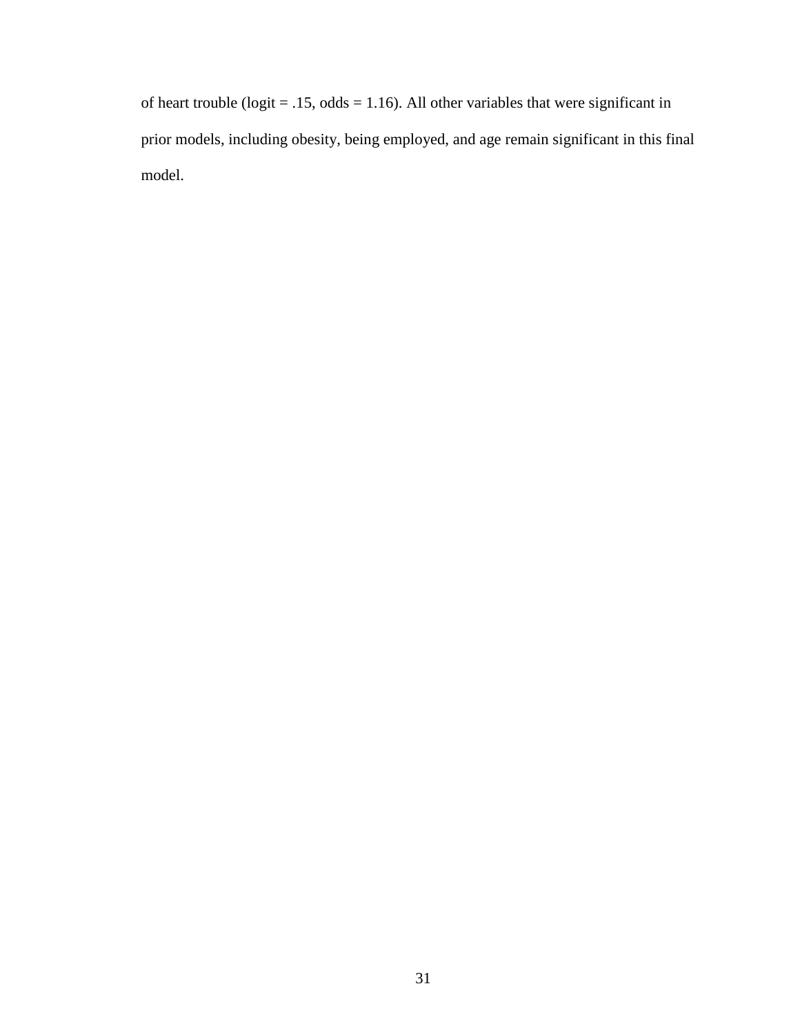of heart trouble (logit = .15, odds = 1.16). All other variables that were significant in prior models, including obesity, being employed, and age remain significant in this final model.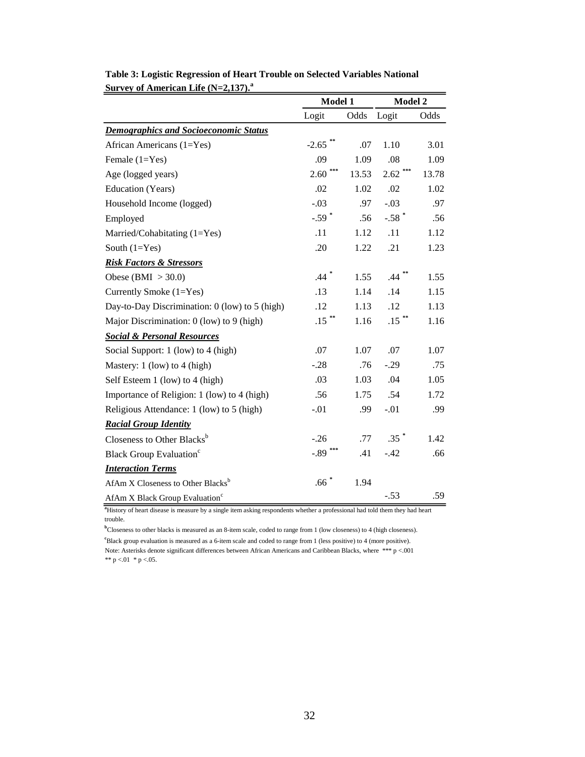**Table 3: Logistic Regression of Heart Trouble on Selected Variables National Survey of American Life (N=2,137).[a]**

| | Model 1 | | Model 2 | |
|---|---|---|---|---|
| | Logit | Odds | Logit | Odds |
| ***Demographics and Socioeconomic Status*** | | | | |
| African Americans (1=Yes) | -2.65 ** | .07 | 1.10 | 3.01 |
| Female (1=Yes) | .09 | 1.09 | .08 | 1.09 |
| Age (logged years) | 2.60 *** | 13.53 | 2.62 *** | 13.78 |
| Education (Years) | .02 | 1.02 | .02 | 1.02 |
| Household Income (logged) | -.03 | .97 | -.03 | .97 |
| Employed | -.59 * | .56 | -.58 * | .56 |
| Married/Cohabitating (1=Yes) | .11 | 1.12 | .11 | 1.12 |
| South (1=Yes) | .20 | 1.22 | .21 | 1.23 |
| ***Risk Factors & Stressors*** | | | | |
| Obese (BMI > 30.0) | .44 * | 1.55 | .44 ** | 1.55 |
| Currently Smoke (1=Yes) | .13 | 1.14 | .14 | 1.15 |
| Day-to-Day Discrimination: 0 (low) to 5 (high) | .12 | 1.13 | .12 | 1.13 |
| Major Discrimination: 0 (low) to 9 (high) | .15 ** | 1.16 | .15 ** | 1.16 |
| ***Social & Personal Resources*** | | | | |
| Social Support: 1 (low) to 4 (high) | .07 | 1.07 | .07 | 1.07 |
| Mastery: 1 (low) to 4 (high) | -.28 | .76 | -.29 | .75 |
| Self Esteem 1 (low) to 4 (high) | .03 | 1.03 | .04 | 1.05 |
| Importance of Religion: 1 (low) to 4 (high) | .56 | 1.75 | .54 | 1.72 |
| Religious Attendance: 1 (low) to 5 (high) | -.01 | .99 | -.01 | .99 |
| ***Racial Group Identity*** | | | | |
| Closeness to Other Blacks[b] | -.26 | .77 | .35 * | 1.42 |
| Black Group Evaluation[c] | -.89 *** | .41 | -.42 | .66 |
| ***Interaction Terms*** | | | | |
| AfAm X Closeness to Other Blacks[b] | .66 * | 1.94 | | |
| AfAm X Black Group Evaluation[c] | | | -.53 | .59 |

[a]History of heart disease is measure by a single item asking respondents whether a professional had told them they had heart trouble.

[b]Closeness to other blacks is measured as an 8-item scale, coded to range from 1 (low closeness) to 4 (high closeness).

[c]Black group evaluation is measured as a 6-item scale and coded to range from 1 (less positive) to 4 (more positive).

Note: Asterisks denote significant differences between African Americans and Caribbean Blacks, where *** $p < .001$ ** $p < .01$ * $p < .05$.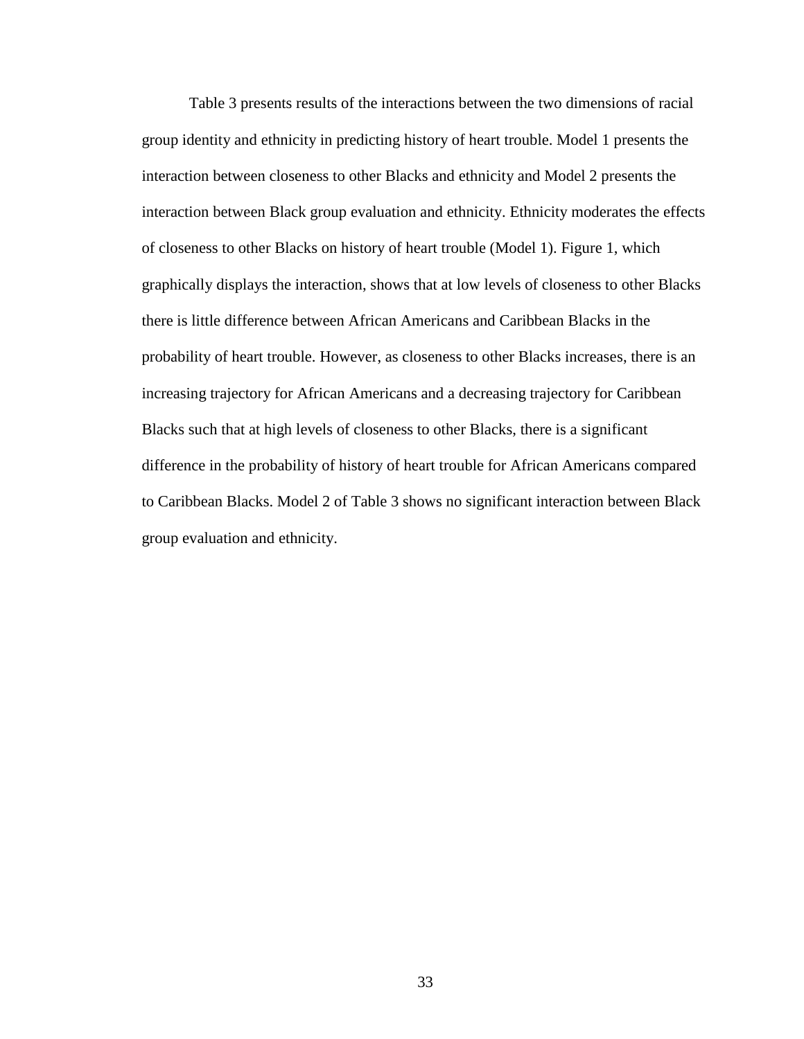Table 3 presents results of the interactions between the two dimensions of racial group identity and ethnicity in predicting history of heart trouble. Model 1 presents the interaction between closeness to other Blacks and ethnicity and Model 2 presents the interaction between Black group evaluation and ethnicity. Ethnicity moderates the effects of closeness to other Blacks on history of heart trouble (Model 1). Figure 1, which graphically displays the interaction, shows that at low levels of closeness to other Blacks there is little difference between African Americans and Caribbean Blacks in the probability of heart trouble. However, as closeness to other Blacks increases, there is an increasing trajectory for African Americans and a decreasing trajectory for Caribbean Blacks such that at high levels of closeness to other Blacks, there is a significant difference in the probability of history of heart trouble for African Americans compared to Caribbean Blacks. Model 2 of Table 3 shows no significant interaction between Black group evaluation and ethnicity.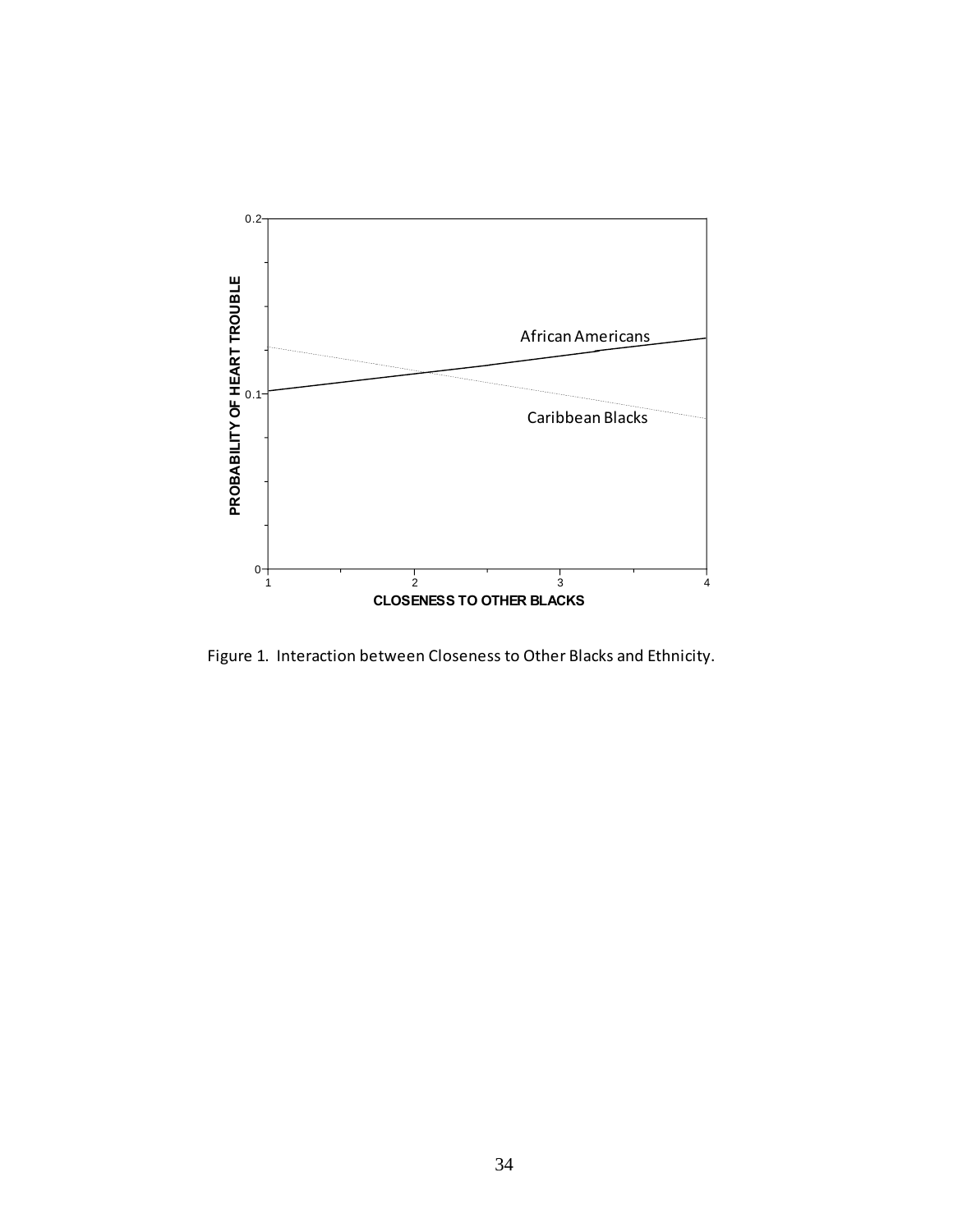Figure 1. Interaction between Closeness to Other Blacks and Ethnicity.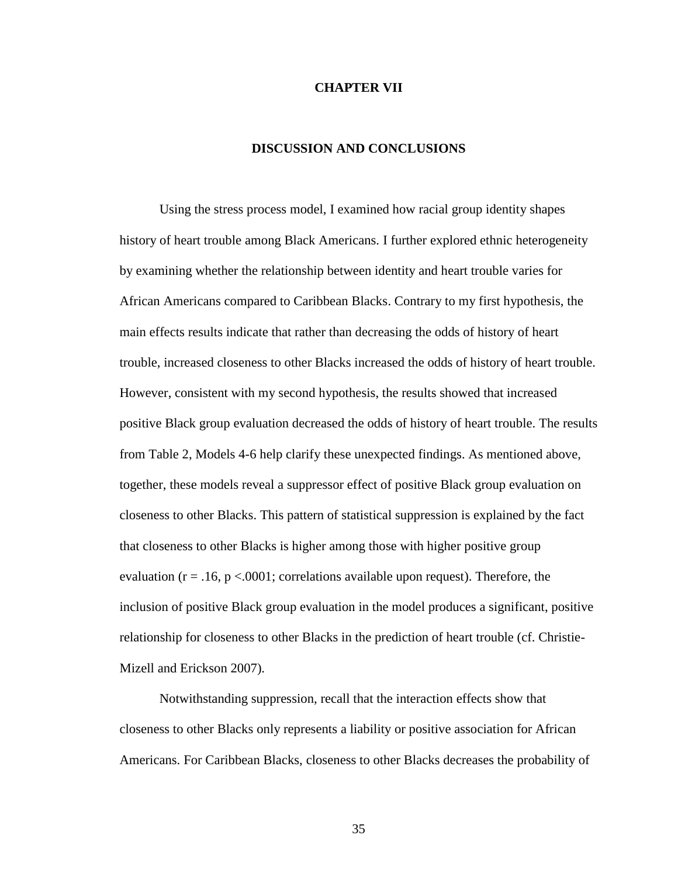# CHAPTER VII

## DISCUSSION AND CONCLUSIONS

Using the stress process model, I examined how racial group identity shapes history of heart trouble among Black Americans. I further explored ethnic heterogeneity by examining whether the relationship between identity and heart trouble varies for African Americans compared to Caribbean Blacks. Contrary to my first hypothesis, the main effects results indicate that rather than decreasing the odds of history of heart trouble, increased closeness to other Blacks increased the odds of history of heart trouble. However, consistent with my second hypothesis, the results showed that increased positive Black group evaluation decreased the odds of history of heart trouble. The results from Table 2, Models 4-6 help clarify these unexpected findings. As mentioned above, together, these models reveal a suppressor effect of positive Black group evaluation on closeness to other Blacks. This pattern of statistical suppression is explained by the fact that closeness to other Blacks is higher among those with higher positive group evaluation ($r = .16$, $p < .0001$; correlations available upon request). Therefore, the inclusion of positive Black group evaluation in the model produces a significant, positive relationship for closeness to other Blacks in the prediction of heart trouble (cf. Christie-Mizell and Erickson 2007).

Notwithstanding suppression, recall that the interaction effects show that closeness to other Blacks only represents a liability or positive association for African Americans. For Caribbean Blacks, closeness to other Blacks decreases the probability of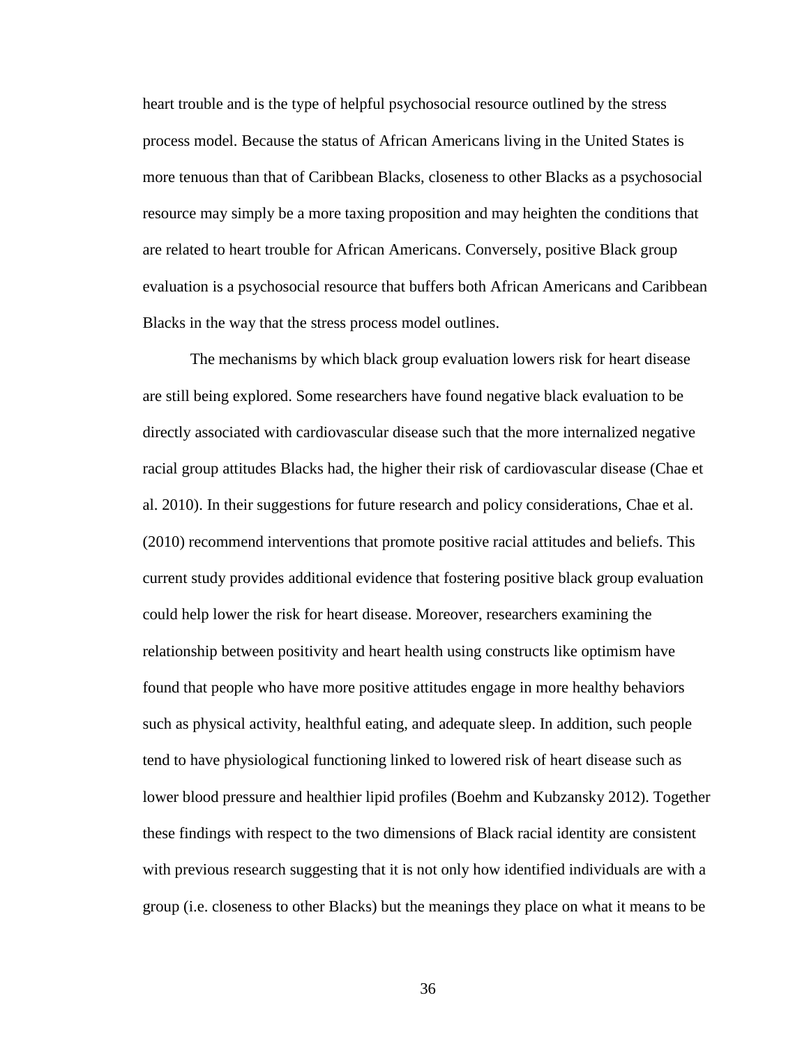heart trouble and is the type of helpful psychosocial resource outlined by the stress process model. Because the status of African Americans living in the United States is more tenuous than that of Caribbean Blacks, closeness to other Blacks as a psychosocial resource may simply be a more taxing proposition and may heighten the conditions that are related to heart trouble for African Americans. Conversely, positive Black group evaluation is a psychosocial resource that buffers both African Americans and Caribbean Blacks in the way that the stress process model outlines.

The mechanisms by which black group evaluation lowers risk for heart disease are still being explored. Some researchers have found negative black evaluation to be directly associated with cardiovascular disease such that the more internalized negative racial group attitudes Blacks had, the higher their risk of cardiovascular disease (Chae et al. 2010). In their suggestions for future research and policy considerations, Chae et al. (2010) recommend interventions that promote positive racial attitudes and beliefs. This current study provides additional evidence that fostering positive black group evaluation could help lower the risk for heart disease. Moreover, researchers examining the relationship between positivity and heart health using constructs like optimism have found that people who have more positive attitudes engage in more healthy behaviors such as physical activity, healthful eating, and adequate sleep. In addition, such people tend to have physiological functioning linked to lowered risk of heart disease such as lower blood pressure and healthier lipid profiles (Boehm and Kubzansky 2012). Together these findings with respect to the two dimensions of Black racial identity are consistent with previous research suggesting that it is not only how identified individuals are with a group (i.e. closeness to other Blacks) but the meanings they place on what it means to be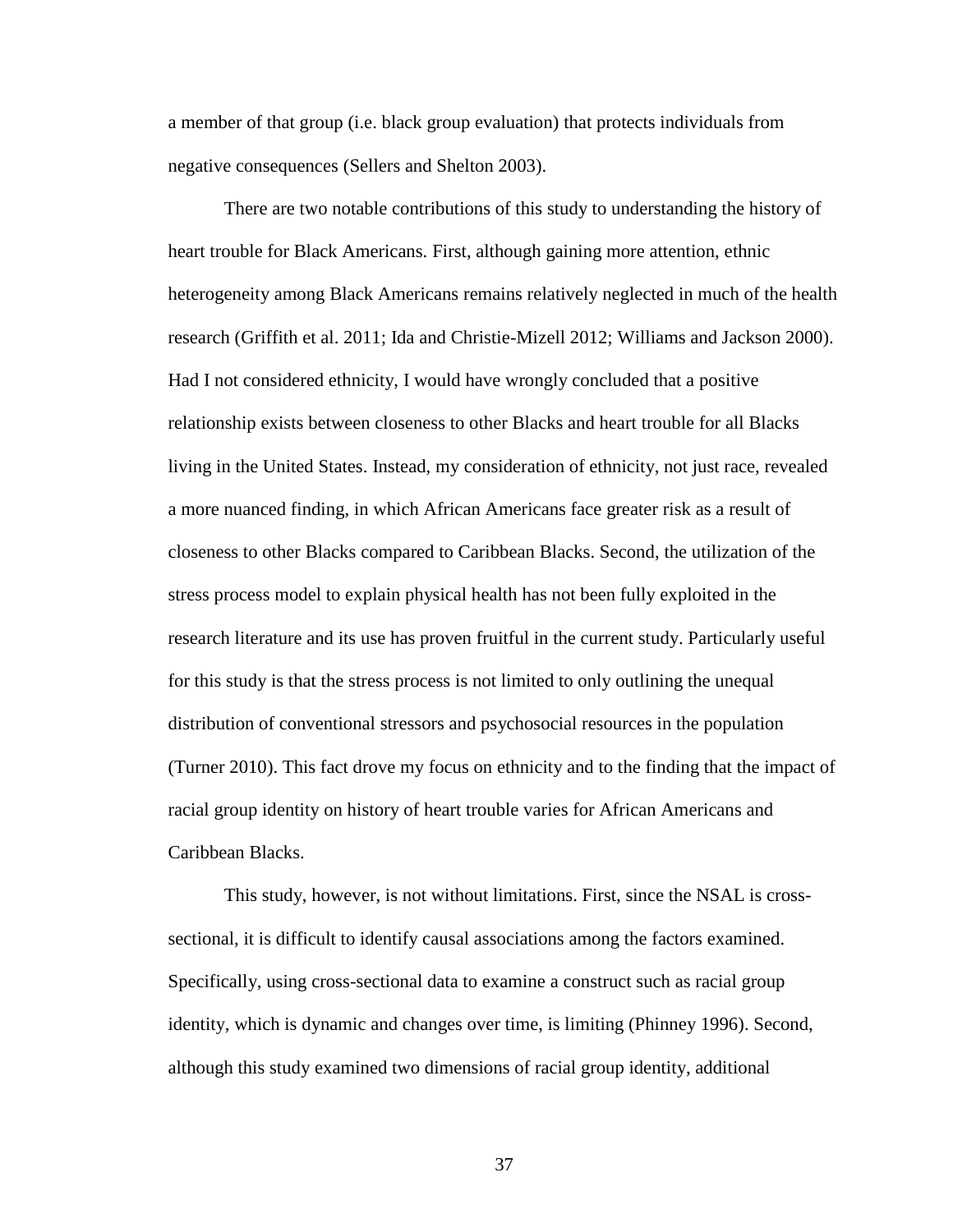a member of that group (i.e. black group evaluation) that protects individuals from negative consequences (Sellers and Shelton 2003).

There are two notable contributions of this study to understanding the history of heart trouble for Black Americans. First, although gaining more attention, ethnic heterogeneity among Black Americans remains relatively neglected in much of the health research (Griffith et al. 2011; Ida and Christie-Mizell 2012; Williams and Jackson 2000). Had I not considered ethnicity, I would have wrongly concluded that a positive relationship exists between closeness to other Blacks and heart trouble for all Blacks living in the United States. Instead, my consideration of ethnicity, not just race, revealed a more nuanced finding, in which African Americans face greater risk as a result of closeness to other Blacks compared to Caribbean Blacks. Second, the utilization of the stress process model to explain physical health has not been fully exploited in the research literature and its use has proven fruitful in the current study. Particularly useful for this study is that the stress process is not limited to only outlining the unequal distribution of conventional stressors and psychosocial resources in the population (Turner 2010). This fact drove my focus on ethnicity and to the finding that the impact of racial group identity on history of heart trouble varies for African Americans and Caribbean Blacks.

This study, however, is not without limitations. First, since the NSAL is cross-sectional, it is difficult to identify causal associations among the factors examined. Specifically, using cross-sectional data to examine a construct such as racial group identity, which is dynamic and changes over time, is limiting (Phinney 1996). Second, although this study examined two dimensions of racial group identity, additional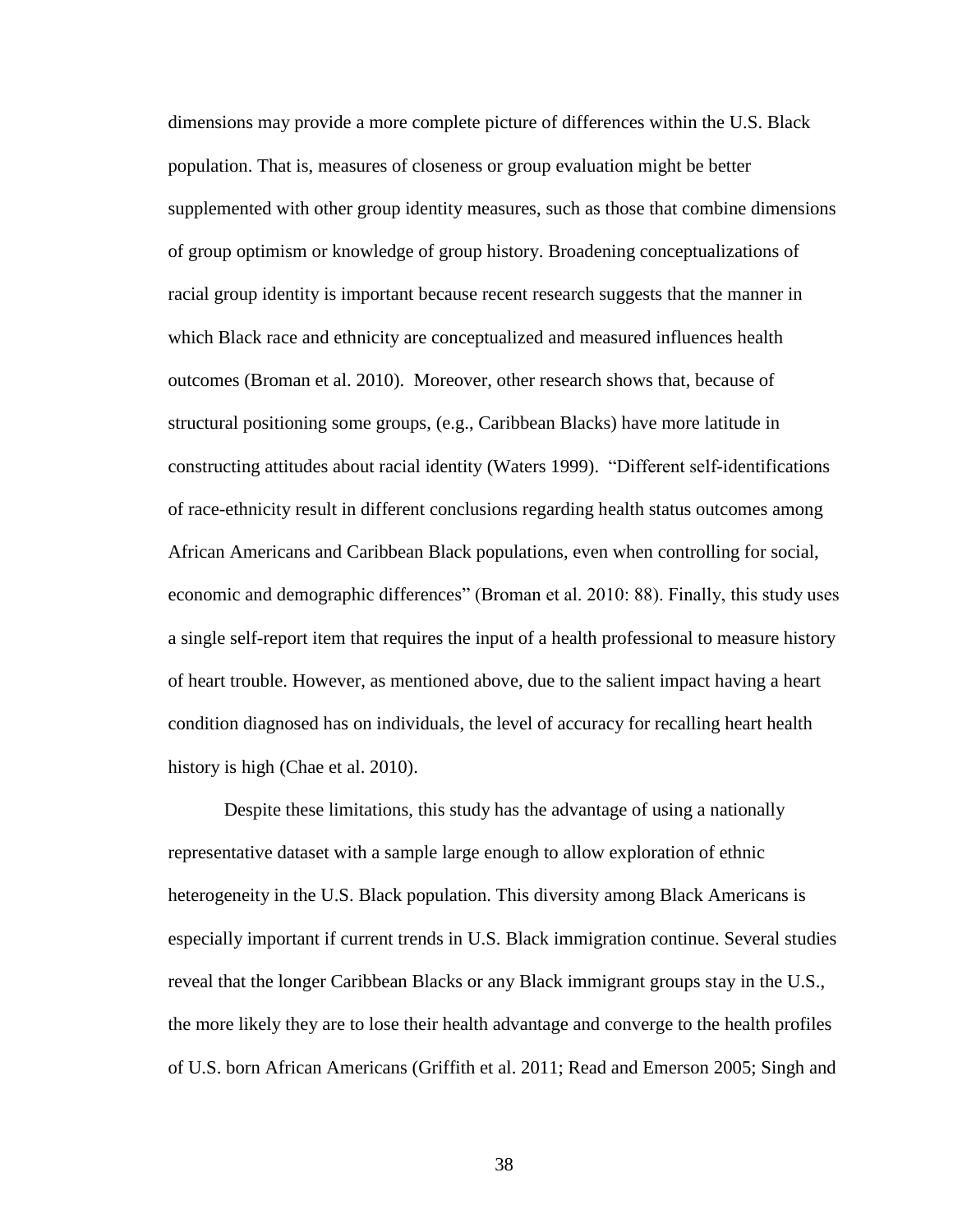dimensions may provide a more complete picture of differences within the U.S. Black population. That is, measures of closeness or group evaluation might be better supplemented with other group identity measures, such as those that combine dimensions of group optimism or knowledge of group history. Broadening conceptualizations of racial group identity is important because recent research suggests that the manner in which Black race and ethnicity are conceptualized and measured influences health outcomes (Broman et al. 2010). Moreover, other research shows that, because of structural positioning some groups, (e.g., Caribbean Blacks) have more latitude in constructing attitudes about racial identity (Waters 1999). "Different self-identifications of race-ethnicity result in different conclusions regarding health status outcomes among African Americans and Caribbean Black populations, even when controlling for social, economic and demographic differences" (Broman et al. 2010: 88). Finally, this study uses a single self-report item that requires the input of a health professional to measure history of heart trouble. However, as mentioned above, due to the salient impact having a heart condition diagnosed has on individuals, the level of accuracy for recalling heart health history is high (Chae et al. 2010).

Despite these limitations, this study has the advantage of using a nationally representative dataset with a sample large enough to allow exploration of ethnic heterogeneity in the U.S. Black population. This diversity among Black Americans is especially important if current trends in U.S. Black immigration continue. Several studies reveal that the longer Caribbean Blacks or any Black immigrant groups stay in the U.S., the more likely they are to lose their health advantage and converge to the health profiles of U.S. born African Americans (Griffith et al. 2011; Read and Emerson 2005; Singh and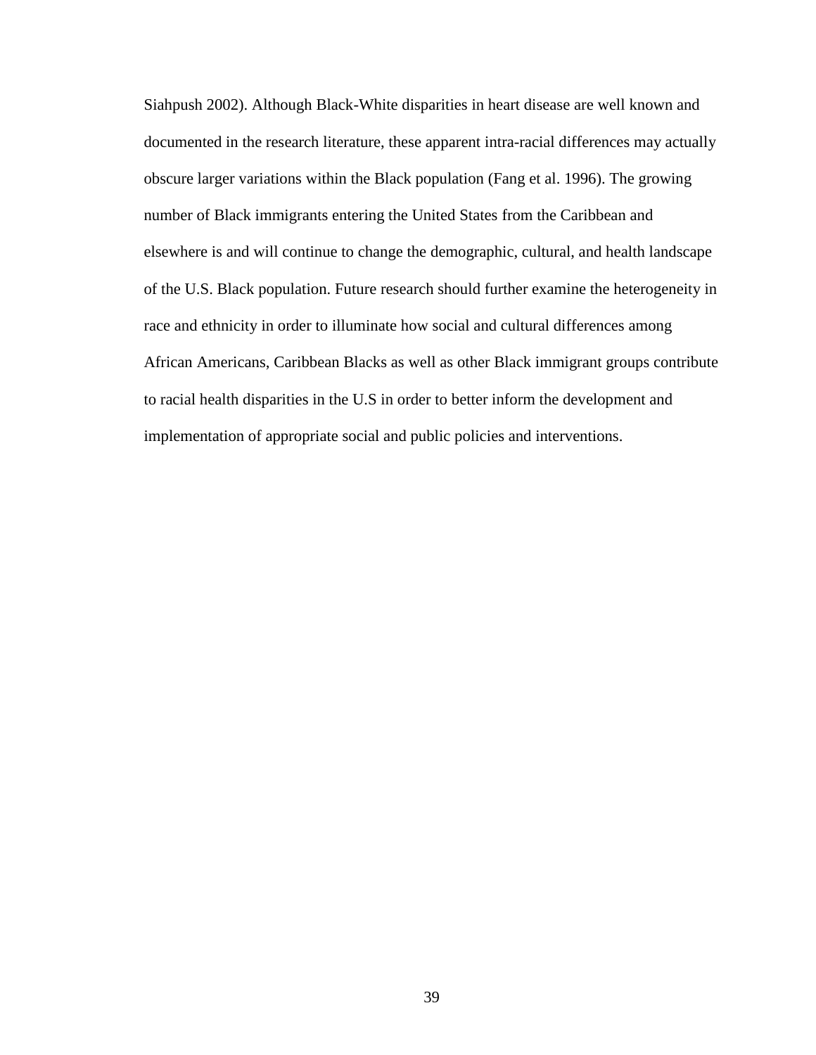Siahpush 2002). Although Black-White disparities in heart disease are well known and documented in the research literature, these apparent intra-racial differences may actually obscure larger variations within the Black population (Fang et al. 1996). The growing number of Black immigrants entering the United States from the Caribbean and elsewhere is and will continue to change the demographic, cultural, and health landscape of the U.S. Black population. Future research should further examine the heterogeneity in race and ethnicity in order to illuminate how social and cultural differences among African Americans, Caribbean Blacks as well as other Black immigrant groups contribute to racial health disparities in the U.S in order to better inform the development and implementation of appropriate social and public policies and interventions.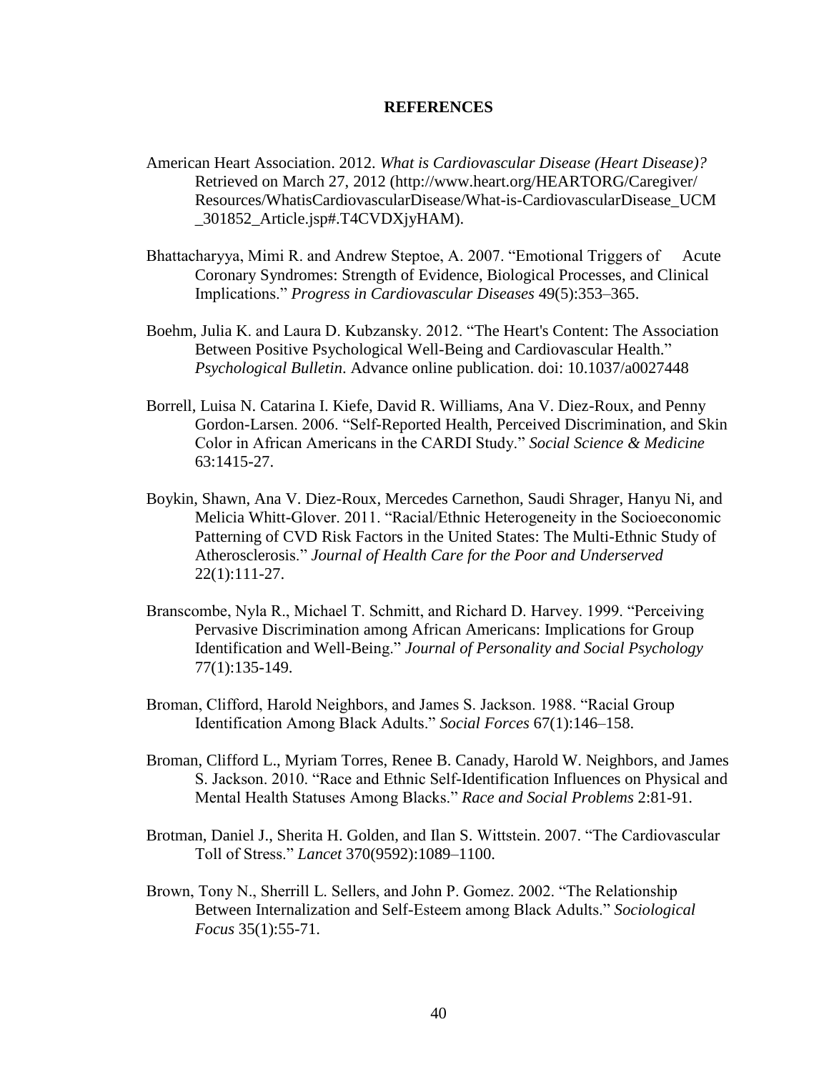## REFERENCES

American Heart Association. 2012. *What is Cardiovascular Disease (Heart Disease)?* Retrieved on March 27, 2012 (http://www.heart.org/HEARTORG/Caregiver/Resources/WhatisCardiovascularDisease/What-is-CardiovascularDisease_UCM_301852_Article.jsp#.T4CVDXjyHAM).

Bhattacharyya, Mimi R. and Andrew Steptoe, A. 2007. "Emotional Triggers of Acute Coronary Syndromes: Strength of Evidence, Biological Processes, and Clinical Implications." *Progress in Cardiovascular Diseases* 49(5):353–365.

Boehm, Julia K. and Laura D. Kubzansky. 2012. "The Heart's Content: The Association Between Positive Psychological Well-Being and Cardiovascular Health." *Psychological Bulletin*. Advance online publication. doi: 10.1037/a0027448

Borrell, Luisa N. Catarina I. Kiefe, David R. Williams, Ana V. Diez-Roux, and Penny Gordon-Larsen. 2006. "Self-Reported Health, Perceived Discrimination, and Skin Color in African Americans in the CARDI Study." *Social Science & Medicine* 63:1415-27.

Boykin, Shawn, Ana V. Diez-Roux, Mercedes Carnethon, Saudi Shrager, Hanyu Ni, and Melicia Whitt-Glover. 2011. "Racial/Ethnic Heterogeneity in the Socioeconomic Patterning of CVD Risk Factors in the United States: The Multi-Ethnic Study of Atherosclerosis." *Journal of Health Care for the Poor and Underserved* 22(1):111-27.

Branscombe, Nyla R., Michael T. Schmitt, and Richard D. Harvey. 1999. "Perceiving Pervasive Discrimination among African Americans: Implications for Group Identification and Well-Being." *Journal of Personality and Social Psychology* 77(1):135-149.

Broman, Clifford, Harold Neighbors, and James S. Jackson. 1988. "Racial Group Identification Among Black Adults." *Social Forces* 67(1):146–158.

Broman, Clifford L., Myriam Torres, Renee B. Canady, Harold W. Neighbors, and James S. Jackson. 2010. "Race and Ethnic Self-Identification Influences on Physical and Mental Health Statuses Among Blacks." *Race and Social Problems* 2:81-91.

Brotman, Daniel J., Sherita H. Golden, and Ilan S. Wittstein. 2007. "The Cardiovascular Toll of Stress." *Lancet* 370(9592):1089–1100.

Brown, Tony N., Sherrill L. Sellers, and John P. Gomez. 2002. "The Relationship Between Internalization and Self-Esteem among Black Adults." *Sociological Focus* 35(1):55-71.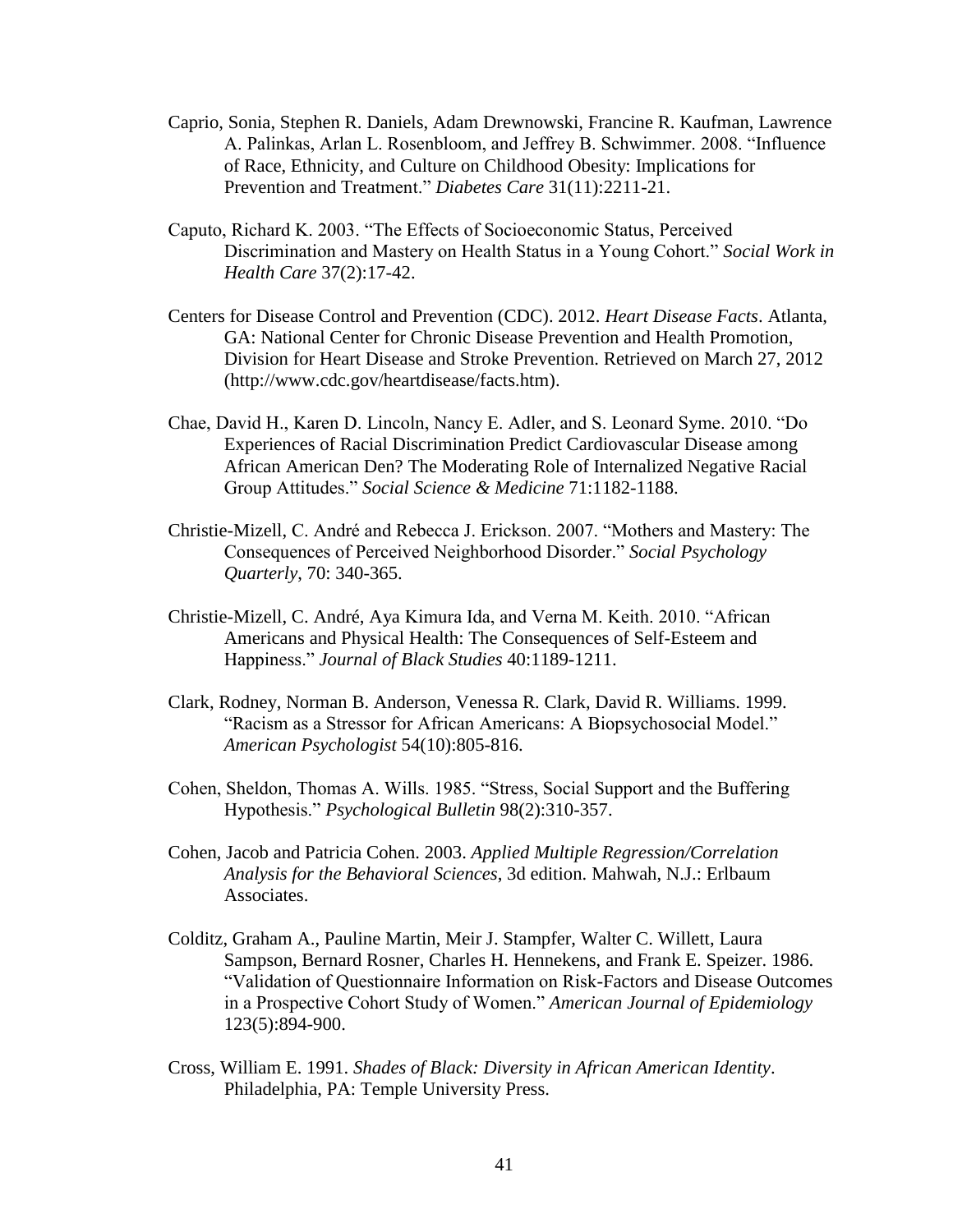Caprio, Sonia, Stephen R. Daniels, Adam Drewnowski, Francine R. Kaufman, Lawrence A. Palinkas, Arlan L. Rosenbloom, and Jeffrey B. Schwimmer. 2008. "Influence of Race, Ethnicity, and Culture on Childhood Obesity: Implications for Prevention and Treatment." *Diabetes Care* 31(11):2211-21.

Caputo, Richard K. 2003. "The Effects of Socioeconomic Status, Perceived Discrimination and Mastery on Health Status in a Young Cohort." *Social Work in Health Care* 37(2):17-42.

Centers for Disease Control and Prevention (CDC). 2012. *Heart Disease Facts*. Atlanta, GA: National Center for Chronic Disease Prevention and Health Promotion, Division for Heart Disease and Stroke Prevention. Retrieved on March 27, 2012 (http://www.cdc.gov/heartdisease/facts.htm).

Chae, David H., Karen D. Lincoln, Nancy E. Adler, and S. Leonard Syme. 2010. "Do Experiences of Racial Discrimination Predict Cardiovascular Disease among African American Den? The Moderating Role of Internalized Negative Racial Group Attitudes." *Social Science & Medicine* 71:1182-1188.

Christie-Mizell, C. André and Rebecca J. Erickson. 2007. "Mothers and Mastery: The Consequences of Perceived Neighborhood Disorder." *Social Psychology Quarterly*, 70: 340-365.

Christie-Mizell, C. André, Aya Kimura Ida, and Verna M. Keith. 2010. "African Americans and Physical Health: The Consequences of Self-Esteem and Happiness." *Journal of Black Studies* 40:1189-1211.

Clark, Rodney, Norman B. Anderson, Venessa R. Clark, David R. Williams. 1999. "Racism as a Stressor for African Americans: A Biopsychosocial Model." *American Psychologist* 54(10):805-816.

Cohen, Sheldon, Thomas A. Wills. 1985. "Stress, Social Support and the Buffering Hypothesis." *Psychological Bulletin* 98(2):310-357.

Cohen, Jacob and Patricia Cohen. 2003. *Applied Multiple Regression/Correlation Analysis for the Behavioral Sciences*, 3d edition. Mahwah, N.J.: Erlbaum Associates.

Colditz, Graham A., Pauline Martin, Meir J. Stampfer, Walter C. Willett, Laura Sampson, Bernard Rosner, Charles H. Hennekens, and Frank E. Speizer. 1986. "Validation of Questionnaire Information on Risk-Factors and Disease Outcomes in a Prospective Cohort Study of Women." *American Journal of Epidemiology* 123(5):894-900.

Cross, William E. 1991. *Shades of Black: Diversity in African American Identity*. Philadelphia, PA: Temple University Press.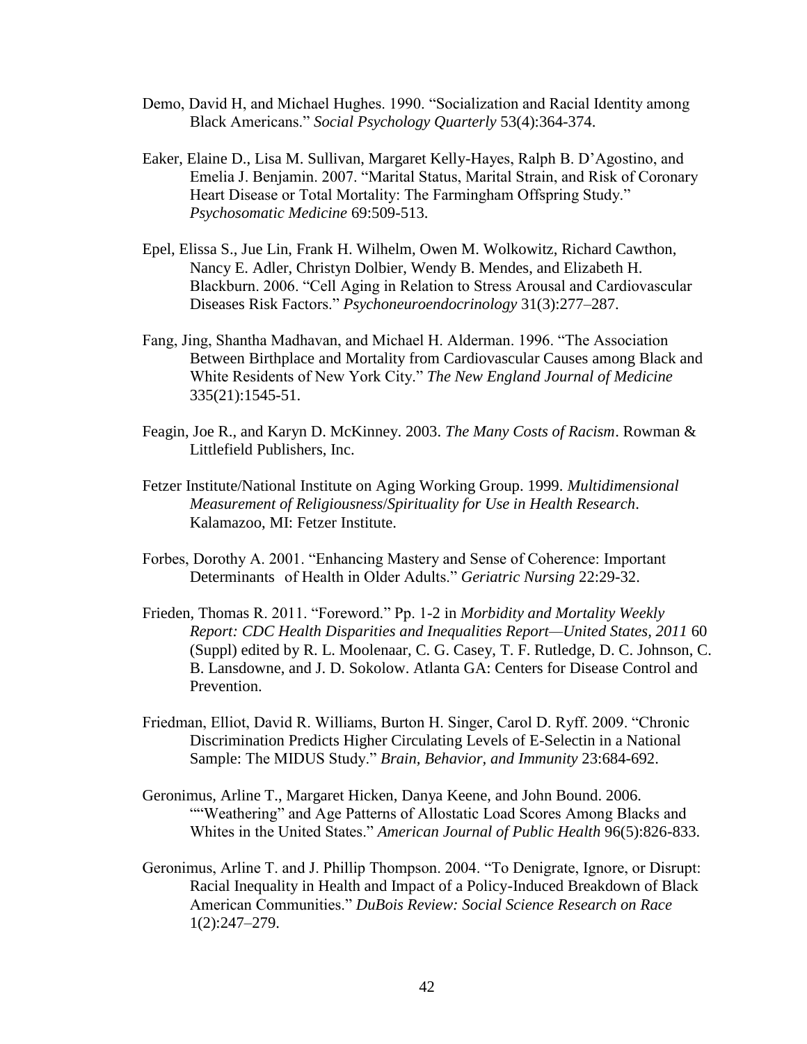Demo, David H, and Michael Hughes. 1990. "Socialization and Racial Identity among Black Americans." *Social Psychology Quarterly* 53(4):364-374.

Eaker, Elaine D., Lisa M. Sullivan, Margaret Kelly-Hayes, Ralph B. D'Agostino, and Emelia J. Benjamin. 2007. "Marital Status, Marital Strain, and Risk of Coronary Heart Disease or Total Mortality: The Farmingham Offspring Study." *Psychosomatic Medicine* 69:509-513.

Epel, Elissa S., Jue Lin, Frank H. Wilhelm, Owen M. Wolkowitz, Richard Cawthon, Nancy E. Adler, Christyn Dolbier, Wendy B. Mendes, and Elizabeth H. Blackburn. 2006. "Cell Aging in Relation to Stress Arousal and Cardiovascular Diseases Risk Factors." *Psychoneuroendocrinology* 31(3):277–287.

Fang, Jing, Shantha Madhavan, and Michael H. Alderman. 1996. "The Association Between Birthplace and Mortality from Cardiovascular Causes among Black and White Residents of New York City." *The New England Journal of Medicine* 335(21):1545-51.

Feagin, Joe R., and Karyn D. McKinney. 2003. *The Many Costs of Racism*. Rowman & Littlefield Publishers, Inc.

Fetzer Institute/National Institute on Aging Working Group. 1999. *Multidimensional Measurement of Religiousness/Spirituality for Use in Health Research*. Kalamazoo, MI: Fetzer Institute.

Forbes, Dorothy A. 2001. "Enhancing Mastery and Sense of Coherence: Important Determinants of Health in Older Adults." *Geriatric Nursing* 22:29-32.

Frieden, Thomas R. 2011. "Foreword." Pp. 1-2 in *Morbidity and Mortality Weekly Report: CDC Health Disparities and Inequalities Report—United States, 2011* 60 (Suppl) edited by R. L. Moolenaar, C. G. Casey, T. F. Rutledge, D. C. Johnson, C. B. Lansdowne, and J. D. Sokolow. Atlanta GA: Centers for Disease Control and Prevention.

Friedman, Elliot, David R. Williams, Burton H. Singer, Carol D. Ryff. 2009. "Chronic Discrimination Predicts Higher Circulating Levels of E-Selectin in a National Sample: The MIDUS Study." *Brain, Behavior, and Immunity* 23:684-692.

Geronimus, Arline T., Margaret Hicken, Danya Keene, and John Bound. 2006. ""Weathering" and Age Patterns of Allostatic Load Scores Among Blacks and Whites in the United States." *American Journal of Public Health* 96(5):826-833.

Geronimus, Arline T. and J. Phillip Thompson. 2004. "To Denigrate, Ignore, or Disrupt: Racial Inequality in Health and Impact of a Policy-Induced Breakdown of Black American Communities." *DuBois Review: Social Science Research on Race* 1(2):247–279.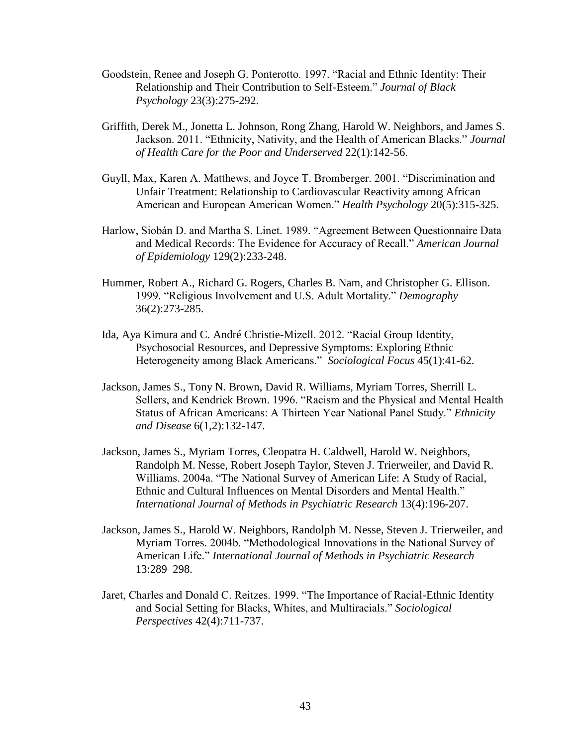Goodstein, Renee and Joseph G. Ponterotto. 1997. "Racial and Ethnic Identity: Their Relationship and Their Contribution to Self-Esteem." *Journal of Black Psychology* 23(3):275-292.

Griffith, Derek M., Jonetta L. Johnson, Rong Zhang, Harold W. Neighbors, and James S. Jackson. 2011. "Ethnicity, Nativity, and the Health of American Blacks." *Journal of Health Care for the Poor and Underserved* 22(1):142-56.

Guyll, Max, Karen A. Matthews, and Joyce T. Bromberger. 2001. "Discrimination and Unfair Treatment: Relationship to Cardiovascular Reactivity among African American and European American Women." *Health Psychology* 20(5):315-325.

Harlow, Siobán D. and Martha S. Linet. 1989. "Agreement Between Questionnaire Data and Medical Records: The Evidence for Accuracy of Recall." *American Journal of Epidemiology* 129(2):233-248.

Hummer, Robert A., Richard G. Rogers, Charles B. Nam, and Christopher G. Ellison. 1999. "Religious Involvement and U.S. Adult Mortality." *Demography* 36(2):273-285.

Ida, Aya Kimura and C. André Christie-Mizell. 2012. "Racial Group Identity, Psychosocial Resources, and Depressive Symptoms: Exploring Ethnic Heterogeneity among Black Americans." *Sociological Focus* 45(1):41-62.

Jackson, James S., Tony N. Brown, David R. Williams, Myriam Torres, Sherrill L. Sellers, and Kendrick Brown. 1996. "Racism and the Physical and Mental Health Status of African Americans: A Thirteen Year National Panel Study." *Ethnicity and Disease* 6(1,2):132-147.

Jackson, James S., Myriam Torres, Cleopatra H. Caldwell, Harold W. Neighbors, Randolph M. Nesse, Robert Joseph Taylor, Steven J. Trierweiler, and David R. Williams. 2004a. "The National Survey of American Life: A Study of Racial, Ethnic and Cultural Influences on Mental Disorders and Mental Health." *International Journal of Methods in Psychiatric Research* 13(4):196-207.

Jackson, James S., Harold W. Neighbors, Randolph M. Nesse, Steven J. Trierweiler, and Myriam Torres. 2004b. "Methodological Innovations in the National Survey of American Life." *International Journal of Methods in Psychiatric Research* 13:289–298.

Jaret, Charles and Donald C. Reitzes. 1999. "The Importance of Racial-Ethnic Identity and Social Setting for Blacks, Whites, and Multiracials." *Sociological Perspectives* 42(4):711-737.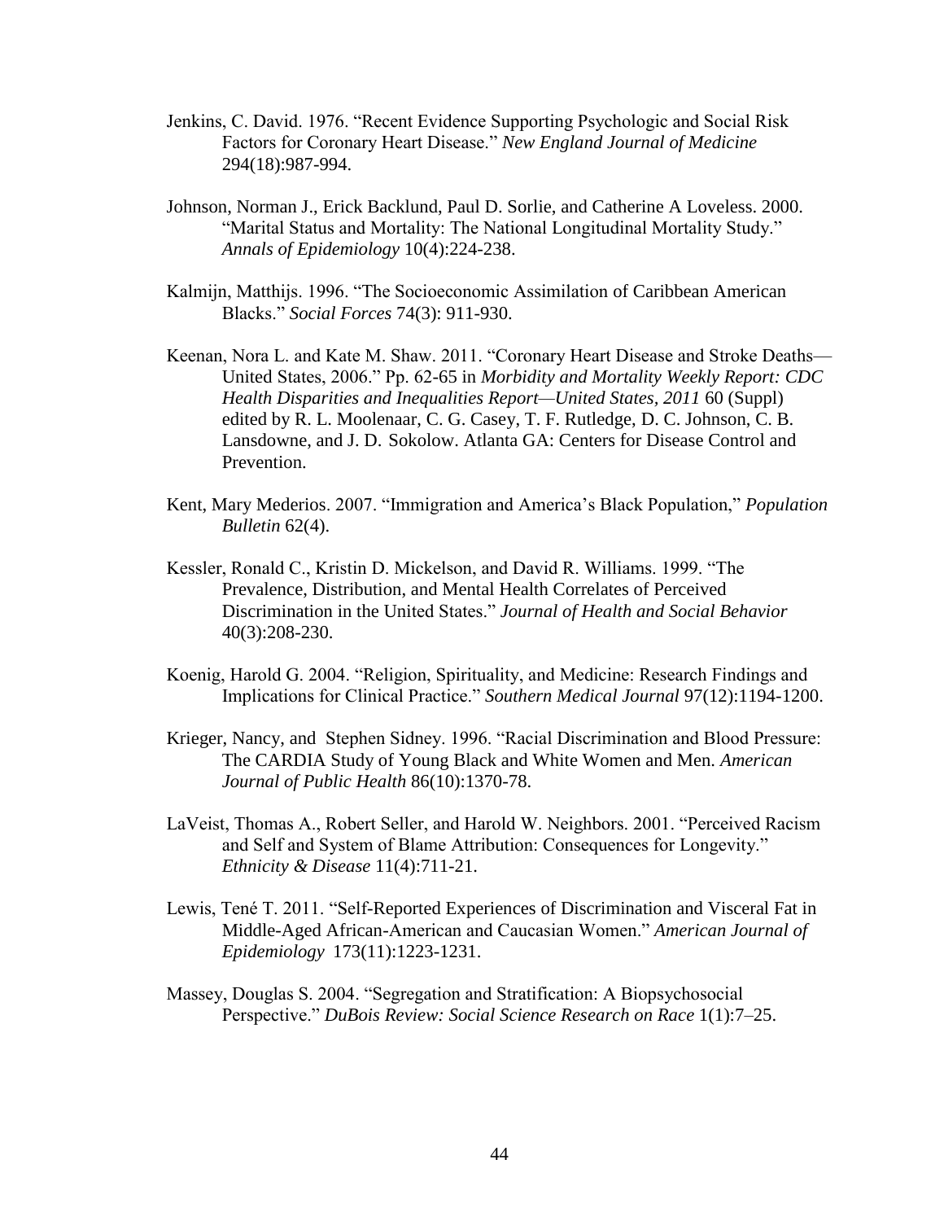Jenkins, C. David. 1976. "Recent Evidence Supporting Psychologic and Social Risk Factors for Coronary Heart Disease." *New England Journal of Medicine* 294(18):987-994.

Johnson, Norman J., Erick Backlund, Paul D. Sorlie, and Catherine A Loveless. 2000. "Marital Status and Mortality: The National Longitudinal Mortality Study." *Annals of Epidemiology* 10(4):224-238.

Kalmijn, Matthijs. 1996. "The Socioeconomic Assimilation of Caribbean American Blacks." *Social Forces* 74(3): 911-930.

Keenan, Nora L. and Kate M. Shaw. 2011. "Coronary Heart Disease and Stroke Deaths—United States, 2006." Pp. 62-65 in *Morbidity and Mortality Weekly Report: CDC Health Disparities and Inequalities Report—United States, 2011* 60 (Suppl) edited by R. L. Moolenaar, C. G. Casey, T. F. Rutledge, D. C. Johnson, C. B. Lansdowne, and J. D. Sokolow. Atlanta GA: Centers for Disease Control and Prevention.

Kent, Mary Mederios. 2007. "Immigration and America's Black Population," *Population Bulletin* 62(4).

Kessler, Ronald C., Kristin D. Mickelson, and David R. Williams. 1999. "The Prevalence, Distribution, and Mental Health Correlates of Perceived Discrimination in the United States." *Journal of Health and Social Behavior* 40(3):208-230.

Koenig, Harold G. 2004. "Religion, Spirituality, and Medicine: Research Findings and Implications for Clinical Practice." *Southern Medical Journal* 97(12):1194-1200.

Krieger, Nancy, and Stephen Sidney. 1996. "Racial Discrimination and Blood Pressure: The CARDIA Study of Young Black and White Women and Men. *American Journal of Public Health* 86(10):1370-78.

LaVeist, Thomas A., Robert Seller, and Harold W. Neighbors. 2001. "Perceived Racism and Self and System of Blame Attribution: Consequences for Longevity." *Ethnicity & Disease* 11(4):711-21.

Lewis, Tené T. 2011. "Self-Reported Experiences of Discrimination and Visceral Fat in Middle-Aged African-American and Caucasian Women." *American Journal of Epidemiology* 173(11):1223-1231.

Massey, Douglas S. 2004. "Segregation and Stratification: A Biopsychosocial Perspective." *DuBois Review: Social Science Research on Race* 1(1):7–25.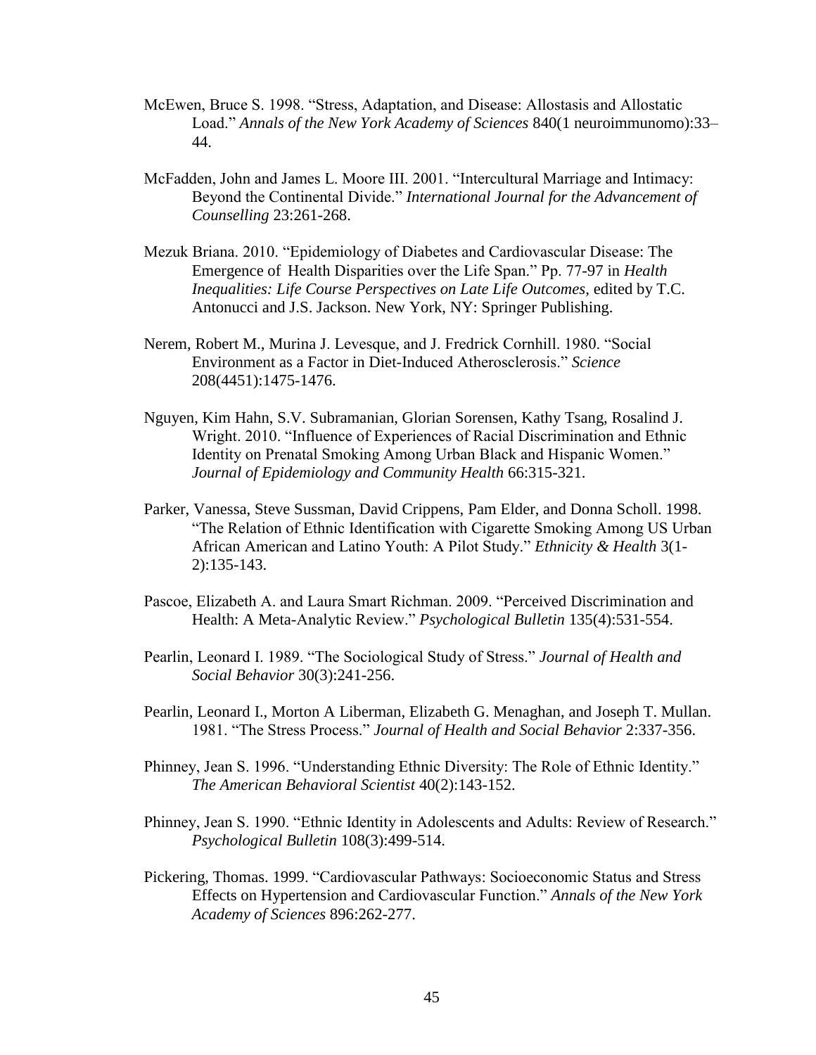McEwen, Bruce S. 1998. "Stress, Adaptation, and Disease: Allostasis and Allostatic Load." *Annals of the New York Academy of Sciences* 840(1 neuroimmunomo):33–44.

McFadden, John and James L. Moore III. 2001. "Intercultural Marriage and Intimacy: Beyond the Continental Divide." *International Journal for the Advancement of Counselling* 23:261-268.

Mezuk Briana. 2010. "Epidemiology of Diabetes and Cardiovascular Disease: The Emergence of Health Disparities over the Life Span." Pp. 77-97 in *Health Inequalities: Life Course Perspectives on Late Life Outcomes*, edited by T.C. Antonucci and J.S. Jackson. New York, NY: Springer Publishing.

Nerem, Robert M., Murina J. Levesque, and J. Fredrick Cornhill. 1980. "Social Environment as a Factor in Diet-Induced Atherosclerosis." *Science* 208(4451):1475-1476.

Nguyen, Kim Hahn, S.V. Subramanian, Glorian Sorensen, Kathy Tsang, Rosalind J. Wright. 2010. "Influence of Experiences of Racial Discrimination and Ethnic Identity on Prenatal Smoking Among Urban Black and Hispanic Women." *Journal of Epidemiology and Community Health* 66:315-321.

Parker, Vanessa, Steve Sussman, David Crippens, Pam Elder, and Donna Scholl. 1998. "The Relation of Ethnic Identification with Cigarette Smoking Among US Urban African American and Latino Youth: A Pilot Study." *Ethnicity & Health* 3(1-2):135-143.

Pascoe, Elizabeth A. and Laura Smart Richman. 2009. "Perceived Discrimination and Health: A Meta-Analytic Review." *Psychological Bulletin* 135(4):531-554.

Pearlin, Leonard I. 1989. "The Sociological Study of Stress." *Journal of Health and Social Behavior* 30(3):241-256.

Pearlin, Leonard I., Morton A Liberman, Elizabeth G. Menaghan, and Joseph T. Mullan. 1981. "The Stress Process." *Journal of Health and Social Behavior* 2:337-356.

Phinney, Jean S. 1996. "Understanding Ethnic Diversity: The Role of Ethnic Identity." *The American Behavioral Scientist* 40(2):143-152.

Phinney, Jean S. 1990. "Ethnic Identity in Adolescents and Adults: Review of Research." *Psychological Bulletin* 108(3):499-514.

Pickering, Thomas. 1999. "Cardiovascular Pathways: Socioeconomic Status and Stress Effects on Hypertension and Cardiovascular Function." *Annals of the New York Academy of Sciences* 896:262-277.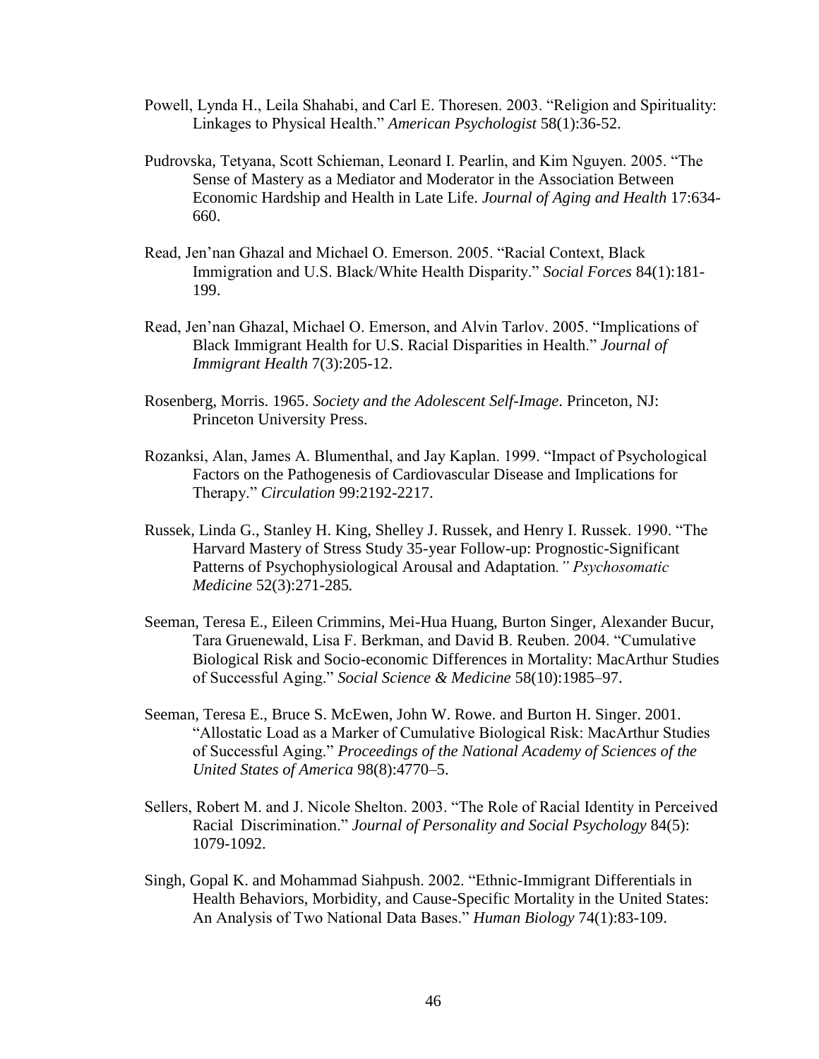Powell, Lynda H., Leila Shahabi, and Carl E. Thoresen. 2003. "Religion and Spirituality: Linkages to Physical Health." *American Psychologist* 58(1):36-52.

Pudrovska, Tetyana, Scott Schieman, Leonard I. Pearlin, and Kim Nguyen. 2005. "The Sense of Mastery as a Mediator and Moderator in the Association Between Economic Hardship and Health in Late Life. *Journal of Aging and Health* 17:634-660.

Read, Jen'nan Ghazal and Michael O. Emerson. 2005. "Racial Context, Black Immigration and U.S. Black/White Health Disparity." *Social Forces* 84(1):181-199.

Read, Jen'nan Ghazal, Michael O. Emerson, and Alvin Tarlov. 2005. "Implications of Black Immigrant Health for U.S. Racial Disparities in Health." *Journal of Immigrant Health* 7(3):205-12.

Rosenberg, Morris. 1965. *Society and the Adolescent Self-Image*. Princeton, NJ: Princeton University Press.

Rozanksi, Alan, James A. Blumenthal, and Jay Kaplan. 1999. "Impact of Psychological Factors on the Pathogenesis of Cardiovascular Disease and Implications for Therapy." *Circulation* 99:2192-2217.

Russek, Linda G., Stanley H. King, Shelley J. Russek, and Henry I. Russek. 1990. "The Harvard Mastery of Stress Study 35-year Follow-up: Prognostic-Significant Patterns of Psychophysiological Arousal and Adaptation*." Psychosomatic Medicine* 52(3):271-285*.*

Seeman, Teresa E., Eileen Crimmins, Mei-Hua Huang, Burton Singer, Alexander Bucur, Tara Gruenewald, Lisa F. Berkman, and David B. Reuben. 2004. "Cumulative Biological Risk and Socio-economic Differences in Mortality: MacArthur Studies of Successful Aging." *Social Science & Medicine* 58(10):1985–97.

Seeman, Teresa E., Bruce S. McEwen, John W. Rowe. and Burton H. Singer. 2001. "Allostatic Load as a Marker of Cumulative Biological Risk: MacArthur Studies of Successful Aging." *Proceedings of the National Academy of Sciences of the United States of America* 98(8):4770–5.

Sellers, Robert M. and J. Nicole Shelton. 2003. "The Role of Racial Identity in Perceived Racial Discrimination." *Journal of Personality and Social Psychology* 84(5): 1079-1092.

Singh, Gopal K. and Mohammad Siahpush. 2002. "Ethnic-Immigrant Differentials in Health Behaviors, Morbidity, and Cause-Specific Mortality in the United States: An Analysis of Two National Data Bases." *Human Biology* 74(1):83-109.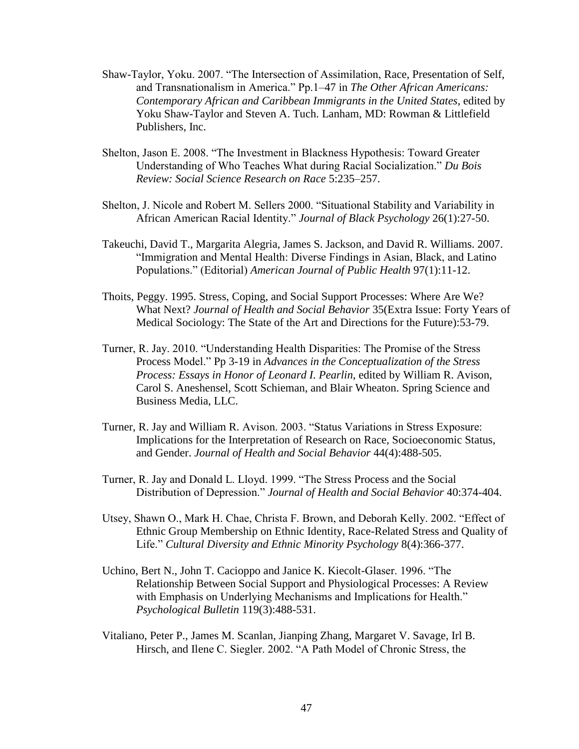Shaw-Taylor, Yoku. 2007. "The Intersection of Assimilation, Race, Presentation of Self, and Transnationalism in America." Pp.1–47 in *The Other African Americans: Contemporary African and Caribbean Immigrants in the United States*, edited by Yoku Shaw-Taylor and Steven A. Tuch. Lanham, MD: Rowman & Littlefield Publishers, Inc.

Shelton, Jason E. 2008. "The Investment in Blackness Hypothesis: Toward Greater Understanding of Who Teaches What during Racial Socialization." *Du Bois Review: Social Science Research on Race* 5:235–257.

Shelton, J. Nicole and Robert M. Sellers 2000. "Situational Stability and Variability in African American Racial Identity." *Journal of Black Psychology* 26(1):27-50.

Takeuchi, David T., Margarita Alegria, James S. Jackson, and David R. Williams. 2007. "Immigration and Mental Health: Diverse Findings in Asian, Black, and Latino Populations." (Editorial) *American Journal of Public Health* 97(1):11-12.

Thoits, Peggy. 1995. Stress, Coping, and Social Support Processes: Where Are We? What Next? *Journal of Health and Social Behavior* 35(Extra Issue: Forty Years of Medical Sociology: The State of the Art and Directions for the Future):53-79.

Turner, R. Jay. 2010. "Understanding Health Disparities: The Promise of the Stress Process Model." Pp 3-19 in *Advances in the Conceptualization of the Stress Process: Essays in Honor of Leonard I. Pearlin*, edited by William R. Avison, Carol S. Aneshensel, Scott Schieman, and Blair Wheaton. Spring Science and Business Media, LLC.

Turner, R. Jay and William R. Avison. 2003. "Status Variations in Stress Exposure: Implications for the Interpretation of Research on Race, Socioeconomic Status, and Gender. *Journal of Health and Social Behavior* 44(4):488-505.

Turner, R. Jay and Donald L. Lloyd. 1999. "The Stress Process and the Social Distribution of Depression." *Journal of Health and Social Behavior* 40:374-404.

Utsey, Shawn O., Mark H. Chae, Christa F. Brown, and Deborah Kelly. 2002. "Effect of Ethnic Group Membership on Ethnic Identity, Race-Related Stress and Quality of Life." *Cultural Diversity and Ethnic Minority Psychology* 8(4):366-377.

Uchino, Bert N., John T. Cacioppo and Janice K. Kiecolt-Glaser. 1996. "The Relationship Between Social Support and Physiological Processes: A Review with Emphasis on Underlying Mechanisms and Implications for Health." *Psychological Bulletin* 119(3):488-531.

Vitaliano, Peter P., James M. Scanlan, Jianping Zhang, Margaret V. Savage, Irl B. Hirsch, and Ilene C. Siegler. 2002. "A Path Model of Chronic Stress, the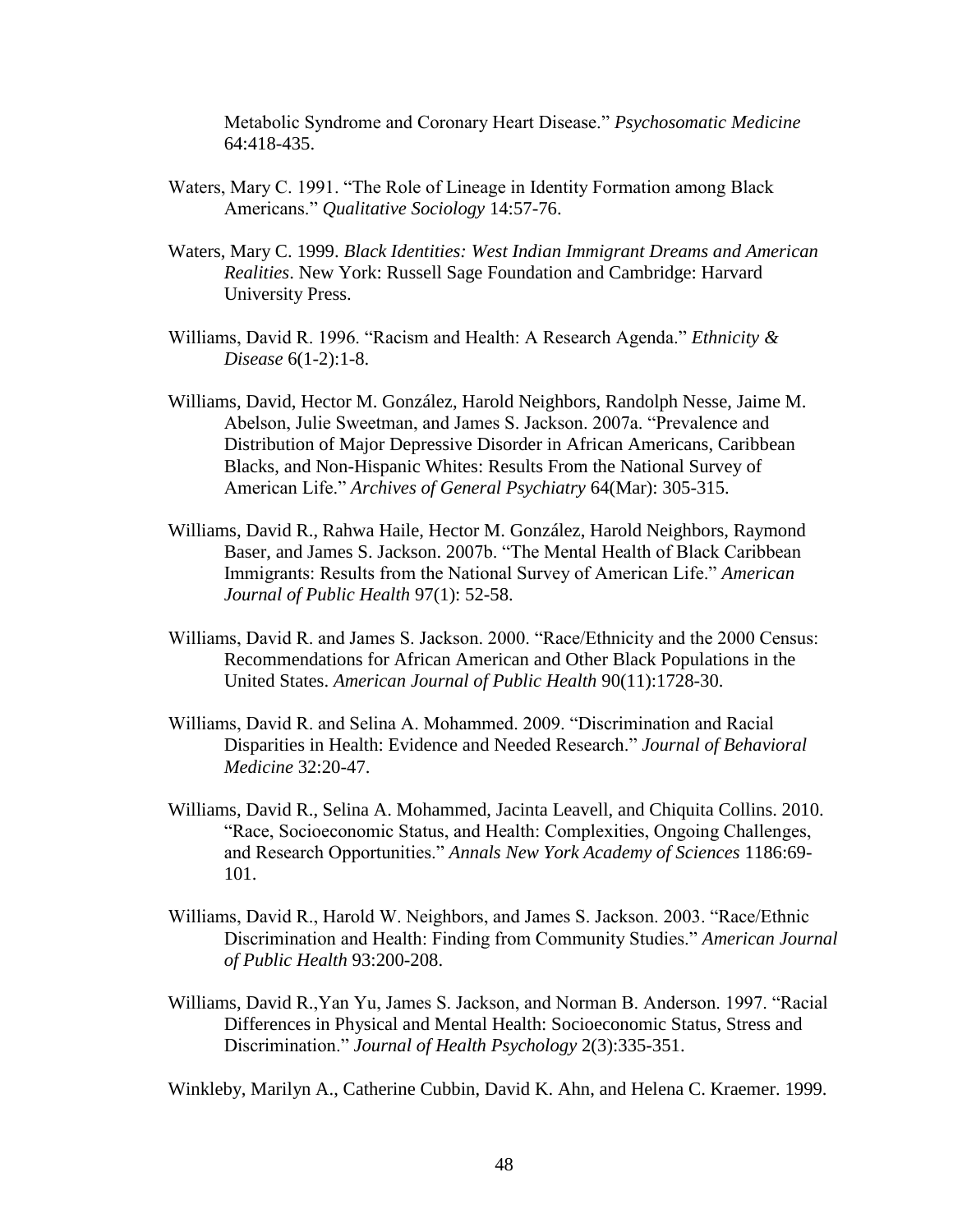Metabolic Syndrome and Coronary Heart Disease." *Psychosomatic Medicine* 64:418-435.

Waters, Mary C. 1991. "The Role of Lineage in Identity Formation among Black Americans." *Qualitative Sociology* 14:57-76.

Waters, Mary C. 1999. *Black Identities: West Indian Immigrant Dreams and American Realities*. New York: Russell Sage Foundation and Cambridge: Harvard University Press.

Williams, David R. 1996. "Racism and Health: A Research Agenda." *Ethnicity & Disease* 6(1-2):1-8.

Williams, David, Hector M. González, Harold Neighbors, Randolph Nesse, Jaime M. Abelson, Julie Sweetman, and James S. Jackson. 2007a. "Prevalence and Distribution of Major Depressive Disorder in African Americans, Caribbean Blacks, and Non-Hispanic Whites: Results From the National Survey of American Life." *Archives of General Psychiatry* 64(Mar): 305-315.

Williams, David R., Rahwa Haile, Hector M. González, Harold Neighbors, Raymond Baser, and James S. Jackson. 2007b. "The Mental Health of Black Caribbean Immigrants: Results from the National Survey of American Life." *American Journal of Public Health* 97(1): 52-58.

Williams, David R. and James S. Jackson. 2000. "Race/Ethnicity and the 2000 Census: Recommendations for African American and Other Black Populations in the United States. *American Journal of Public Health* 90(11):1728-30.

Williams, David R. and Selina A. Mohammed. 2009. "Discrimination and Racial Disparities in Health: Evidence and Needed Research." *Journal of Behavioral Medicine* 32:20-47.

Williams, David R., Selina A. Mohammed, Jacinta Leavell, and Chiquita Collins. 2010. "Race, Socioeconomic Status, and Health: Complexities, Ongoing Challenges, and Research Opportunities." *Annals New York Academy of Sciences* 1186:69-101.

Williams, David R., Harold W. Neighbors, and James S. Jackson. 2003. "Race/Ethnic Discrimination and Health: Finding from Community Studies." *American Journal of Public Health* 93:200-208.

Williams, David R.,Yan Yu, James S. Jackson, and Norman B. Anderson. 1997. "Racial Differences in Physical and Mental Health: Socioeconomic Status, Stress and Discrimination." *Journal of Health Psychology* 2(3):335-351.

Winkleby, Marilyn A., Catherine Cubbin, David K. Ahn, and Helena C. Kraemer. 1999.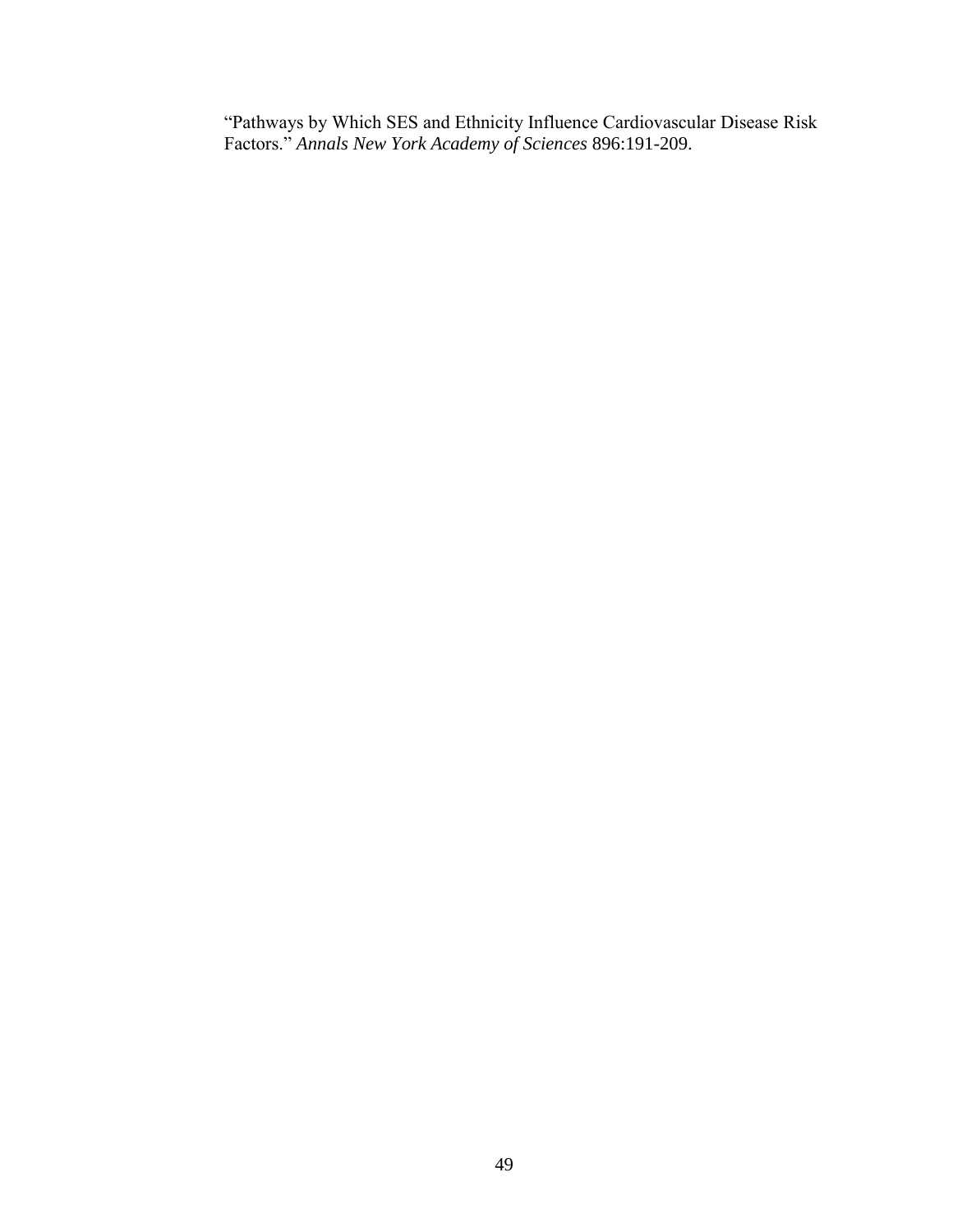"Pathways by Which SES and Ethnicity Influence Cardiovascular Disease Risk Factors." *Annals New York Academy of Sciences* 896:191-209.